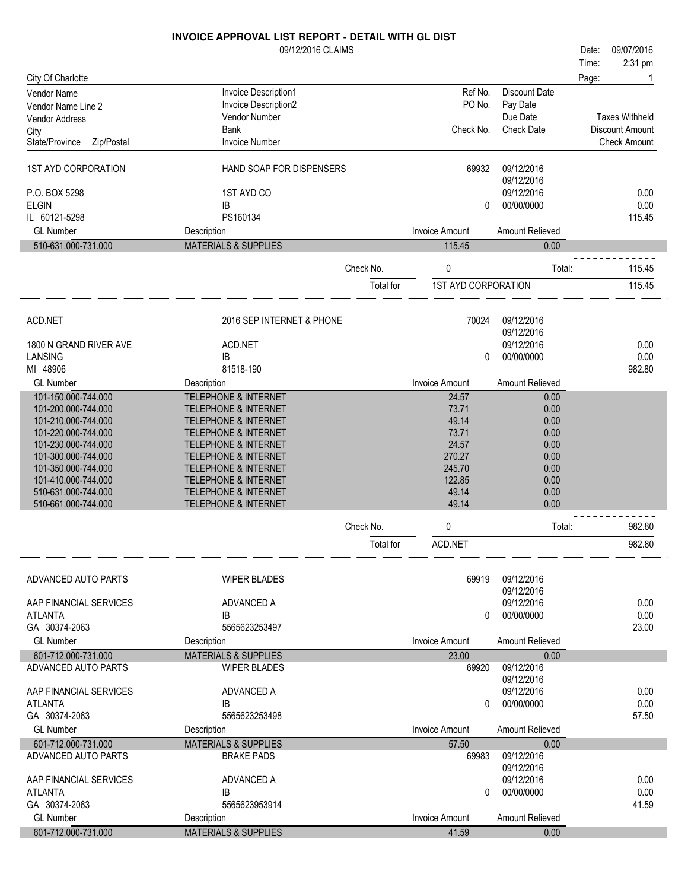# INVOICE APPROVAL LIST REPORT - DETAIL WITH GL DIST

09/12/2016 CLAIMS

Date: 09/07/2016
Time: 2:31 pm

City Of Charlotte

| Vendor Name | Invoice Description1 | Ref No. | Discount Date | |
|---|---|---|---|---|
| Vendor Name Line 2 | Invoice Description2 | PO No. | Pay Date | |
| Vendor Address | Vendor Number | | Due Date | Taxes Withheld |
| City | Bank | Check No. | Check Date | Discount Amount |
| State/Province Zip/Postal | Invoice Number | | | Check Amount |

| | | | | |
|---|---|---|---|---|
| 1ST AYD CORPORATION | HAND SOAP FOR DISPENSERS | 69932 | 09/12/2016 | |
| | | | 09/12/2016 | |
| P.O. BOX 5298 | 1ST AYD CO | | 09/12/2016 | 0.00 |
| ELGIN | IB | 0 | 00/00/0000 | 0.00 |
| IL 60121-5298 | PS160134 | | | 115.45 |

| GL Number | Description | Invoice Amount | Amount Relieved |
|---|---|---|---|
| 510-631.000-731.000 | MATERIALS & SUPPLIES | 115.45 | 0.00 |

Check No. 0 Total: 115.45

Total for 1ST AYD CORPORATION 115.45

| | | | | |
|---|---|---|---|---|
| ACD.NET | 2016 SEP INTERNET & PHONE | 70024 | 09/12/2016 | |
| | | | 09/12/2016 | |
| 1800 N GRAND RIVER AVE | ACD.NET | | 09/12/2016 | 0.00 |
| LANSING | IB | 0 | 00/00/0000 | 0.00 |
| MI 48906 | 81518-190 | | | 982.80 |

| GL Number | Description | Invoice Amount | Amount Relieved |
|---|---|---|---|
| 101-150.000-744.000 | TELEPHONE & INTERNET | 24.57 | 0.00 |
| 101-200.000-744.000 | TELEPHONE & INTERNET | 73.71 | 0.00 |
| 101-210.000-744.000 | TELEPHONE & INTERNET | 49.14 | 0.00 |
| 101-220.000-744.000 | TELEPHONE & INTERNET | 73.71 | 0.00 |
| 101-230.000-744.000 | TELEPHONE & INTERNET | 24.57 | 0.00 |
| 101-300.000-744.000 | TELEPHONE & INTERNET | 270.27 | 0.00 |
| 101-350.000-744.000 | TELEPHONE & INTERNET | 245.70 | 0.00 |
| 101-410.000-744.000 | TELEPHONE & INTERNET | 122.85 | 0.00 |
| 510-631.000-744.000 | TELEPHONE & INTERNET | 49.14 | 0.00 |
| 510-661.000-744.000 | TELEPHONE & INTERNET | 49.14 | 0.00 |

Check No. 0 Total: 982.80

Total for ACD.NET 982.80

| | | | | |
|---|---|---|---|---|
| ADVANCED AUTO PARTS | WIPER BLADES | 69919 | 09/12/2016 | |
| | | | 09/12/2016 | |
| AAP FINANCIAL SERVICES | ADVANCED A | | 09/12/2016 | 0.00 |
| ATLANTA | IB | 0 | 00/00/0000 | 0.00 |
| GA 30374-2063 | 5565623253497 | | | 23.00 |

| GL Number | Description | Invoice Amount | Amount Relieved |
|---|---|---|---|
| 601-712.000-731.000 | MATERIALS & SUPPLIES | 23.00 | 0.00 |

| | | | | |
|---|---|---|---|---|
| ADVANCED AUTO PARTS | WIPER BLADES | 69920 | 09/12/2016 | |
| | | | 09/12/2016 | |
| AAP FINANCIAL SERVICES | ADVANCED A | | 09/12/2016 | 0.00 |
| ATLANTA | IB | 0 | 00/00/0000 | 0.00 |
| GA 30374-2063 | 5565623253498 | | | 57.50 |

| GL Number | Description | Invoice Amount | Amount Relieved |
|---|---|---|---|
| 601-712.000-731.000 | MATERIALS & SUPPLIES | 57.50 | 0.00 |

| | | | | |
|---|---|---|---|---|
| ADVANCED AUTO PARTS | BRAKE PADS | 69983 | 09/12/2016 | |
| | | | 09/12/2016 | |
| AAP FINANCIAL SERVICES | ADVANCED A | | 09/12/2016 | 0.00 |
| ATLANTA | IB | 0 | 00/00/0000 | 0.00 |
| GA 30374-2063 | 5565623953914 | | | 41.59 |

| GL Number | Description | Invoice Amount | Amount Relieved |
|---|---|---|---|
| 601-712.000-731.000 | MATERIALS & SUPPLIES | 41.59 | 0.00 |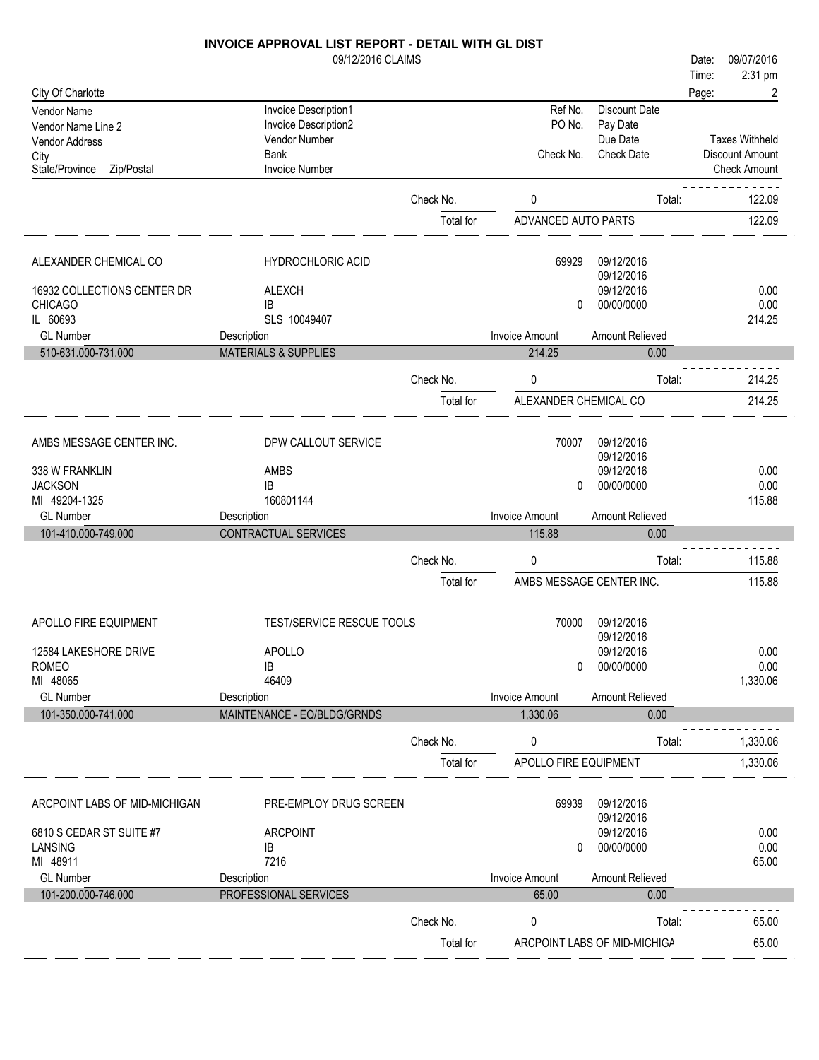# INVOICE APPROVAL LIST REPORT - DETAIL WITH GL DIST

09/12/2016 CLAIMS

Date: 09/07/2016
Time: 2:31 pm

City Of Charlotte

| Vendor Name / Vendor Name Line 2 / Vendor Address / City / State/Province Zip/Postal | Invoice Description1 / Invoice Description2 / Vendor Number / Bank / Invoice Number | Ref No. / PO No. / Check No. | Discount Date / Pay Date / Due Date / Check Date | Taxes Withheld / Discount Amount / Check Amount |
|---|---|---|---|---|

Check No. 0 — Total: 122.09

Total for ADVANCED AUTO PARTS: 122.09

---

| ALEXANDER CHEMICAL CO | HYDROCHLORIC ACID | 69929 | 09/12/2016 | |
|---|---|---|---|---|
| | | | 09/12/2016 | |
| 16932 COLLECTIONS CENTER DR | ALEXCH | | 09/12/2016 | 0.00 |
| CHICAGO | IB | 0 | 00/00/0000 | 0.00 |
| IL 60693 | SLS 10049407 | | | 214.25 |

| GL Number | Description | Invoice Amount | Amount Relieved |
|---|---|---|---|
| 510-631.000-731.000 | MATERIALS & SUPPLIES | 214.25 | 0.00 |

Check No. 0 — Total: 214.25

Total for ALEXANDER CHEMICAL CO: 214.25

---

| AMBS MESSAGE CENTER INC. | DPW CALLOUT SERVICE | 70007 | 09/12/2016 | |
|---|---|---|---|---|
| | | | 09/12/2016 | |
| 338 W FRANKLIN | AMBS | | 09/12/2016 | 0.00 |
| JACKSON | IB | 0 | 00/00/0000 | 0.00 |
| MI 49204-1325 | 160801144 | | | 115.88 |

| GL Number | Description | Invoice Amount | Amount Relieved |
|---|---|---|---|
| 101-410.000-749.000 | CONTRACTUAL SERVICES | 115.88 | 0.00 |

Check No. 0 — Total: 115.88

Total for AMBS MESSAGE CENTER INC.: 115.88

---

| APOLLO FIRE EQUIPMENT | TEST/SERVICE RESCUE TOOLS | 70000 | 09/12/2016 | |
|---|---|---|---|---|
| | | | 09/12/2016 | |
| 12584 LAKESHORE DRIVE | APOLLO | | 09/12/2016 | 0.00 |
| ROMEO | IB | 0 | 00/00/0000 | 0.00 |
| MI 48065 | 46409 | | | 1,330.06 |

| GL Number | Description | Invoice Amount | Amount Relieved |
|---|---|---|---|
| 101-350.000-741.000 | MAINTENANCE - EQ/BLDG/GRNDS | 1,330.06 | 0.00 |

Check No. 0 — Total: 1,330.06

Total for APOLLO FIRE EQUIPMENT: 1,330.06

---

| ARCPOINT LABS OF MID-MICHIGAN | PRE-EMPLOY DRUG SCREEN | 69939 | 09/12/2016 | |
|---|---|---|---|---|
| | | | 09/12/2016 | |
| 6810 S CEDAR ST SUITE #7 | ARCPOINT | | 09/12/2016 | 0.00 |
| LANSING | IB | 0 | 00/00/0000 | 0.00 |
| MI 48911 | 7216 | | | 65.00 |

| GL Number | Description | Invoice Amount | Amount Relieved |
|---|---|---|---|
| 101-200.000-746.000 | PROFESSIONAL SERVICES | 65.00 | 0.00 |

Check No. 0 — Total: 65.00

Total for ARCPOINT LABS OF MID-MICHIGA: 65.00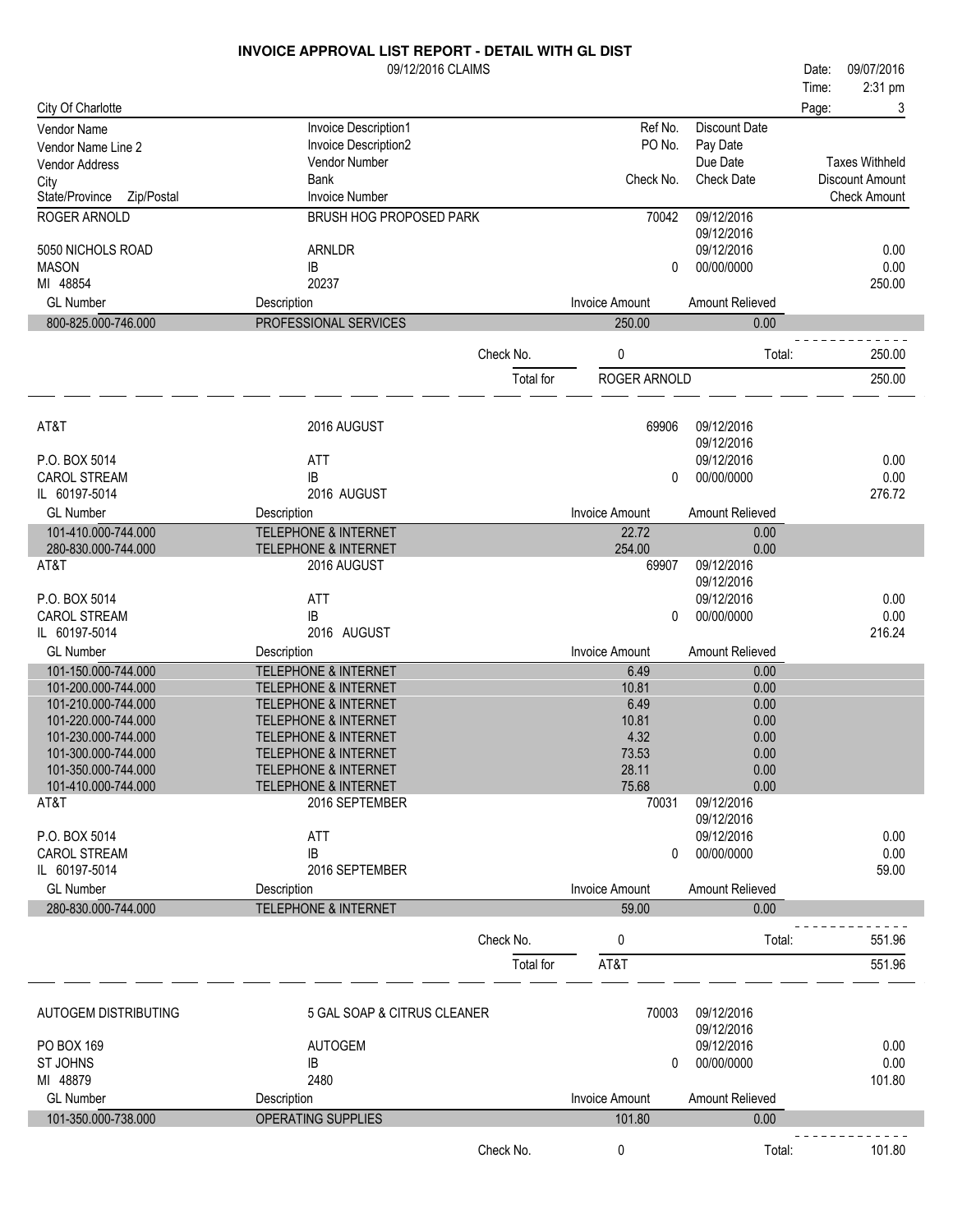# INVOICE APPROVAL LIST REPORT - DETAIL WITH GL DIST

09/12/2016 CLAIMS

Date: 09/07/2016
Time: 2:31 pm

City Of Charlotte

| Vendor Name | Invoice Description1 | Ref No. | Discount Date | |
|---|---|---|---|---|
| Vendor Name Line 2 | Invoice Description2 | PO No. | Pay Date | |
| Vendor Address | Vendor Number | | Due Date | Taxes Withheld |
| City | Bank | Check No. | Check Date | Discount Amount |
| State/Province Zip/Postal | Invoice Number | | | Check Amount |

**ROGER ARNOLD**

| | | | | |
|---|---|---|---|---|
| ROGER ARNOLD | BRUSH HOG PROPOSED PARK | 70042 | 09/12/2016 | |
| | | | 09/12/2016 | |
| 5050 NICHOLS ROAD | ARNLDR | | 09/12/2016 | 0.00 |
| MASON | IB | 0 | 00/00/0000 | 0.00 |
| MI 48854 | 20237 | | | 250.00 |

| GL Number | Description | Invoice Amount | Amount Relieved |
|---|---|---|---|
| 800-825.000-746.000 | PROFESSIONAL SERVICES | 250.00 | 0.00 |

Check No. 0 Total: 250.00

Total for ROGER ARNOLD 250.00

**AT&T**

| | | | | |
|---|---|---|---|---|
| AT&T | 2016 AUGUST | 69906 | 09/12/2016 | |
| | | | 09/12/2016 | |
| P.O. BOX 5014 | ATT | | 09/12/2016 | 0.00 |
| CAROL STREAM | IB | 0 | 00/00/0000 | 0.00 |
| IL 60197-5014 | 2016 AUGUST | | | 276.72 |

| GL Number | Description | Invoice Amount | Amount Relieved |
|---|---|---|---|
| 101-410.000-744.000 | TELEPHONE & INTERNET | 22.72 | 0.00 |
| 280-830.000-744.000 | TELEPHONE & INTERNET | 254.00 | 0.00 |

| | | | | |
|---|---|---|---|---|
| AT&T | 2016 AUGUST | 69907 | 09/12/2016 | |
| | | | 09/12/2016 | |
| P.O. BOX 5014 | ATT | | 09/12/2016 | 0.00 |
| CAROL STREAM | IB | 0 | 00/00/0000 | 0.00 |
| IL 60197-5014 | 2016 AUGUST | | | 216.24 |

| GL Number | Description | Invoice Amount | Amount Relieved |
|---|---|---|---|
| 101-150.000-744.000 | TELEPHONE & INTERNET | 6.49 | 0.00 |
| 101-200.000-744.000 | TELEPHONE & INTERNET | 10.81 | 0.00 |
| 101-210.000-744.000 | TELEPHONE & INTERNET | 6.49 | 0.00 |
| 101-220.000-744.000 | TELEPHONE & INTERNET | 10.81 | 0.00 |
| 101-230.000-744.000 | TELEPHONE & INTERNET | 4.32 | 0.00 |
| 101-300.000-744.000 | TELEPHONE & INTERNET | 73.53 | 0.00 |
| 101-350.000-744.000 | TELEPHONE & INTERNET | 28.11 | 0.00 |
| 101-410.000-744.000 | TELEPHONE & INTERNET | 75.68 | 0.00 |

| | | | | |
|---|---|---|---|---|
| AT&T | 2016 SEPTEMBER | 70031 | 09/12/2016 | |
| | | | 09/12/2016 | |
| P.O. BOX 5014 | ATT | | 09/12/2016 | 0.00 |
| CAROL STREAM | IB | 0 | 00/00/0000 | 0.00 |
| IL 60197-5014 | 2016 SEPTEMBER | | | 59.00 |

| GL Number | Description | Invoice Amount | Amount Relieved |
|---|---|---|---|
| 280-830.000-744.000 | TELEPHONE & INTERNET | 59.00 | 0.00 |

Check No. 0 Total: 551.96

Total for AT&T 551.96

**AUTOGEM DISTRIBUTING**

| | | | | |
|---|---|---|---|---|
| AUTOGEM DISTRIBUTING | 5 GAL SOAP & CITRUS CLEANER | 70003 | 09/12/2016 | |
| | | | 09/12/2016 | |
| PO BOX 169 | AUTOGEM | | 09/12/2016 | 0.00 |
| ST JOHNS | IB | 0 | 00/00/0000 | 0.00 |
| MI 48879 | 2480 | | | 101.80 |

| GL Number | Description | Invoice Amount | Amount Relieved |
|---|---|---|---|
| 101-350.000-738.000 | OPERATING SUPPLIES | 101.80 | 0.00 |

Check No. 0 Total: 101.80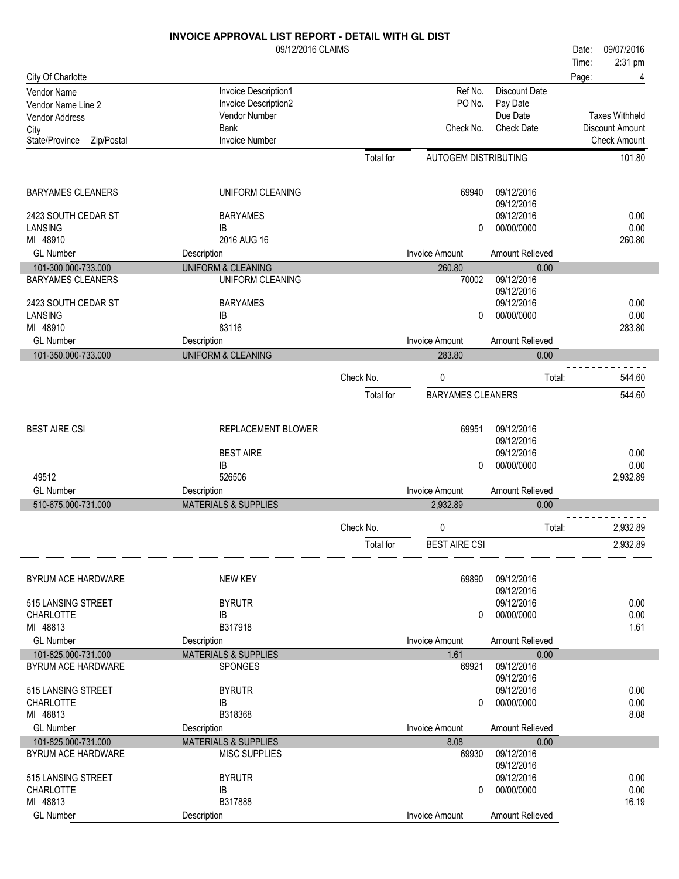# INVOICE APPROVAL LIST REPORT - DETAIL WITH GL DIST

09/12/2016 CLAIMS

Date: 09/07/2016
Time: 2:31 pm

City Of Charlotte

| Vendor Name / Vendor Name Line 2 / Vendor Address / City / State/Province Zip/Postal | Invoice Description1 / Invoice Description2 / Vendor Number / Bank / Invoice Number | Ref No. / PO No. / Check No. | Discount Date / Pay Date / Due Date / Check Date | Taxes Withheld / Discount Amount / Check Amount |
|---|---|---|---|---|

Total for AUTOGEM DISTRIBUTING — 101.80

---

| BARYAMES CLEANERS | UNIFORM CLEANING | 69940 | 09/12/2016 | |
|---|---|---|---|---|
| | | | 09/12/2016 | |
| 2423 SOUTH CEDAR ST | BARYAMES | | 09/12/2016 | 0.00 |
| LANSING | IB | 0 | 00/00/0000 | 0.00 |
| MI 48910 | 2016 AUG 16 | | | 260.80 |

| GL Number | Description | Invoice Amount | Amount Relieved |
|---|---|---|---|
| 101-300.000-733.000 | UNIFORM & CLEANING | 260.80 | 0.00 |

| BARYAMES CLEANERS | UNIFORM CLEANING | 70002 | 09/12/2016 | |
|---|---|---|---|---|
| | | | 09/12/2016 | |
| 2423 SOUTH CEDAR ST | BARYAMES | | 09/12/2016 | 0.00 |
| LANSING | IB | 0 | 00/00/0000 | 0.00 |
| MI 48910 | 83116 | | | 283.80 |

| GL Number | Description | Invoice Amount | Amount Relieved |
|---|---|---|---|
| 101-350.000-733.000 | UNIFORM & CLEANING | 283.80 | 0.00 |

Check No. 0 — Total: 544.60

Total for BARYAMES CLEANERS — 544.60

---

| BEST AIRE CSI | REPLACEMENT BLOWER | 69951 | 09/12/2016 | |
|---|---|---|---|---|
| | | | 09/12/2016 | |
| | BEST AIRE | | 09/12/2016 | 0.00 |
| | IB | 0 | 00/00/0000 | 0.00 |
| 49512 | 526506 | | | 2,932.89 |

| GL Number | Description | Invoice Amount | Amount Relieved |
|---|---|---|---|
| 510-675.000-731.000 | MATERIALS & SUPPLIES | 2,932.89 | 0.00 |

Check No. 0 — Total: 2,932.89

Total for BEST AIRE CSI — 2,932.89

---

| BYRUM ACE HARDWARE | NEW KEY | 69890 | 09/12/2016 | |
|---|---|---|---|---|
| | | | 09/12/2016 | |
| 515 LANSING STREET | BYRUTR | | 09/12/2016 | 0.00 |
| CHARLOTTE | IB | 0 | 00/00/0000 | 0.00 |
| MI 48813 | B317918 | | | 1.61 |

| GL Number | Description | Invoice Amount | Amount Relieved |
|---|---|---|---|
| 101-825.000-731.000 | MATERIALS & SUPPLIES | 1.61 | 0.00 |

| BYRUM ACE HARDWARE | SPONGES | 69921 | 09/12/2016 | |
|---|---|---|---|---|
| | | | 09/12/2016 | |
| 515 LANSING STREET | BYRUTR | | 09/12/2016 | 0.00 |
| CHARLOTTE | IB | 0 | 00/00/0000 | 0.00 |
| MI 48813 | B318368 | | | 8.08 |

| GL Number | Description | Invoice Amount | Amount Relieved |
|---|---|---|---|
| 101-825.000-731.000 | MATERIALS & SUPPLIES | 8.08 | 0.00 |

| BYRUM ACE HARDWARE | MISC SUPPLIES | 69930 | 09/12/2016 | |
|---|---|---|---|---|
| | | | 09/12/2016 | |
| 515 LANSING STREET | BYRUTR | | 09/12/2016 | 0.00 |
| CHARLOTTE | IB | 0 | 00/00/0000 | 0.00 |
| MI 48813 | B317888 | | | 16.19 |

| GL Number | Description | Invoice Amount | Amount Relieved |
|---|---|---|---|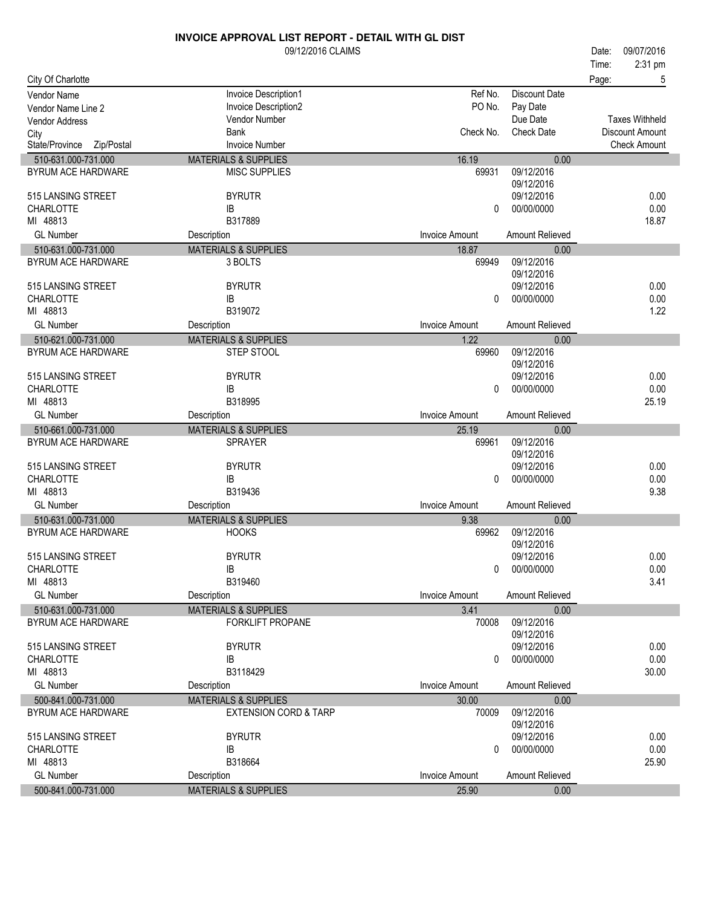# INVOICE APPROVAL LIST REPORT - DETAIL WITH GL DIST

09/12/2016 CLAIMS

Date: 09/07/2016
Time: 2:31 pm

City Of Charlotte

| Vendor Name | Invoice Description1 | Ref No. | Discount Date | |
|---|---|---|---|---|
| Vendor Name Line 2 | Invoice Description2 | PO No. | Pay Date | |
| Vendor Address | Vendor Number | | Due Date | Taxes Withheld |
| City | Bank | Check No. | Check Date | Discount Amount |
| State/Province Zip/Postal | Invoice Number | | | Check Amount |
| 510-631.000-731.000 | MATERIALS & SUPPLIES | 16.19 | 0.00 | |
| BYRUM ACE HARDWARE | MISC SUPPLIES | 69931 | 09/12/2016 | |
| | | | 09/12/2016 | |
| 515 LANSING STREET | BYRUTR | | 09/12/2016 | 0.00 |
| CHARLOTTE | IB | 0 | 00/00/0000 | 0.00 |
| MI 48813 | B317889 | | | 18.87 |
| GL Number | Description | Invoice Amount | Amount Relieved | |
| 510-631.000-731.000 | MATERIALS & SUPPLIES | 18.87 | 0.00 | |
| BYRUM ACE HARDWARE | 3 BOLTS | 69949 | 09/12/2016 | |
| | | | 09/12/2016 | |
| 515 LANSING STREET | BYRUTR | | 09/12/2016 | 0.00 |
| CHARLOTTE | IB | 0 | 00/00/0000 | 0.00 |
| MI 48813 | B319072 | | | 1.22 |
| GL Number | Description | Invoice Amount | Amount Relieved | |
| 510-621.000-731.000 | MATERIALS & SUPPLIES | 1.22 | 0.00 | |
| BYRUM ACE HARDWARE | STEP STOOL | 69960 | 09/12/2016 | |
| | | | 09/12/2016 | |
| 515 LANSING STREET | BYRUTR | | 09/12/2016 | 0.00 |
| CHARLOTTE | IB | 0 | 00/00/0000 | 0.00 |
| MI 48813 | B318995 | | | 25.19 |
| GL Number | Description | Invoice Amount | Amount Relieved | |
| 510-661.000-731.000 | MATERIALS & SUPPLIES | 25.19 | 0.00 | |
| BYRUM ACE HARDWARE | SPRAYER | 69961 | 09/12/2016 | |
| | | | 09/12/2016 | |
| 515 LANSING STREET | BYRUTR | | 09/12/2016 | 0.00 |
| CHARLOTTE | IB | 0 | 00/00/0000 | 0.00 |
| MI 48813 | B319436 | | | 9.38 |
| GL Number | Description | Invoice Amount | Amount Relieved | |
| 510-631.000-731.000 | MATERIALS & SUPPLIES | 9.38 | 0.00 | |
| BYRUM ACE HARDWARE | HOOKS | 69962 | 09/12/2016 | |
| | | | 09/12/2016 | |
| 515 LANSING STREET | BYRUTR | | 09/12/2016 | 0.00 |
| CHARLOTTE | IB | 0 | 00/00/0000 | 0.00 |
| MI 48813 | B319460 | | | 3.41 |
| GL Number | Description | Invoice Amount | Amount Relieved | |
| 510-631.000-731.000 | MATERIALS & SUPPLIES | 3.41 | 0.00 | |
| BYRUM ACE HARDWARE | FORKLIFT PROPANE | 70008 | 09/12/2016 | |
| | | | 09/12/2016 | |
| 515 LANSING STREET | BYRUTR | | 09/12/2016 | 0.00 |
| CHARLOTTE | IB | 0 | 00/00/0000 | 0.00 |
| MI 48813 | B3118429 | | | 30.00 |
| GL Number | Description | Invoice Amount | Amount Relieved | |
| 500-841.000-731.000 | MATERIALS & SUPPLIES | 30.00 | 0.00 | |
| BYRUM ACE HARDWARE | EXTENSION CORD & TARP | 70009 | 09/12/2016 | |
| | | | 09/12/2016 | |
| 515 LANSING STREET | BYRUTR | | 09/12/2016 | 0.00 |
| CHARLOTTE | IB | 0 | 00/00/0000 | 0.00 |
| MI 48813 | B318664 | | | 25.90 |
| GL Number | Description | Invoice Amount | Amount Relieved | |
| 500-841.000-731.000 | MATERIALS & SUPPLIES | 25.90 | 0.00 | |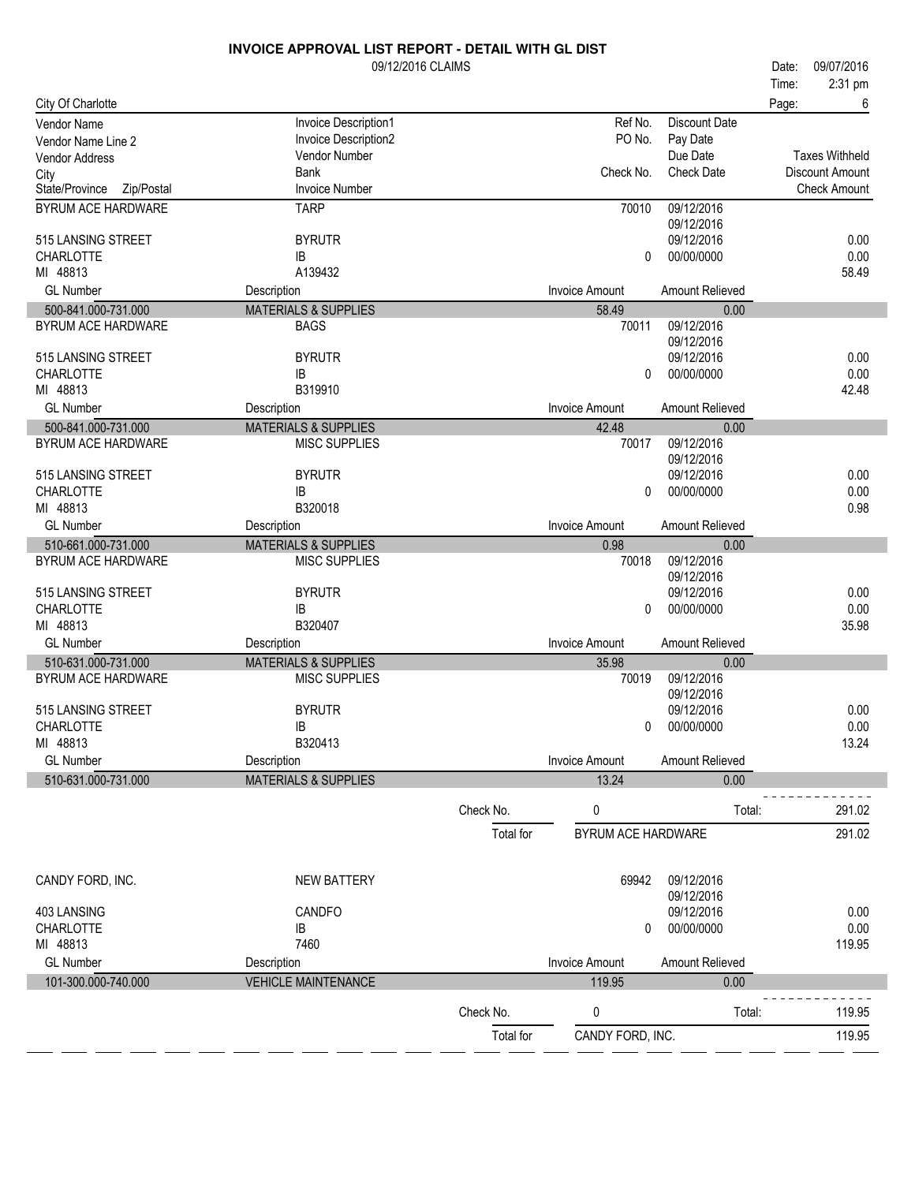# INVOICE APPROVAL LIST REPORT - DETAIL WITH GL DIST

09/12/2016 CLAIMS

Date: 09/07/2016
Time: 2:31 pm

City Of Charlotte

| Vendor Name / Vendor Name Line 2 / Vendor Address / City / State/Province Zip/Postal | Invoice Description1 / Invoice Description2 / Vendor Number / Bank / Invoice Number | Ref No. / PO No. / Check No. | Discount Date / Pay Date / Due Date / Check Date | Taxes Withheld / Discount Amount / Check Amount |
|---|---|---|---|---|
| BYRUM ACE HARDWARE | TARP | 70010 | 09/12/2016 | |
| | | | 09/12/2016 | |
| 515 LANSING STREET | BYRUTR | | 09/12/2016 | 0.00 |
| CHARLOTTE | IB | 0 | 00/00/0000 | 0.00 |
| MI 48813 | A139432 | | | 58.49 |
| **GL Number** | **Description** | **Invoice Amount** | **Amount Relieved** | |
| 500-841.000-731.000 | MATERIALS & SUPPLIES | 58.49 | 0.00 | |
| BYRUM ACE HARDWARE | BAGS | 70011 | 09/12/2016 | |
| | | | 09/12/2016 | |
| 515 LANSING STREET | BYRUTR | | 09/12/2016 | 0.00 |
| CHARLOTTE | IB | 0 | 00/00/0000 | 0.00 |
| MI 48813 | B319910 | | | 42.48 |
| **GL Number** | **Description** | **Invoice Amount** | **Amount Relieved** | |
| 500-841.000-731.000 | MATERIALS & SUPPLIES | 42.48 | 0.00 | |
| BYRUM ACE HARDWARE | MISC SUPPLIES | 70017 | 09/12/2016 | |
| | | | 09/12/2016 | |
| 515 LANSING STREET | BYRUTR | | 09/12/2016 | 0.00 |
| CHARLOTTE | IB | 0 | 00/00/0000 | 0.00 |
| MI 48813 | B320018 | | | 0.98 |
| **GL Number** | **Description** | **Invoice Amount** | **Amount Relieved** | |
| 510-661.000-731.000 | MATERIALS & SUPPLIES | 0.98 | 0.00 | |
| BYRUM ACE HARDWARE | MISC SUPPLIES | 70018 | 09/12/2016 | |
| | | | 09/12/2016 | |
| 515 LANSING STREET | BYRUTR | | 09/12/2016 | 0.00 |
| CHARLOTTE | IB | 0 | 00/00/0000 | 0.00 |
| MI 48813 | B320407 | | | 35.98 |
| **GL Number** | **Description** | **Invoice Amount** | **Amount Relieved** | |
| 510-631.000-731.000 | MATERIALS & SUPPLIES | 35.98 | 0.00 | |
| BYRUM ACE HARDWARE | MISC SUPPLIES | 70019 | 09/12/2016 | |
| | | | 09/12/2016 | |
| 515 LANSING STREET | BYRUTR | | 09/12/2016 | 0.00 |
| CHARLOTTE | IB | 0 | 00/00/0000 | 0.00 |
| MI 48813 | B320413 | | | 13.24 |
| **GL Number** | **Description** | **Invoice Amount** | **Amount Relieved** | |
| 510-631.000-731.000 | MATERIALS & SUPPLIES | 13.24 | 0.00 | |
| | Check No. | 0 | Total: | 291.02 |
| | Total for | BYRUM ACE HARDWARE | | 291.02 |
| CANDY FORD, INC. | NEW BATTERY | 69942 | 09/12/2016 | |
| | | | 09/12/2016 | |
| 403 LANSING | CANDFO | | 09/12/2016 | 0.00 |
| CHARLOTTE | IB | 0 | 00/00/0000 | 0.00 |
| MI 48813 | 7460 | | | 119.95 |
| **GL Number** | **Description** | **Invoice Amount** | **Amount Relieved** | |
| 101-300.000-740.000 | VEHICLE MAINTENANCE | 119.95 | 0.00 | |
| | Check No. | 0 | Total: | 119.95 |
| | Total for | CANDY FORD, INC. | | 119.95 |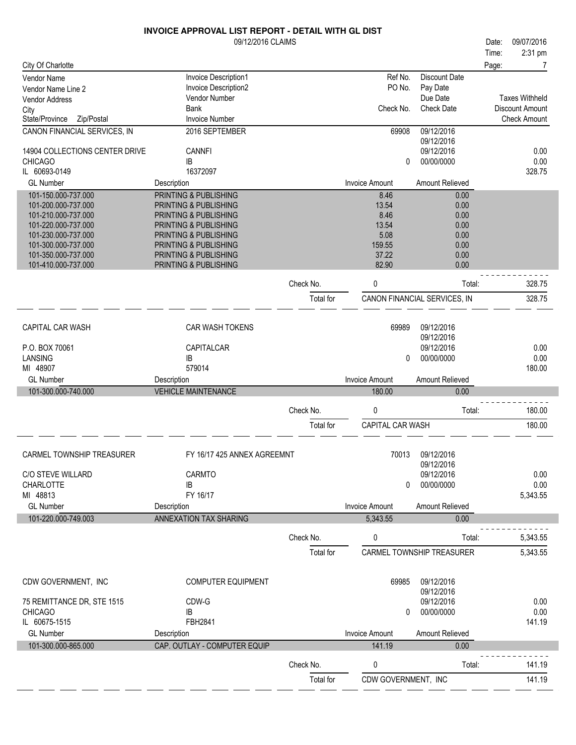# INVOICE APPROVAL LIST REPORT - DETAIL WITH GL DIST

09/12/2016 CLAIMS

Date: 09/07/2016
Time: 2:31 pm

City Of Charlotte

| Vendor Name | Invoice Description1 | Ref No. | Discount Date | |
|---|---|---|---|---|
| Vendor Name Line 2 | Invoice Description2 | PO No. | Pay Date | |
| Vendor Address | Vendor Number | | Due Date | Taxes Withheld |
| City | Bank | Check No. | Check Date | Discount Amount |
| State/Province Zip/Postal | Invoice Number | | | Check Amount |

## CANON FINANCIAL SERVICES, IN

| | | | | |
|---|---|---|---|---|
| CANON FINANCIAL SERVICES, IN | 2016 SEPTEMBER | 69908 | 09/12/2016 | |
| | | | 09/12/2016 | |
| 14904 COLLECTIONS CENTER DRIVE | CANNFI | | 09/12/2016 | 0.00 |
| CHICAGO | IB | 0 | 00/00/0000 | 0.00 |
| IL 60693-0149 | 16372097 | | | 328.75 |

| GL Number | Description | Invoice Amount | Amount Relieved |
|---|---|---|---|
| 101-150.000-737.000 | PRINTING & PUBLISHING | 8.46 | 0.00 |
| 101-200.000-737.000 | PRINTING & PUBLISHING | 13.54 | 0.00 |
| 101-210.000-737.000 | PRINTING & PUBLISHING | 8.46 | 0.00 |
| 101-220.000-737.000 | PRINTING & PUBLISHING | 13.54 | 0.00 |
| 101-230.000-737.000 | PRINTING & PUBLISHING | 5.08 | 0.00 |
| 101-300.000-737.000 | PRINTING & PUBLISHING | 159.55 | 0.00 |
| 101-350.000-737.000 | PRINTING & PUBLISHING | 37.22 | 0.00 |
| 101-410.000-737.000 | PRINTING & PUBLISHING | 82.90 | 0.00 |

Check No. 0 Total: 328.75

Total for CANON FINANCIAL SERVICES, IN 328.75

## CAPITAL CAR WASH

| | | | | |
|---|---|---|---|---|
| CAPITAL CAR WASH | CAR WASH TOKENS | 69989 | 09/12/2016 | |
| | | | 09/12/2016 | |
| P.O. BOX 70061 | CAPITALCAR | | 09/12/2016 | 0.00 |
| LANSING | IB | 0 | 00/00/0000 | 0.00 |
| MI 48907 | 579014 | | | 180.00 |

| GL Number | Description | Invoice Amount | Amount Relieved |
|---|---|---|---|
| 101-300.000-740.000 | VEHICLE MAINTENANCE | 180.00 | 0.00 |

Check No. 0 Total: 180.00

Total for CAPITAL CAR WASH 180.00

## CARMEL TOWNSHIP TREASURER

| | | | | |
|---|---|---|---|---|
| CARMEL TOWNSHIP TREASURER | FY 16/17 425 ANNEX AGREEMNT | 70013 | 09/12/2016 | |
| | | | 09/12/2016 | |
| C/O STEVE WILLARD | CARMTO | | 09/12/2016 | 0.00 |
| CHARLOTTE | IB | 0 | 00/00/0000 | 0.00 |
| MI 48813 | FY 16/17 | | | 5,343.55 |

| GL Number | Description | Invoice Amount | Amount Relieved |
|---|---|---|---|
| 101-220.000-749.003 | ANNEXATION TAX SHARING | 5,343.55 | 0.00 |

Check No. 0 Total: 5,343.55

Total for CARMEL TOWNSHIP TREASURER 5,343.55

## CDW GOVERNMENT, INC

| | | | | |
|---|---|---|---|---|
| CDW GOVERNMENT, INC | COMPUTER EQUIPMENT | 69985 | 09/12/2016 | |
| | | | 09/12/2016 | |
| 75 REMITTANCE DR, STE 1515 | CDW-G | | 09/12/2016 | 0.00 |
| CHICAGO | IB | 0 | 00/00/0000 | 0.00 |
| IL 60675-1515 | FBH2841 | | | 141.19 |

| GL Number | Description | Invoice Amount | Amount Relieved |
|---|---|---|---|
| 101-300.000-865.000 | CAP. OUTLAY - COMPUTER EQUIP | 141.19 | 0.00 |

Check No. 0 Total: 141.19

Total for CDW GOVERNMENT, INC 141.19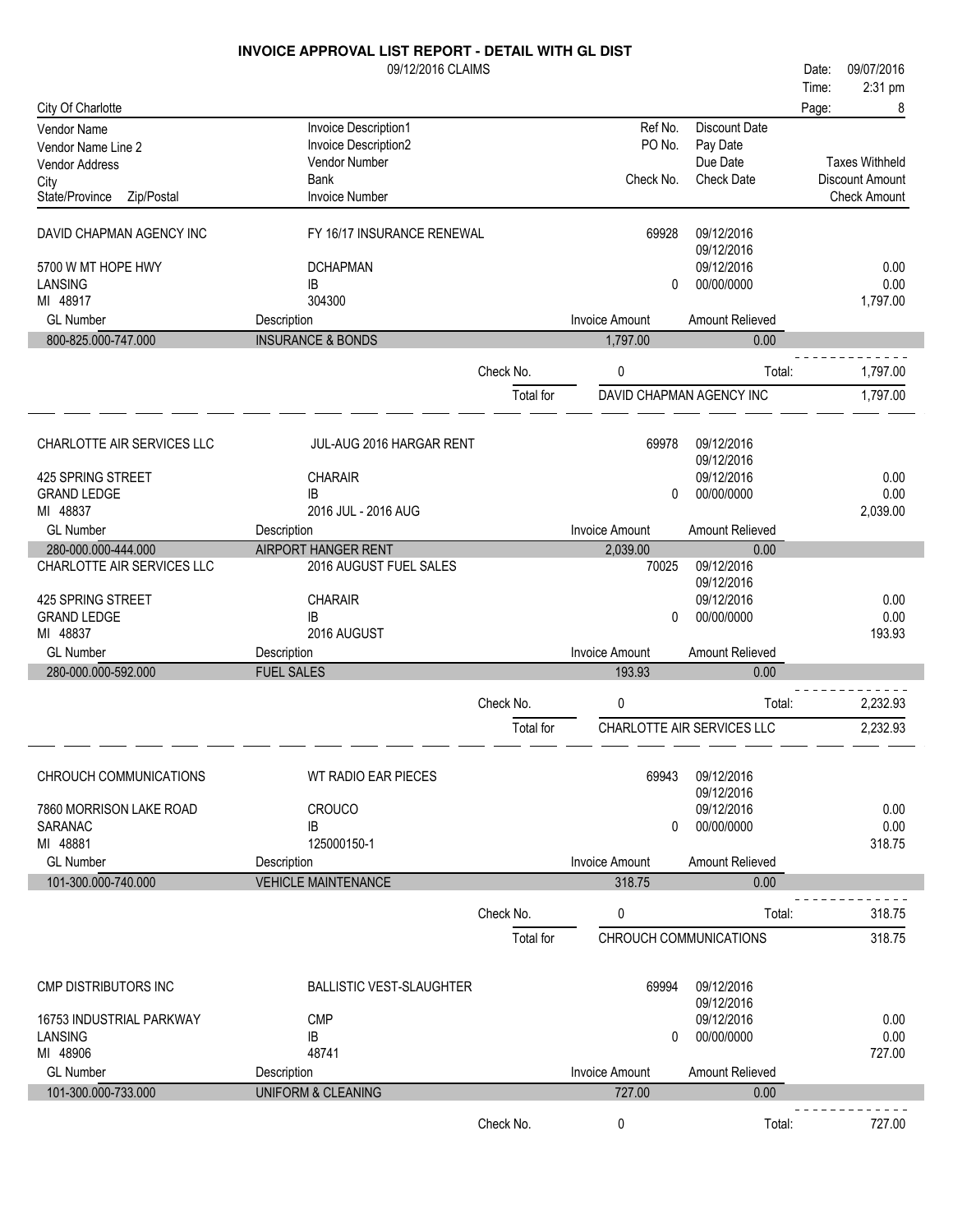# INVOICE APPROVAL LIST REPORT - DETAIL WITH GL DIST

09/12/2016 CLAIMS

Date: 09/07/2016
Time: 2:31 pm
Page: 8

City Of Charlotte

| Vendor Name / Vendor Name Line 2 / Vendor Address / City / State/Province Zip/Postal | Invoice Description1 / Invoice Description2 / Vendor Number / Bank / Invoice Number | Ref No. / PO No. / Check No. | Discount Date / Pay Date / Due Date / Check Date | Taxes Withheld / Discount Amount / Check Amount |
|---|---|---|---|---|
| DAVID CHAPMAN AGENCY INC | FY 16/17 INSURANCE RENEWAL | 69928 | 09/12/2016 | |
| | | | 09/12/2016 | |
| 5700 W MT HOPE HWY | DCHAPMAN | | 09/12/2016 | 0.00 |
| LANSING | IB | 0 | 00/00/0000 | 0.00 |
| MI 48917 | 304300 | | | 1,797.00 |

| GL Number | Description | Invoice Amount | Amount Relieved |
|---|---|---|---|
| 800-825.000-747.000 | INSURANCE & BONDS | 1,797.00 | 0.00 |

Check No. 0 Total: 1,797.00

Total for DAVID CHAPMAN AGENCY INC 1,797.00

| Vendor | Invoice Description | Ref No. / Check No. | Dates | Amounts |
|---|---|---|---|---|
| CHARLOTTE AIR SERVICES LLC | JUL-AUG 2016 HARGAR RENT | 69978 | 09/12/2016 | |
| | | | 09/12/2016 | |
| 425 SPRING STREET | CHARAIR | | 09/12/2016 | 0.00 |
| GRAND LEDGE | IB | 0 | 00/00/0000 | 0.00 |
| MI 48837 | 2016 JUL - 2016 AUG | | | 2,039.00 |

| GL Number | Description | Invoice Amount | Amount Relieved |
|---|---|---|---|
| 280-000.000-444.000 | AIRPORT HANGER RENT | 2,039.00 | 0.00 |

| Vendor | Invoice Description | Ref No. / Check No. | Dates | Amounts |
|---|---|---|---|---|
| CHARLOTTE AIR SERVICES LLC | 2016 AUGUST FUEL SALES | 70025 | 09/12/2016 | |
| | | | 09/12/2016 | |
| 425 SPRING STREET | CHARAIR | | 09/12/2016 | 0.00 |
| GRAND LEDGE | IB | 0 | 00/00/0000 | 0.00 |
| MI 48837 | 2016 AUGUST | | | 193.93 |

| GL Number | Description | Invoice Amount | Amount Relieved |
|---|---|---|---|
| 280-000.000-592.000 | FUEL SALES | 193.93 | 0.00 |

Check No. 0 Total: 2,232.93

Total for CHARLOTTE AIR SERVICES LLC 2,232.93

| Vendor | Invoice Description | Ref No. / Check No. | Dates | Amounts |
|---|---|---|---|---|
| CHROUCH COMMUNICATIONS | WT RADIO EAR PIECES | 69943 | 09/12/2016 | |
| | | | 09/12/2016 | |
| 7860 MORRISON LAKE ROAD | CROUCO | | 09/12/2016 | 0.00 |
| SARANAC | IB | 0 | 00/00/0000 | 0.00 |
| MI 48881 | 125000150-1 | | | 318.75 |

| GL Number | Description | Invoice Amount | Amount Relieved |
|---|---|---|---|
| 101-300.000-740.000 | VEHICLE MAINTENANCE | 318.75 | 0.00 |

Check No. 0 Total: 318.75

Total for CHROUCH COMMUNICATIONS 318.75

| Vendor | Invoice Description | Ref No. / Check No. | Dates | Amounts |
|---|---|---|---|---|
| CMP DISTRIBUTORS INC | BALLISTIC VEST-SLAUGHTER | 69994 | 09/12/2016 | |
| | | | 09/12/2016 | |
| 16753 INDUSTRIAL PARKWAY | CMP | | 09/12/2016 | 0.00 |
| LANSING | IB | 0 | 00/00/0000 | 0.00 |
| MI 48906 | 48741 | | | 727.00 |

| GL Number | Description | Invoice Amount | Amount Relieved |
|---|---|---|---|
| 101-300.000-733.000 | UNIFORM & CLEANING | 727.00 | 0.00 |

Check No. 0 Total: 727.00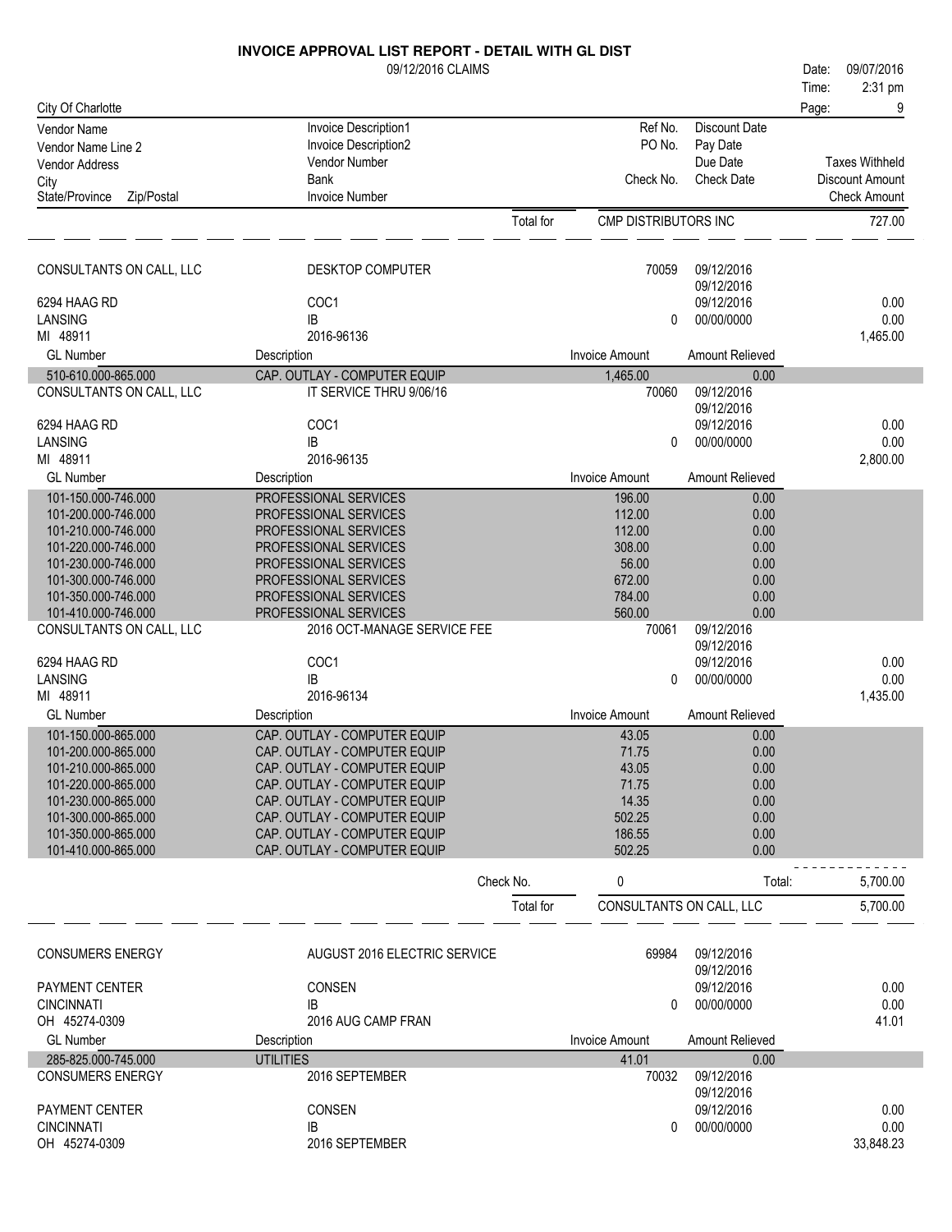# INVOICE APPROVAL LIST REPORT - DETAIL WITH GL DIST

09/12/2016 CLAIMS

Date: 09/07/2016
Time: 2:31 pm

City Of Charlotte

| Vendor Name | Invoice Description1 | Ref No. | Discount Date | |
|---|---|---|---|---|
| Vendor Name Line 2 | Invoice Description2 | PO No. | Pay Date | |
| Vendor Address | Vendor Number | | Due Date | Taxes Withheld |
| City | Bank | Check No. | Check Date | Discount Amount |
| State/Province Zip/Postal | Invoice Number | | | Check Amount |

Total for CMP DISTRIBUTORS INC: 727.00

---

**CONSULTANTS ON CALL, LLC** — DESKTOP COMPUTER — Ref No. 70059 — 09/12/2016, 09/12/2016
6294 HAAG RD — COC1 — Due Date 09/12/2016 — Taxes Withheld 0.00
LANSING — IB — Check No. 0 — 00/00/0000 — Discount Amount 0.00
MI 48911 — 2016-96136 — Check Amount 1,465.00

| GL Number | Description | Invoice Amount | Amount Relieved |
|---|---|---|---|
| 510-610.000-865.000 | CAP. OUTLAY - COMPUTER EQUIP | 1,465.00 | 0.00 |

**CONSULTANTS ON CALL, LLC** — IT SERVICE THRU 9/06/16 — Ref No. 70060 — 09/12/2016, 09/12/2016
6294 HAAG RD — COC1 — Due Date 09/12/2016 — Taxes Withheld 0.00
LANSING — IB — Check No. 0 — 00/00/0000 — Discount Amount 0.00
MI 48911 — 2016-96135 — Check Amount 2,800.00

| GL Number | Description | Invoice Amount | Amount Relieved |
|---|---|---|---|
| 101-150.000-746.000 | PROFESSIONAL SERVICES | 196.00 | 0.00 |
| 101-200.000-746.000 | PROFESSIONAL SERVICES | 112.00 | 0.00 |
| 101-210.000-746.000 | PROFESSIONAL SERVICES | 112.00 | 0.00 |
| 101-220.000-746.000 | PROFESSIONAL SERVICES | 308.00 | 0.00 |
| 101-230.000-746.000 | PROFESSIONAL SERVICES | 56.00 | 0.00 |
| 101-300.000-746.000 | PROFESSIONAL SERVICES | 672.00 | 0.00 |
| 101-350.000-746.000 | PROFESSIONAL SERVICES | 784.00 | 0.00 |
| 101-410.000-746.000 | PROFESSIONAL SERVICES | 560.00 | 0.00 |

**CONSULTANTS ON CALL, LLC** — 2016 OCT-MANAGE SERVICE FEE — Ref No. 70061 — 09/12/2016, 09/12/2016
6294 HAAG RD — COC1 — Due Date 09/12/2016 — Taxes Withheld 0.00
LANSING — IB — Check No. 0 — 00/00/0000 — Discount Amount 0.00
MI 48911 — 2016-96134 — Check Amount 1,435.00

| GL Number | Description | Invoice Amount | Amount Relieved |
|---|---|---|---|
| 101-150.000-865.000 | CAP. OUTLAY - COMPUTER EQUIP | 43.05 | 0.00 |
| 101-200.000-865.000 | CAP. OUTLAY - COMPUTER EQUIP | 71.75 | 0.00 |
| 101-210.000-865.000 | CAP. OUTLAY - COMPUTER EQUIP | 43.05 | 0.00 |
| 101-220.000-865.000 | CAP. OUTLAY - COMPUTER EQUIP | 71.75 | 0.00 |
| 101-230.000-865.000 | CAP. OUTLAY - COMPUTER EQUIP | 14.35 | 0.00 |
| 101-300.000-865.000 | CAP. OUTLAY - COMPUTER EQUIP | 502.25 | 0.00 |
| 101-350.000-865.000 | CAP. OUTLAY - COMPUTER EQUIP | 186.55 | 0.00 |
| 101-410.000-865.000 | CAP. OUTLAY - COMPUTER EQUIP | 502.25 | 0.00 |

Check No. 0 — Total: 5,700.00

Total for CONSULTANTS ON CALL, LLC: 5,700.00

---

**CONSUMERS ENERGY** — AUGUST 2016 ELECTRIC SERVICE — Ref No. 69984 — 09/12/2016, 09/12/2016
PAYMENT CENTER — CONSEN — Due Date 09/12/2016 — Taxes Withheld 0.00
CINCINNATI — IB — Check No. 0 — 00/00/0000 — Discount Amount 0.00
OH 45274-0309 — 2016 AUG CAMP FRAN — Check Amount 41.01

| GL Number | Description | Invoice Amount | Amount Relieved |
|---|---|---|---|
| 285-825.000-745.000 | UTILITIES | 41.01 | 0.00 |

**CONSUMERS ENERGY** — 2016 SEPTEMBER — Ref No. 70032 — 09/12/2016, 09/12/2016
PAYMENT CENTER — CONSEN — Due Date 09/12/2016 — Taxes Withheld 0.00
CINCINNATI — IB — Check No. 0 — 00/00/0000 — Discount Amount 0.00
OH 45274-0309 — 2016 SEPTEMBER — Check Amount 33,848.23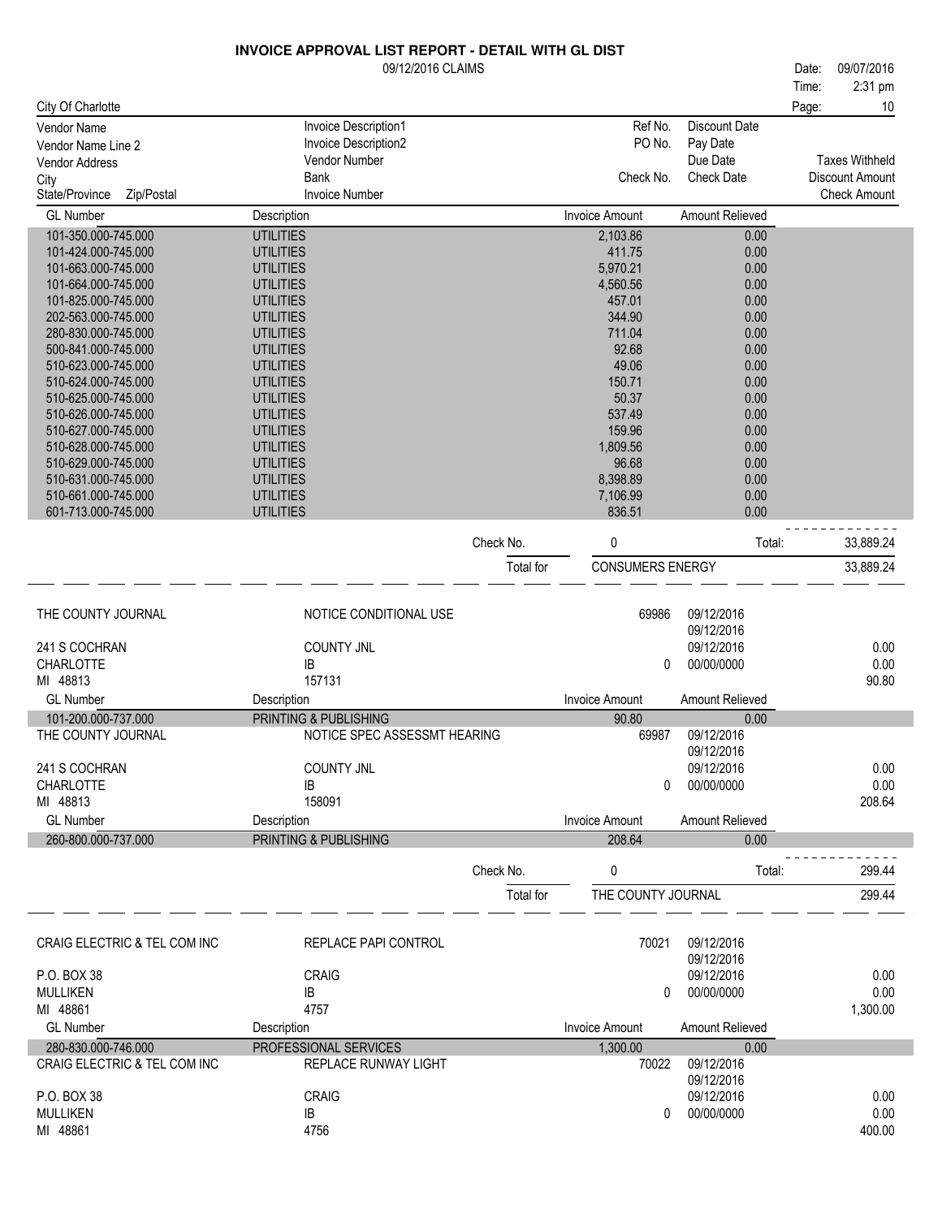# INVOICE APPROVAL LIST REPORT - DETAIL WITH GL DIST

09/12/2016 CLAIMS

Date: 09/07/2016
Time: 2:31 pm

City Of Charlotte

| Vendor Name | Invoice Description1 | Ref No. | Discount Date | |
|---|---|---|---|---|
| Vendor Name Line 2 | Invoice Description2 | PO No. | Pay Date | |
| Vendor Address | Vendor Number | | Due Date | Taxes Withheld |
| City | Bank | Check No. | Check Date | Discount Amount |
| State/Province Zip/Postal | Invoice Number | | | Check Amount |

| GL Number | Description | Invoice Amount | Amount Relieved |
|---|---|---|---|
| 101-350.000-745.000 | UTILITIES | 2,103.86 | 0.00 |
| 101-424.000-745.000 | UTILITIES | 411.75 | 0.00 |
| 101-663.000-745.000 | UTILITIES | 5,970.21 | 0.00 |
| 101-664.000-745.000 | UTILITIES | 4,560.56 | 0.00 |
| 101-825.000-745.000 | UTILITIES | 457.01 | 0.00 |
| 202-563.000-745.000 | UTILITIES | 344.90 | 0.00 |
| 280-830.000-745.000 | UTILITIES | 711.04 | 0.00 |
| 500-841.000-745.000 | UTILITIES | 92.68 | 0.00 |
| 510-623.000-745.000 | UTILITIES | 49.06 | 0.00 |
| 510-624.000-745.000 | UTILITIES | 150.71 | 0.00 |
| 510-625.000-745.000 | UTILITIES | 50.37 | 0.00 |
| 510-626.000-745.000 | UTILITIES | 537.49 | 0.00 |
| 510-627.000-745.000 | UTILITIES | 159.96 | 0.00 |
| 510-628.000-745.000 | UTILITIES | 1,809.56 | 0.00 |
| 510-629.000-745.000 | UTILITIES | 96.68 | 0.00 |
| 510-631.000-745.000 | UTILITIES | 8,398.89 | 0.00 |
| 510-661.000-745.000 | UTILITIES | 7,106.99 | 0.00 |
| 601-713.000-745.000 | UTILITIES | 836.51 | 0.00 |

Check No. 0 Total: 33,889.24

Total for CONSUMERS ENERGY 33,889.24

| Vendor | Invoice Description | Ref No. / Check No. | Dates | Amounts |
|---|---|---|---|---|
| THE COUNTY JOURNAL | NOTICE CONDITIONAL USE | 69986 | 09/12/2016 | |
| | | | 09/12/2016 | |
| 241 S COCHRAN | COUNTY JNL | | 09/12/2016 | 0.00 |
| CHARLOTTE | IB | 0 | 00/00/0000 | 0.00 |
| MI 48813 | 157131 | | | 90.80 |

| GL Number | Description | Invoice Amount | Amount Relieved |
|---|---|---|---|
| 101-200.000-737.000 | PRINTING & PUBLISHING | 90.80 | 0.00 |

| Vendor | Invoice Description | Ref No. / Check No. | Dates | Amounts |
|---|---|---|---|---|
| THE COUNTY JOURNAL | NOTICE SPEC ASSESSMT HEARING | 69987 | 09/12/2016 | |
| | | | 09/12/2016 | |
| 241 S COCHRAN | COUNTY JNL | | 09/12/2016 | 0.00 |
| CHARLOTTE | IB | 0 | 00/00/0000 | 0.00 |
| MI 48813 | 158091 | | | 208.64 |

| GL Number | Description | Invoice Amount | Amount Relieved |
|---|---|---|---|
| 260-800.000-737.000 | PRINTING & PUBLISHING | 208.64 | 0.00 |

Check No. 0 Total: 299.44

Total for THE COUNTY JOURNAL 299.44

| Vendor | Invoice Description | Ref No. / Check No. | Dates | Amounts |
|---|---|---|---|---|
| CRAIG ELECTRIC & TEL COM INC | REPLACE PAPI CONTROL | 70021 | 09/12/2016 | |
| | | | 09/12/2016 | |
| P.O. BOX 38 | CRAIG | | 09/12/2016 | 0.00 |
| MULLIKEN | IB | 0 | 00/00/0000 | 0.00 |
| MI 48861 | 4757 | | | 1,300.00 |

| GL Number | Description | Invoice Amount | Amount Relieved |
|---|---|---|---|
| 280-830.000-746.000 | PROFESSIONAL SERVICES | 1,300.00 | 0.00 |

| Vendor | Invoice Description | Ref No. / Check No. | Dates | Amounts |
|---|---|---|---|---|
| CRAIG ELECTRIC & TEL COM INC | REPLACE RUNWAY LIGHT | 70022 | 09/12/2016 | |
| | | | 09/12/2016 | |
| P.O. BOX 38 | CRAIG | | 09/12/2016 | 0.00 |
| MULLIKEN | IB | 0 | 00/00/0000 | 0.00 |
| MI 48861 | 4756 | | | 400.00 |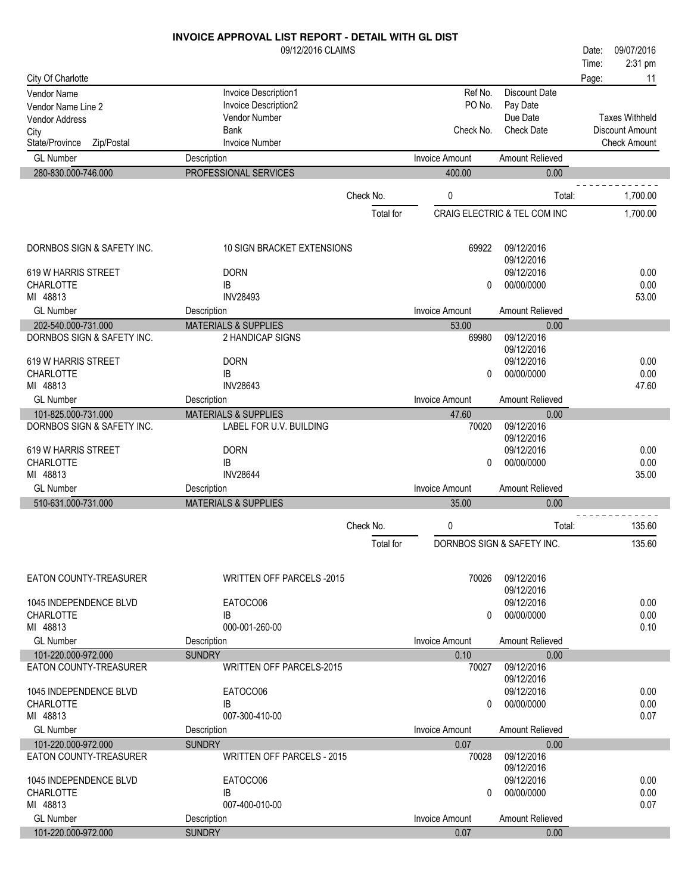# INVOICE APPROVAL LIST REPORT - DETAIL WITH GL DIST

09/12/2016 CLAIMS

Date: 09/07/2016
Time: 2:31 pm

City Of Charlotte

| Vendor Name / Vendor Name Line 2 / Vendor Address / City / State/Province Zip/Postal | Invoice Description1 / Invoice Description2 / Vendor Number / Bank / Invoice Number | Ref No. / PO No. / Check No. | Discount Date / Pay Date / Due Date / Check Date | Taxes Withheld / Discount Amount / Check Amount |
|---|---|---|---|---|
| **GL Number** | **Description** | **Invoice Amount** | **Amount Relieved** | |
| 280-830.000-746.000 | PROFESSIONAL SERVICES | 400.00 | 0.00 | |
| | Check No. | 0 | Total: | 1,700.00 |
| | Total for | CRAIG ELECTRIC & TEL COM INC | | 1,700.00 |
| DORNBOS SIGN & SAFETY INC. | 10 SIGN BRACKET EXTENSIONS | 69922 | 09/12/2016 | |
| | | | 09/12/2016 | |
| 619 W HARRIS STREET | DORN | | 09/12/2016 | 0.00 |
| CHARLOTTE | IB | 0 | 00/00/0000 | 0.00 |
| MI 48813 | INV28493 | | | 53.00 |
| **GL Number** | **Description** | **Invoice Amount** | **Amount Relieved** | |
| 202-540.000-731.000 | MATERIALS & SUPPLIES | 53.00 | 0.00 | |
| DORNBOS SIGN & SAFETY INC. | 2 HANDICAP SIGNS | 69980 | 09/12/2016 | |
| | | | 09/12/2016 | |
| 619 W HARRIS STREET | DORN | | 09/12/2016 | 0.00 |
| CHARLOTTE | IB | 0 | 00/00/0000 | 0.00 |
| MI 48813 | INV28643 | | | 47.60 |
| **GL Number** | **Description** | **Invoice Amount** | **Amount Relieved** | |
| 101-825.000-731.000 | MATERIALS & SUPPLIES | 47.60 | 0.00 | |
| DORNBOS SIGN & SAFETY INC. | LABEL FOR U.V. BUILDING | 70020 | 09/12/2016 | |
| | | | 09/12/2016 | |
| 619 W HARRIS STREET | DORN | | 09/12/2016 | 0.00 |
| CHARLOTTE | IB | 0 | 00/00/0000 | 0.00 |
| MI 48813 | INV28644 | | | 35.00 |
| **GL Number** | **Description** | **Invoice Amount** | **Amount Relieved** | |
| 510-631.000-731.000 | MATERIALS & SUPPLIES | 35.00 | 0.00 | |
| | Check No. | 0 | Total: | 135.60 |
| | Total for | DORNBOS SIGN & SAFETY INC. | | 135.60 |
| EATON COUNTY-TREASURER | WRITTEN OFF PARCELS -2015 | 70026 | 09/12/2016 | |
| | | | 09/12/2016 | |
| 1045 INDEPENDENCE BLVD | EATOCO06 | | 09/12/2016 | 0.00 |
| CHARLOTTE | IB | 0 | 00/00/0000 | 0.00 |
| MI 48813 | 000-001-260-00 | | | 0.10 |
| **GL Number** | **Description** | **Invoice Amount** | **Amount Relieved** | |
| 101-220.000-972.000 | SUNDRY | 0.10 | 0.00 | |
| EATON COUNTY-TREASURER | WRITTEN OFF PARCELS-2015 | 70027 | 09/12/2016 | |
| | | | 09/12/2016 | |
| 1045 INDEPENDENCE BLVD | EATOCO06 | | 09/12/2016 | 0.00 |
| CHARLOTTE | IB | 0 | 00/00/0000 | 0.00 |
| MI 48813 | 007-300-410-00 | | | 0.07 |
| **GL Number** | **Description** | **Invoice Amount** | **Amount Relieved** | |
| 101-220.000-972.000 | SUNDRY | 0.07 | 0.00 | |
| EATON COUNTY-TREASURER | WRITTEN OFF PARCELS - 2015 | 70028 | 09/12/2016 | |
| | | | 09/12/2016 | |
| 1045 INDEPENDENCE BLVD | EATOCO06 | | 09/12/2016 | 0.00 |
| CHARLOTTE | IB | 0 | 00/00/0000 | 0.00 |
| MI 48813 | 007-400-010-00 | | | 0.07 |
| **GL Number** | **Description** | **Invoice Amount** | **Amount Relieved** | |
| 101-220.000-972.000 | SUNDRY | 0.07 | 0.00 | |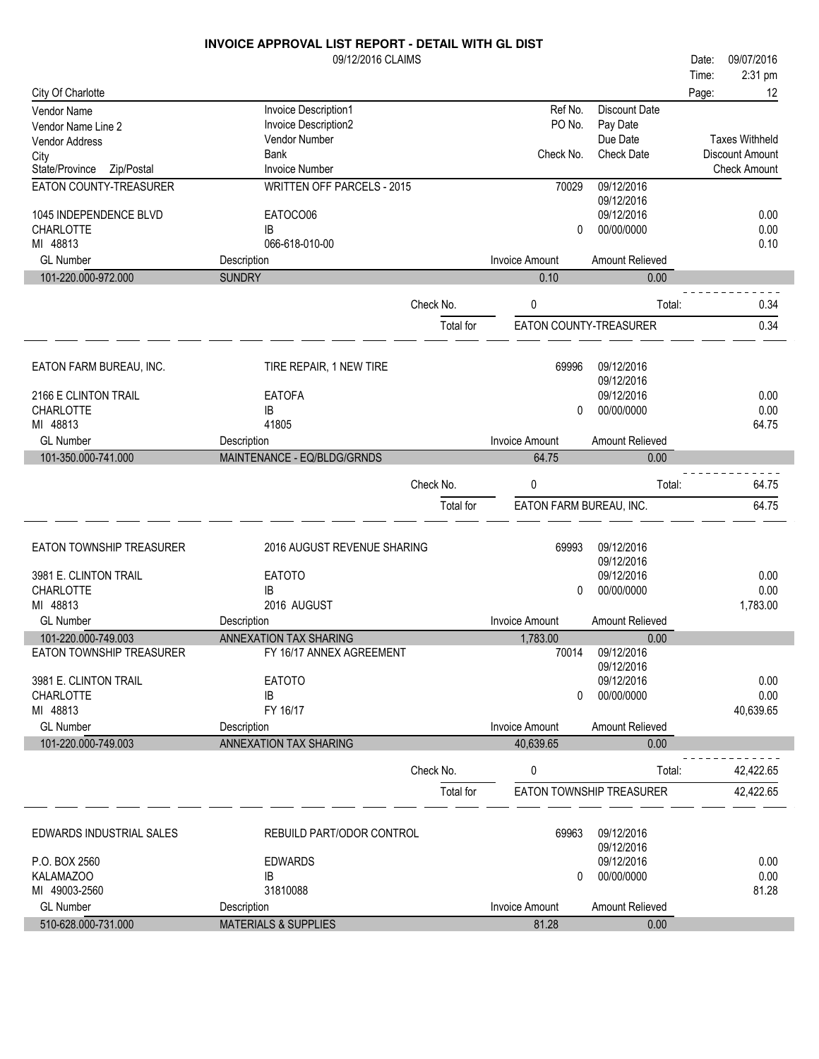# INVOICE APPROVAL LIST REPORT - DETAIL WITH GL DIST

09/12/2016 CLAIMS

Date: 09/07/2016
Time: 2:31 pm
Page: 12

City Of Charlotte

| Vendor Name / Vendor Name Line 2 / Vendor Address / City / State/Province Zip/Postal | Invoice Description1 / Invoice Description2 / Vendor Number / Bank / Invoice Number | Ref No. / PO No. / Check No. | Discount Date / Pay Date / Due Date / Check Date | Taxes Withheld / Discount Amount / Check Amount |
|---|---|---|---|---|
| EATON COUNTY-TREASURER | WRITTEN OFF PARCELS - 2015 | 70029 | 09/12/2016 | |
| | | | 09/12/2016 | |
| 1045 INDEPENDENCE BLVD | EATOCO06 | | 09/12/2016 | 0.00 |
| CHARLOTTE | IB | 0 | 00/00/0000 | 0.00 |
| MI 48813 | 066-618-010-00 | | | 0.10 |

| GL Number | Description | Invoice Amount | Amount Relieved |
|---|---|---|---|
| 101-220.000-972.000 | SUNDRY | 0.10 | 0.00 |

Check No. 0 Total: 0.34

Total for EATON COUNTY-TREASURER 0.34

| Vendor | Invoice | Ref No. / Check No. | Dates | Amounts |
|---|---|---|---|---|
| EATON FARM BUREAU, INC. | TIRE REPAIR, 1 NEW TIRE | 69996 | 09/12/2016 | |
| | | | 09/12/2016 | |
| 2166 E CLINTON TRAIL | EATOFA | | 09/12/2016 | 0.00 |
| CHARLOTTE | IB | 0 | 00/00/0000 | 0.00 |
| MI 48813 | 41805 | | | 64.75 |

| GL Number | Description | Invoice Amount | Amount Relieved |
|---|---|---|---|
| 101-350.000-741.000 | MAINTENANCE - EQ/BLDG/GRNDS | 64.75 | 0.00 |

Check No. 0 Total: 64.75

Total for EATON FARM BUREAU, INC. 64.75

| Vendor | Invoice | Ref No. / Check No. | Dates | Amounts |
|---|---|---|---|---|
| EATON TOWNSHIP TREASURER | 2016 AUGUST REVENUE SHARING | 69993 | 09/12/2016 | |
| | | | 09/12/2016 | |
| 3981 E. CLINTON TRAIL | EATOTO | | 09/12/2016 | 0.00 |
| CHARLOTTE | IB | 0 | 00/00/0000 | 0.00 |
| MI 48813 | 2016 AUGUST | | | 1,783.00 |

| GL Number | Description | Invoice Amount | Amount Relieved |
|---|---|---|---|
| 101-220.000-749.003 | ANNEXATION TAX SHARING | 1,783.00 | 0.00 |

| Vendor | Invoice | Ref No. / Check No. | Dates | Amounts |
|---|---|---|---|---|
| EATON TOWNSHIP TREASURER | FY 16/17 ANNEX AGREEMENT | 70014 | 09/12/2016 | |
| | | | 09/12/2016 | |
| 3981 E. CLINTON TRAIL | EATOTO | | 09/12/2016 | 0.00 |
| CHARLOTTE | IB | 0 | 00/00/0000 | 0.00 |
| MI 48813 | FY 16/17 | | | 40,639.65 |

| GL Number | Description | Invoice Amount | Amount Relieved |
|---|---|---|---|
| 101-220.000-749.003 | ANNEXATION TAX SHARING | 40,639.65 | 0.00 |

Check No. 0 Total: 42,422.65

Total for EATON TOWNSHIP TREASURER 42,422.65

| Vendor | Invoice | Ref No. / Check No. | Dates | Amounts |
|---|---|---|---|---|
| EDWARDS INDUSTRIAL SALES | REBUILD PART/ODOR CONTROL | 69963 | 09/12/2016 | |
| | | | 09/12/2016 | |
| P.O. BOX 2560 | EDWARDS | | 09/12/2016 | 0.00 |
| KALAMAZOO | IB | 0 | 00/00/0000 | 0.00 |
| MI 49003-2560 | 31810088 | | | 81.28 |

| GL Number | Description | Invoice Amount | Amount Relieved |
|---|---|---|---|
| 510-628.000-731.000 | MATERIALS & SUPPLIES | 81.28 | 0.00 |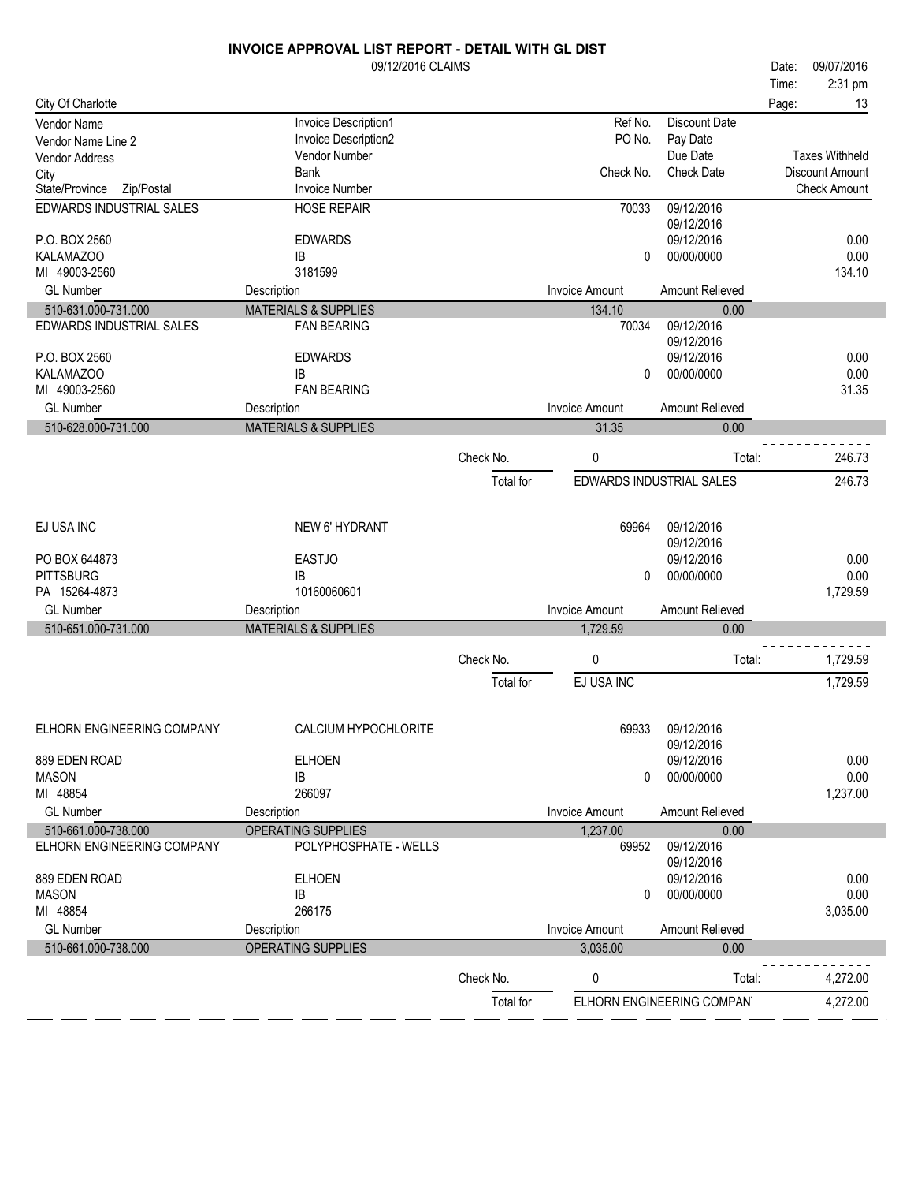# INVOICE APPROVAL LIST REPORT - DETAIL WITH GL DIST

09/12/2016 CLAIMS

Date: 09/07/2016
Time: 2:31 pm

City Of Charlotte

| Vendor Name / Vendor Name Line 2 / Vendor Address / City / State/Province Zip/Postal | Invoice Description1 / Invoice Description2 / Vendor Number / Bank / Invoice Number | Ref No. / PO No. / Check No. | Discount Date / Pay Date / Due Date / Check Date | Taxes Withheld / Discount Amount / Check Amount |
|---|---|---|---|---|
| EDWARDS INDUSTRIAL SALES | HOSE REPAIR | 70033 | 09/12/2016 | |
| | | | 09/12/2016 | |
| P.O. BOX 2560 | EDWARDS | | 09/12/2016 | 0.00 |
| KALAMAZOO | IB | 0 | 00/00/0000 | 0.00 |
| MI 49003-2560 | 3181599 | | | 134.10 |

| GL Number | Description | Invoice Amount | Amount Relieved |
|---|---|---|---|
| 510-631.000-731.000 | MATERIALS & SUPPLIES | 134.10 | 0.00 |

| Vendor | Invoice | Ref No. / Check No. | Dates | Amounts |
|---|---|---|---|---|
| EDWARDS INDUSTRIAL SALES | FAN BEARING | 70034 | 09/12/2016 | |
| | | | 09/12/2016 | |
| P.O. BOX 2560 | EDWARDS | | 09/12/2016 | 0.00 |
| KALAMAZOO | IB | 0 | 00/00/0000 | 0.00 |
| MI 49003-2560 | FAN BEARING | | | 31.35 |

| GL Number | Description | Invoice Amount | Amount Relieved |
|---|---|---|---|
| 510-628.000-731.000 | MATERIALS & SUPPLIES | 31.35 | 0.00 |

Check No. 0 Total: 246.73

Total for EDWARDS INDUSTRIAL SALES 246.73

| Vendor | Invoice | Ref No. / Check No. | Dates | Amounts |
|---|---|---|---|---|
| EJ USA INC | NEW 6' HYDRANT | 69964 | 09/12/2016 | |
| | | | 09/12/2016 | |
| PO BOX 644873 | EASTJO | | 09/12/2016 | 0.00 |
| PITTSBURG | IB | 0 | 00/00/0000 | 0.00 |
| PA 15264-4873 | 10160060601 | | | 1,729.59 |

| GL Number | Description | Invoice Amount | Amount Relieved |
|---|---|---|---|
| 510-651.000-731.000 | MATERIALS & SUPPLIES | 1,729.59 | 0.00 |

Check No. 0 Total: 1,729.59

Total for EJ USA INC 1,729.59

| Vendor | Invoice | Ref No. / Check No. | Dates | Amounts |
|---|---|---|---|---|
| ELHORN ENGINEERING COMPANY | CALCIUM HYPOCHLORITE | 69933 | 09/12/2016 | |
| | | | 09/12/2016 | |
| 889 EDEN ROAD | ELHOEN | | 09/12/2016 | 0.00 |
| MASON | IB | 0 | 00/00/0000 | 0.00 |
| MI 48854 | 266097 | | | 1,237.00 |

| GL Number | Description | Invoice Amount | Amount Relieved |
|---|---|---|---|
| 510-661.000-738.000 | OPERATING SUPPLIES | 1,237.00 | 0.00 |

| Vendor | Invoice | Ref No. / Check No. | Dates | Amounts |
|---|---|---|---|---|
| ELHORN ENGINEERING COMPANY | POLYPHOSPHATE - WELLS | 69952 | 09/12/2016 | |
| | | | 09/12/2016 | |
| 889 EDEN ROAD | ELHOEN | | 09/12/2016 | 0.00 |
| MASON | IB | 0 | 00/00/0000 | 0.00 |
| MI 48854 | 266175 | | | 3,035.00 |

| GL Number | Description | Invoice Amount | Amount Relieved |
|---|---|---|---|
| 510-661.000-738.000 | OPERATING SUPPLIES | 3,035.00 | 0.00 |

Check No. 0 Total: 4,272.00

Total for ELHORN ENGINEERING COMPAN' 4,272.00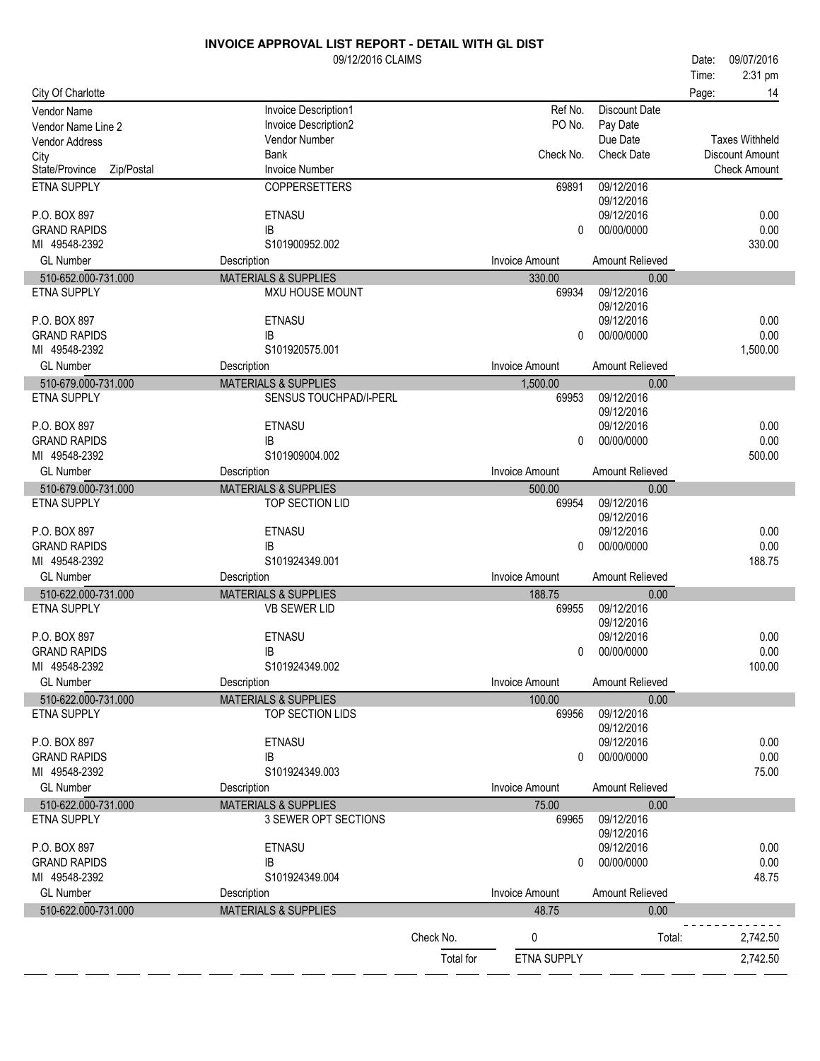# INVOICE APPROVAL LIST REPORT - DETAIL WITH GL DIST

09/12/2016 CLAIMS

City Of Charlotte

Date: 09/07/2016
Time: 2:31 pm

| Vendor Name / Vendor Name Line 2 / Vendor Address / City / State/Province Zip/Postal | Invoice Description1 / Invoice Description2 / Vendor Number / Bank / Invoice Number | Ref No. / PO No. / Check No. | Discount Date / Pay Date / Due Date / Check Date | Taxes Withheld / Discount Amount / Check Amount |
|---|---|---|---|---|
| ETNA SUPPLY | COPPERSETTERS | 69891 | 09/12/2016 | |
| | | | 09/12/2016 | |
| P.O. BOX 897 | ETNASU | | 09/12/2016 | 0.00 |
| GRAND RAPIDS | IB | 0 | 00/00/0000 | 0.00 |
| MI 49548-2392 | S101900952.002 | | | 330.00 |
| **GL Number** | **Description** | **Invoice Amount** | **Amount Relieved** | |
| 510-652.000-731.000 | MATERIALS & SUPPLIES | 330.00 | 0.00 | |
| ETNA SUPPLY | MXU HOUSE MOUNT | 69934 | 09/12/2016 | |
| | | | 09/12/2016 | |
| P.O. BOX 897 | ETNASU | | 09/12/2016 | 0.00 |
| GRAND RAPIDS | IB | 0 | 00/00/0000 | 0.00 |
| MI 49548-2392 | S101920575.001 | | | 1,500.00 |
| **GL Number** | **Description** | **Invoice Amount** | **Amount Relieved** | |
| 510-679.000-731.000 | MATERIALS & SUPPLIES | 1,500.00 | 0.00 | |
| ETNA SUPPLY | SENSUS TOUCHPAD/I-PERL | 69953 | 09/12/2016 | |
| | | | 09/12/2016 | |
| P.O. BOX 897 | ETNASU | | 09/12/2016 | 0.00 |
| GRAND RAPIDS | IB | 0 | 00/00/0000 | 0.00 |
| MI 49548-2392 | S101909004.002 | | | 500.00 |
| **GL Number** | **Description** | **Invoice Amount** | **Amount Relieved** | |
| 510-679.000-731.000 | MATERIALS & SUPPLIES | 500.00 | 0.00 | |
| ETNA SUPPLY | TOP SECTION LID | 69954 | 09/12/2016 | |
| | | | 09/12/2016 | |
| P.O. BOX 897 | ETNASU | | 09/12/2016 | 0.00 |
| GRAND RAPIDS | IB | 0 | 00/00/0000 | 0.00 |
| MI 49548-2392 | S101924349.001 | | | 188.75 |
| **GL Number** | **Description** | **Invoice Amount** | **Amount Relieved** | |
| 510-622.000-731.000 | MATERIALS & SUPPLIES | 188.75 | 0.00 | |
| ETNA SUPPLY | VB SEWER LID | 69955 | 09/12/2016 | |
| | | | 09/12/2016 | |
| P.O. BOX 897 | ETNASU | | 09/12/2016 | 0.00 |
| GRAND RAPIDS | IB | 0 | 00/00/0000 | 0.00 |
| MI 49548-2392 | S101924349.002 | | | 100.00 |
| **GL Number** | **Description** | **Invoice Amount** | **Amount Relieved** | |
| 510-622.000-731.000 | MATERIALS & SUPPLIES | 100.00 | 0.00 | |
| ETNA SUPPLY | TOP SECTION LIDS | 69956 | 09/12/2016 | |
| | | | 09/12/2016 | |
| P.O. BOX 897 | ETNASU | | 09/12/2016 | 0.00 |
| GRAND RAPIDS | IB | 0 | 00/00/0000 | 0.00 |
| MI 49548-2392 | S101924349.003 | | | 75.00 |
| **GL Number** | **Description** | **Invoice Amount** | **Amount Relieved** | |
| 510-622.000-731.000 | MATERIALS & SUPPLIES | 75.00 | 0.00 | |
| ETNA SUPPLY | 3 SEWER OPT SECTIONS | 69965 | 09/12/2016 | |
| | | | 09/12/2016 | |
| P.O. BOX 897 | ETNASU | | 09/12/2016 | 0.00 |
| GRAND RAPIDS | IB | 0 | 00/00/0000 | 0.00 |
| MI 49548-2392 | S101924349.004 | | | 48.75 |
| **GL Number** | **Description** | **Invoice Amount** | **Amount Relieved** | |
| 510-622.000-731.000 | MATERIALS & SUPPLIES | 48.75 | 0.00 | |
| | Check No. | 0 | Total: | 2,742.50 |
| | Total for | ETNA SUPPLY | | 2,742.50 |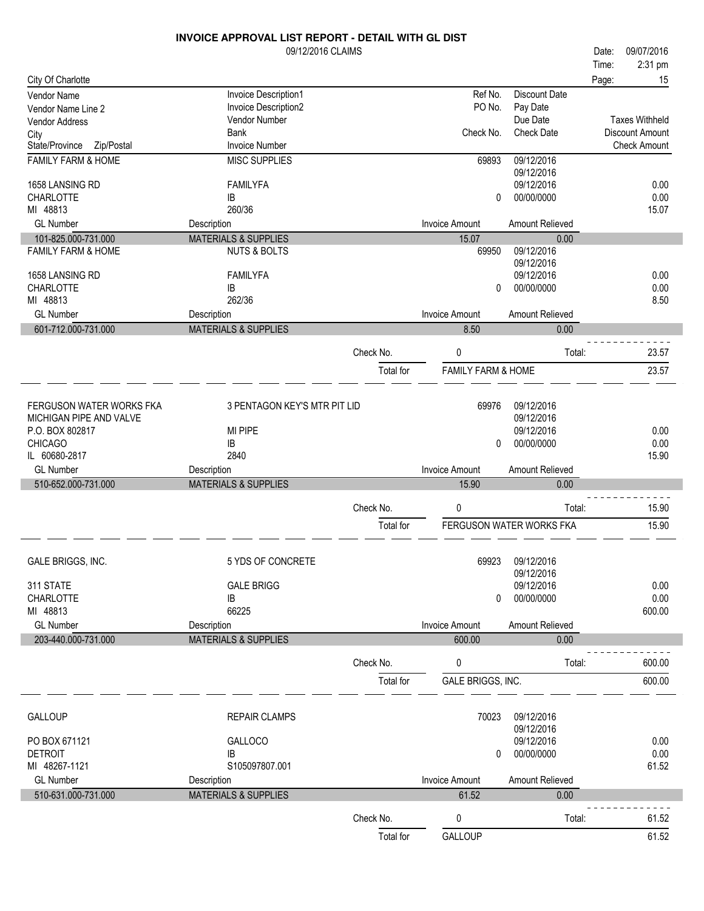# INVOICE APPROVAL LIST REPORT - DETAIL WITH GL DIST

09/12/2016 CLAIMS

Date: 09/07/2016
Time: 2:31 pm

City Of Charlotte

| Vendor Name<br>Vendor Name Line 2<br>Vendor Address<br>City<br>State/Province Zip/Postal | Invoice Description1<br>Invoice Description2<br>Vendor Number<br>Bank<br>Invoice Number | Ref No.<br>PO No.<br><br>Check No. | Discount Date<br>Pay Date<br>Due Date<br>Check Date | <br><br>Taxes Withheld<br>Discount Amount<br>Check Amount |
|---|---|---|---|---|
| FAMILY FARM & HOME<br><br>1658 LANSING RD<br>CHARLOTTE<br>MI 48813 | MISC SUPPLIES<br><br>FAMILYFA<br>IB<br>260/36 | 69893<br><br><br>0 | 09/12/2016<br>09/12/2016<br>09/12/2016<br>00/00/0000 | <br><br>0.00<br>0.00<br>15.07 |

| GL Number | Description | Invoice Amount | Amount Relieved |
|---|---|---|---|
| 101-825.000-731.000 | MATERIALS & SUPPLIES | 15.07 | 0.00 |

| | | | | |
|---|---|---|---|---|
| FAMILY FARM & HOME<br><br>1658 LANSING RD<br>CHARLOTTE<br>MI 48813 | NUTS & BOLTS<br><br>FAMILYFA<br>IB<br>262/36 | 69950<br><br><br>0 | 09/12/2016<br>09/12/2016<br>09/12/2016<br>00/00/0000 | <br><br>0.00<br>0.00<br>8.50 |

| GL Number | Description | Invoice Amount | Amount Relieved |
|---|---|---|---|
| 601-712.000-731.000 | MATERIALS & SUPPLIES | 8.50 | 0.00 |

Check No. 0 Total: 23.57

Total for FAMILY FARM & HOME 23.57

| | | | | |
|---|---|---|---|---|
| FERGUSON WATER WORKS FKA<br>MICHIGAN PIPE AND VALVE<br>P.O. BOX 802817<br>CHICAGO<br>IL 60680-2817 | 3 PENTAGON KEY'S MTR PIT LID<br><br>MI PIPE<br>IB<br>2840 | 69976<br><br><br>0 | 09/12/2016<br>09/12/2016<br>09/12/2016<br>00/00/0000 | <br><br>0.00<br>0.00<br>15.90 |

| GL Number | Description | Invoice Amount | Amount Relieved |
|---|---|---|---|
| 510-652.000-731.000 | MATERIALS & SUPPLIES | 15.90 | 0.00 |

Check No. 0 Total: 15.90

Total for FERGUSON WATER WORKS FKA 15.90

| | | | | |
|---|---|---|---|---|
| GALE BRIGGS, INC.<br><br>311 STATE<br>CHARLOTTE<br>MI 48813 | 5 YDS OF CONCRETE<br><br>GALE BRIGG<br>IB<br>66225 | 69923<br><br><br>0 | 09/12/2016<br>09/12/2016<br>09/12/2016<br>00/00/0000 | <br><br>0.00<br>0.00<br>600.00 |

| GL Number | Description | Invoice Amount | Amount Relieved |
|---|---|---|---|
| 203-440.000-731.000 | MATERIALS & SUPPLIES | 600.00 | 0.00 |

Check No. 0 Total: 600.00

Total for GALE BRIGGS, INC. 600.00

| | | | | |
|---|---|---|---|---|
| GALLOUP<br><br>PO BOX 671121<br>DETROIT<br>MI 48267-1121 | REPAIR CLAMPS<br><br>GALLOCO<br>IB<br>S105097807.001 | 70023<br><br><br>0 | 09/12/2016<br>09/12/2016<br>09/12/2016<br>00/00/0000 | <br><br>0.00<br>0.00<br>61.52 |

| GL Number | Description | Invoice Amount | Amount Relieved |
|---|---|---|---|
| 510-631.000-731.000 | MATERIALS & SUPPLIES | 61.52 | 0.00 |

Check No. 0 Total: 61.52

Total for GALLOUP 61.52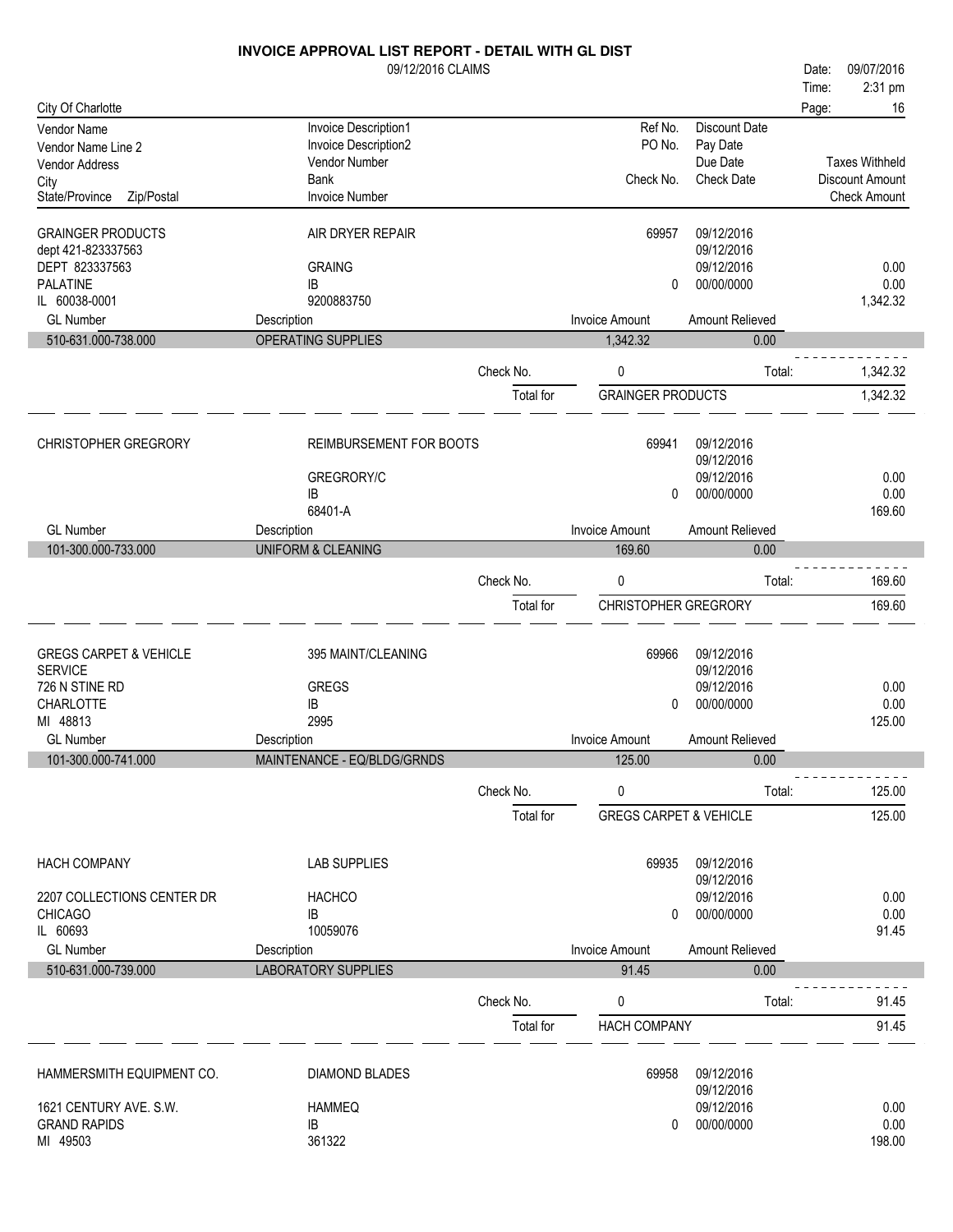# INVOICE APPROVAL LIST REPORT - DETAIL WITH GL DIST

09/12/2016 CLAIMS

Date: 09/07/2016
Time: 2:31 pm

City Of Charlotte

| Vendor Name | Invoice Description1 | Ref No. | Discount Date | |
|---|---|---|---|---|
| Vendor Name Line 2 | Invoice Description2 | PO No. | Pay Date | |
| Vendor Address | Vendor Number | | Due Date | Taxes Withheld |
| City | Bank | Check No. | Check Date | Discount Amount |
| State/Province Zip/Postal | Invoice Number | | | Check Amount |

| | | | | |
|---|---|---|---|---|
| GRAINGER PRODUCTS | AIR DRYER REPAIR | 69957 | 09/12/2016 | |
| dept 421-823337563 | | | 09/12/2016 | |
| DEPT 823337563 | GRAING | | 09/12/2016 | 0.00 |
| PALATINE | IB | 0 | 00/00/0000 | 0.00 |
| IL 60038-0001 | 9200883750 | | | 1,342.32 |

| GL Number | Description | Invoice Amount | Amount Relieved |
|---|---|---|---|
| 510-631.000-738.000 | OPERATING SUPPLIES | 1,342.32 | 0.00 |

Check No. 0 Total: 1,342.32

Total for GRAINGER PRODUCTS 1,342.32

| | | | | |
|---|---|---|---|---|
| CHRISTOPHER GREGRORY | REIMBURSEMENT FOR BOOTS | 69941 | 09/12/2016 | |
| | | | 09/12/2016 | |
| | GREGRORY/C | | 09/12/2016 | 0.00 |
| | IB | 0 | 00/00/0000 | 0.00 |
| | 68401-A | | | 169.60 |

| GL Number | Description | Invoice Amount | Amount Relieved |
|---|---|---|---|
| 101-300.000-733.000 | UNIFORM & CLEANING | 169.60 | 0.00 |

Check No. 0 Total: 169.60

Total for CHRISTOPHER GREGRORY 169.60

| | | | | |
|---|---|---|---|---|
| GREGS CARPET & VEHICLE | 395 MAINT/CLEANING | 69966 | 09/12/2016 | |
| SERVICE | | | 09/12/2016 | |
| 726 N STINE RD | GREGS | | 09/12/2016 | 0.00 |
| CHARLOTTE | IB | 0 | 00/00/0000 | 0.00 |
| MI 48813 | 2995 | | | 125.00 |

| GL Number | Description | Invoice Amount | Amount Relieved |
|---|---|---|---|
| 101-300.000-741.000 | MAINTENANCE - EQ/BLDG/GRNDS | 125.00 | 0.00 |

Check No. 0 Total: 125.00

Total for GREGS CARPET & VEHICLE 125.00

| | | | | |
|---|---|---|---|---|
| HACH COMPANY | LAB SUPPLIES | 69935 | 09/12/2016 | |
| | | | 09/12/2016 | |
| 2207 COLLECTIONS CENTER DR | HACHCO | | 09/12/2016 | 0.00 |
| CHICAGO | IB | 0 | 00/00/0000 | 0.00 |
| IL 60693 | 10059076 | | | 91.45 |

| GL Number | Description | Invoice Amount | Amount Relieved |
|---|---|---|---|
| 510-631.000-739.000 | LABORATORY SUPPLIES | 91.45 | 0.00 |

Check No. 0 Total: 91.45

Total for HACH COMPANY 91.45

| | | | | |
|---|---|---|---|---|
| HAMMERSMITH EQUIPMENT CO. | DIAMOND BLADES | 69958 | 09/12/2016 | |
| | | | 09/12/2016 | |
| 1621 CENTURY AVE. S.W. | HAMMEQ | | 09/12/2016 | 0.00 |
| GRAND RAPIDS | IB | 0 | 00/00/0000 | 0.00 |
| MI 49503 | 361322 | | | 198.00 |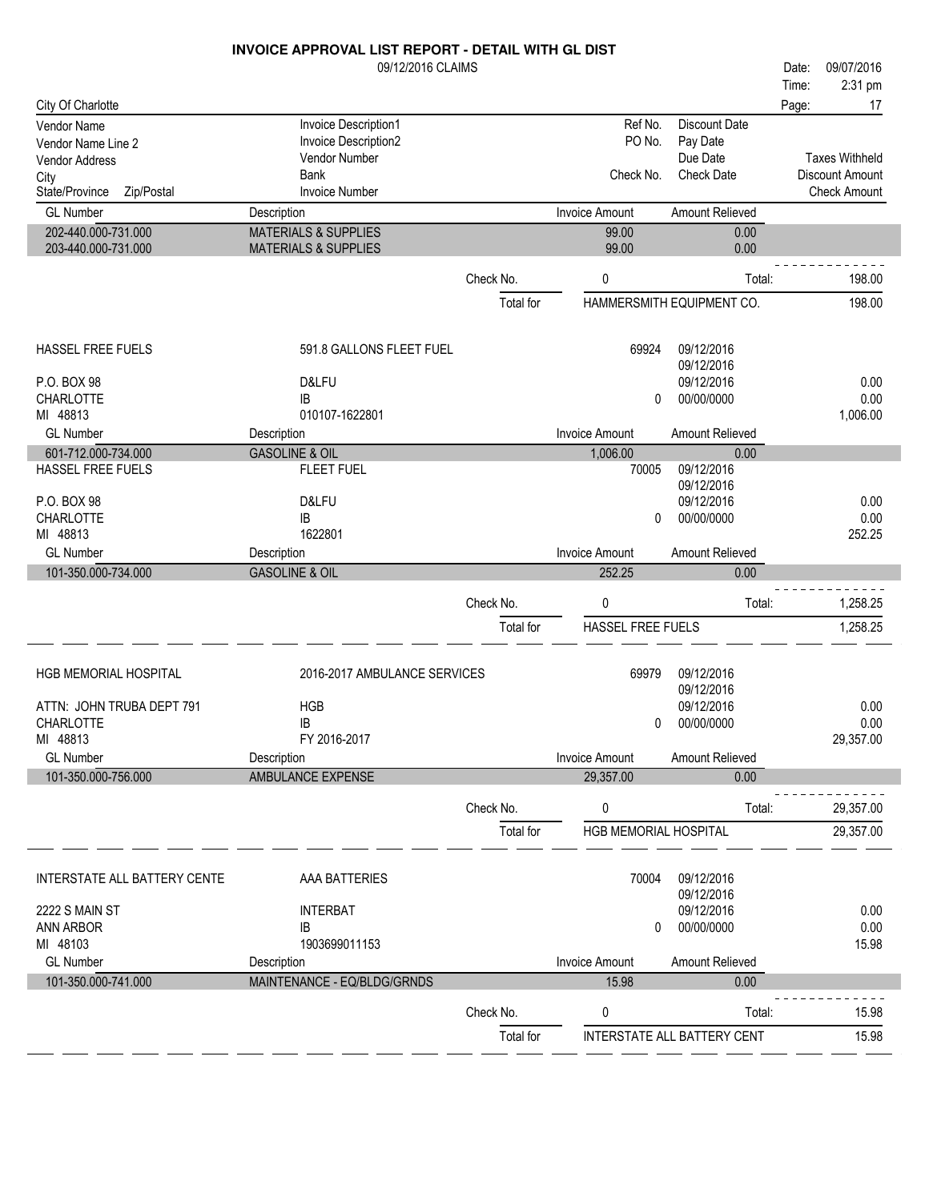# INVOICE APPROVAL LIST REPORT - DETAIL WITH GL DIST

09/12/2016 CLAIMS

Date: 09/07/2016
Time: 2:31 pm

City Of Charlotte

| Vendor Name / Vendor Name Line 2 / Vendor Address / City / State/Province Zip/Postal | Invoice Description1 / Invoice Description2 / Vendor Number / Bank / Invoice Number | Ref No. / PO No. / Check No. | Discount Date / Pay Date / Due Date / Check Date | Taxes Withheld / Discount Amount / Check Amount |
|---|---|---|---|---|

| GL Number | Description | Invoice Amount | Amount Relieved |
|---|---|---|---|
| 202-440.000-731.000 | MATERIALS & SUPPLIES | 99.00 | 0.00 |
| 203-440.000-731.000 | MATERIALS & SUPPLIES | 99.00 | 0.00 |

Check No. 0 Total: 198.00

Total for HAMMERSMITH EQUIPMENT CO. 198.00

---

| Vendor | Invoice | Ref No. / Check No. | Dates | Amounts |
|---|---|---|---|---|
| HASSEL FREE FUELS | 591.8 GALLONS FLEET FUEL | 69924 | 09/12/2016 | |
| | | | 09/12/2016 | |
| P.O. BOX 98 | D&LFU | | 09/12/2016 | 0.00 |
| CHARLOTTE | IB | 0 | 00/00/0000 | 0.00 |
| MI 48813 | 010107-1622801 | | | 1,006.00 |

| GL Number | Description | Invoice Amount | Amount Relieved |
|---|---|---|---|
| 601-712.000-734.000 | GASOLINE & OIL | 1,006.00 | 0.00 |

| Vendor | Invoice | Ref No. / Check No. | Dates | Amounts |
|---|---|---|---|---|
| HASSEL FREE FUELS | FLEET FUEL | 70005 | 09/12/2016 | |
| | | | 09/12/2016 | |
| P.O. BOX 98 | D&LFU | | 09/12/2016 | 0.00 |
| CHARLOTTE | IB | 0 | 00/00/0000 | 0.00 |
| MI 48813 | 1622801 | | | 252.25 |

| GL Number | Description | Invoice Amount | Amount Relieved |
|---|---|---|---|
| 101-350.000-734.000 | GASOLINE & OIL | 252.25 | 0.00 |

Check No. 0 Total: 1,258.25

Total for HASSEL FREE FUELS 1,258.25

---

| Vendor | Invoice | Ref No. / Check No. | Dates | Amounts |
|---|---|---|---|---|
| HGB MEMORIAL HOSPITAL | 2016-2017 AMBULANCE SERVICES | 69979 | 09/12/2016 | |
| | | | 09/12/2016 | |
| ATTN: JOHN TRUBA DEPT 791 | HGB | | 09/12/2016 | 0.00 |
| CHARLOTTE | IB | 0 | 00/00/0000 | 0.00 |
| MI 48813 | FY 2016-2017 | | | 29,357.00 |

| GL Number | Description | Invoice Amount | Amount Relieved |
|---|---|---|---|
| 101-350.000-756.000 | AMBULANCE EXPENSE | 29,357.00 | 0.00 |

Check No. 0 Total: 29,357.00

Total for HGB MEMORIAL HOSPITAL 29,357.00

---

| Vendor | Invoice | Ref No. / Check No. | Dates | Amounts |
|---|---|---|---|---|
| INTERSTATE ALL BATTERY CENTE | AAA BATTERIES | 70004 | 09/12/2016 | |
| | | | 09/12/2016 | |
| 2222 S MAIN ST | INTERBAT | | 09/12/2016 | 0.00 |
| ANN ARBOR | IB | 0 | 00/00/0000 | 0.00 |
| MI 48103 | 1903699011153 | | | 15.98 |

| GL Number | Description | Invoice Amount | Amount Relieved |
|---|---|---|---|
| 101-350.000-741.000 | MAINTENANCE - EQ/BLDG/GRNDS | 15.98 | 0.00 |

Check No. 0 Total: 15.98

Total for INTERSTATE ALL BATTERY CENT 15.98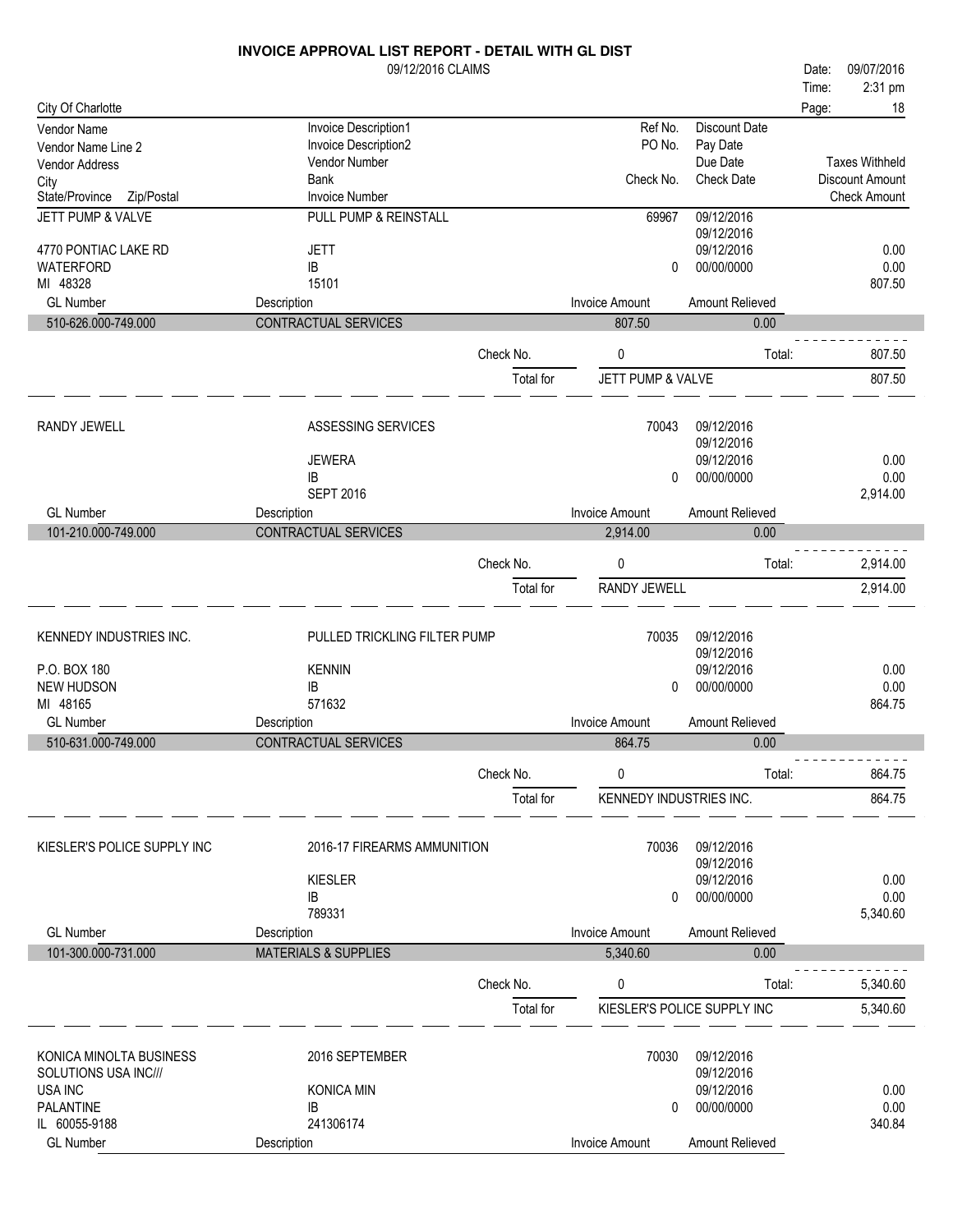# INVOICE APPROVAL LIST REPORT - DETAIL WITH GL DIST

09/12/2016 CLAIMS

Date: 09/07/2016
Time: 2:31 pm

City Of Charlotte

| Vendor Name / Vendor Name Line 2 / Vendor Address / City / State/Province Zip/Postal | Invoice Description1 / Invoice Description2 / Vendor Number / Bank / Invoice Number | Ref No. / PO No. / Check No. | Discount Date / Pay Date / Due Date / Check Date | Taxes Withheld / Discount Amount / Check Amount |
|---|---|---|---|---|
| JETT PUMP & VALVE | PULL PUMP & REINSTALL | 69967 | 09/12/2016 | |
| | | | 09/12/2016 | |
| 4770 PONTIAC LAKE RD | JETT | | 09/12/2016 | 0.00 |
| WATERFORD | IB | 0 | 00/00/0000 | 0.00 |
| MI 48328 | 15101 | | | 807.50 |

| GL Number | Description | Invoice Amount | Amount Relieved |
|---|---|---|---|
| 510-626.000-749.000 | CONTRACTUAL SERVICES | 807.50 | 0.00 |

Check No. 0 Total: 807.50

Total for JETT PUMP & VALVE 807.50

| Vendor | Invoice Description / Vendor Number / Bank / Invoice Number | Ref No. / Check No. | Dates | Amounts |
|---|---|---|---|---|
| RANDY JEWELL | ASSESSING SERVICES | 70043 | 09/12/2016 | |
| | | | 09/12/2016 | |
| | JEWERA | | 09/12/2016 | 0.00 |
| | IB | 0 | 00/00/0000 | 0.00 |
| | SEPT 2016 | | | 2,914.00 |

| GL Number | Description | Invoice Amount | Amount Relieved |
|---|---|---|---|
| 101-210.000-749.000 | CONTRACTUAL SERVICES | 2,914.00 | 0.00 |

Check No. 0 Total: 2,914.00

Total for RANDY JEWELL 2,914.00

| Vendor | Invoice Description / Vendor Number / Bank / Invoice Number | Ref No. / Check No. | Dates | Amounts |
|---|---|---|---|---|
| KENNEDY INDUSTRIES INC. | PULLED TRICKLING FILTER PUMP | 70035 | 09/12/2016 | |
| | | | 09/12/2016 | |
| P.O. BOX 180 | KENNIN | | 09/12/2016 | 0.00 |
| NEW HUDSON | IB | 0 | 00/00/0000 | 0.00 |
| MI 48165 | 571632 | | | 864.75 |

| GL Number | Description | Invoice Amount | Amount Relieved |
|---|---|---|---|
| 510-631.000-749.000 | CONTRACTUAL SERVICES | 864.75 | 0.00 |

Check No. 0 Total: 864.75

Total for KENNEDY INDUSTRIES INC. 864.75

| Vendor | Invoice Description / Vendor Number / Bank / Invoice Number | Ref No. / Check No. | Dates | Amounts |
|---|---|---|---|---|
| KIESLER'S POLICE SUPPLY INC | 2016-17 FIREARMS AMMUNITION | 70036 | 09/12/2016 | |
| | | | 09/12/2016 | |
| | KIESLER | | 09/12/2016 | 0.00 |
| | IB | 0 | 00/00/0000 | 0.00 |
| | 789331 | | | 5,340.60 |

| GL Number | Description | Invoice Amount | Amount Relieved |
|---|---|---|---|
| 101-300.000-731.000 | MATERIALS & SUPPLIES | 5,340.60 | 0.00 |

Check No. 0 Total: 5,340.60

Total for KIESLER'S POLICE SUPPLY INC 5,340.60

| Vendor | Invoice Description / Vendor Number / Bank / Invoice Number | Ref No. / Check No. | Dates | Amounts |
|---|---|---|---|---|
| KONICA MINOLTA BUSINESS | 2016 SEPTEMBER | 70030 | 09/12/2016 | |
| SOLUTIONS USA INC/// | | | 09/12/2016 | |
| USA INC | KONICA MIN | | 09/12/2016 | 0.00 |
| PALANTINE | IB | 0 | 00/00/0000 | 0.00 |
| IL 60055-9188 | 241306174 | | | 340.84 |

| GL Number | Description | Invoice Amount | Amount Relieved |
|---|---|---|---|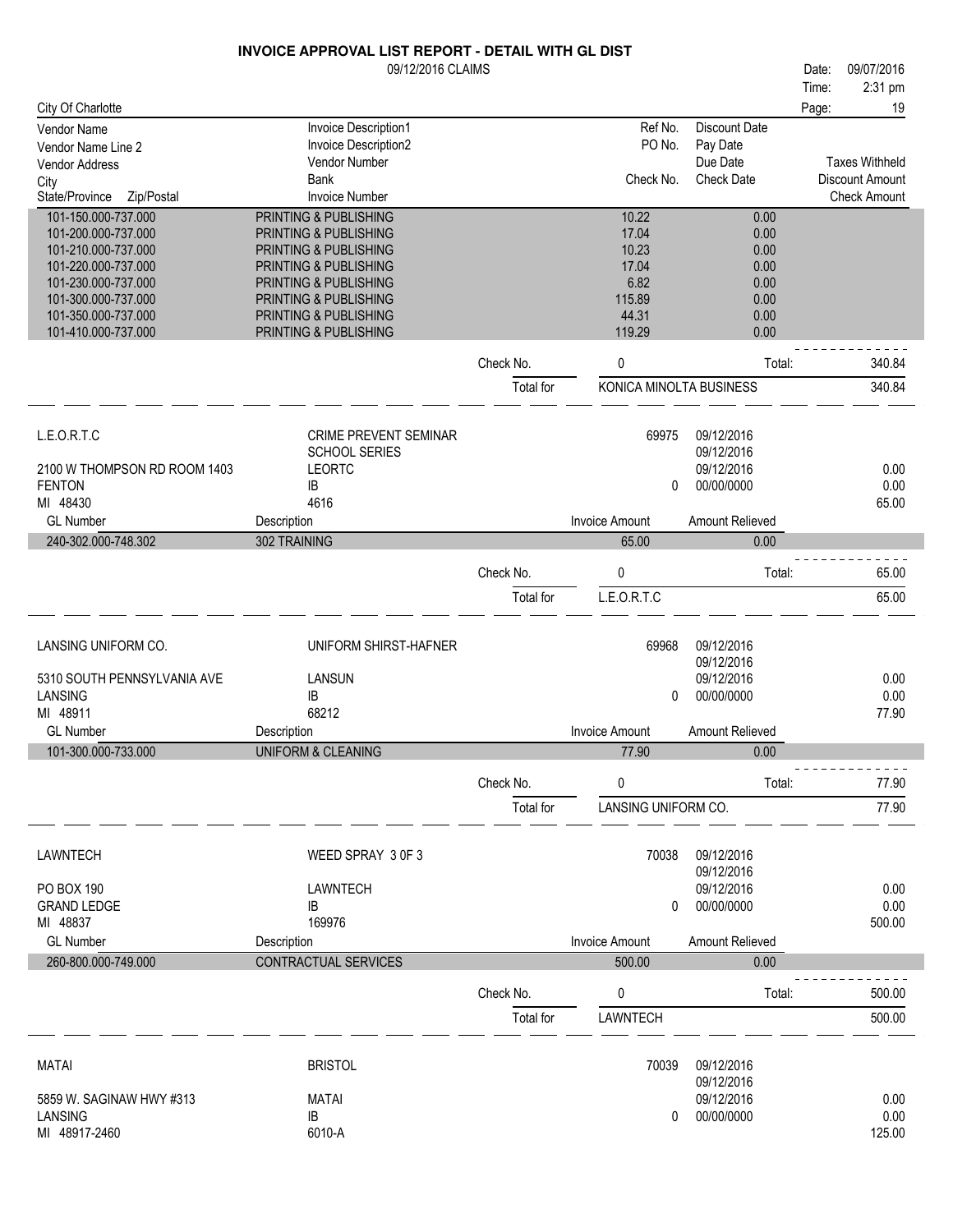# INVOICE APPROVAL LIST REPORT - DETAIL WITH GL DIST

09/12/2016 CLAIMS

Date: 09/07/2016
Time: 2:31 pm

City Of Charlotte

| Vendor Name | Invoice Description1 | Ref No. | Discount Date | |
|---|---|---|---|---|
| Vendor Name Line 2 | Invoice Description2 | PO No. | Pay Date | |
| Vendor Address | Vendor Number | | Due Date | Taxes Withheld |
| City | Bank | Check No. | Check Date | Discount Amount |
| State/Province Zip/Postal | Invoice Number | | | Check Amount |

| GL Number | Description | Invoice Amount | Amount Relieved |
|---|---|---|---|
| 101-150.000-737.000 | PRINTING & PUBLISHING | 10.22 | 0.00 |
| 101-200.000-737.000 | PRINTING & PUBLISHING | 17.04 | 0.00 |
| 101-210.000-737.000 | PRINTING & PUBLISHING | 10.23 | 0.00 |
| 101-220.000-737.000 | PRINTING & PUBLISHING | 17.04 | 0.00 |
| 101-230.000-737.000 | PRINTING & PUBLISHING | 6.82 | 0.00 |
| 101-300.000-737.000 | PRINTING & PUBLISHING | 115.89 | 0.00 |
| 101-350.000-737.000 | PRINTING & PUBLISHING | 44.31 | 0.00 |
| 101-410.000-737.000 | PRINTING & PUBLISHING | 119.29 | 0.00 |

Check No. 0 Total: 340.84

Total for KONICA MINOLTA BUSINESS 340.84

---

| | | | | |
|---|---|---|---|---|
| L.E.O.R.T.C | CRIME PREVENT SEMINAR | 69975 | 09/12/2016 | |
| | SCHOOL SERIES | | 09/12/2016 | |
| 2100 W THOMPSON RD ROOM 1403 | LEORTC | | 09/12/2016 | 0.00 |
| FENTON | IB | 0 | 00/00/0000 | 0.00 |
| MI 48430 | 4616 | | | 65.00 |

| GL Number | Description | Invoice Amount | Amount Relieved |
|---|---|---|---|
| 240-302.000-748.302 | 302 TRAINING | 65.00 | 0.00 |

Check No. 0 Total: 65.00

Total for L.E.O.R.T.C 65.00

---

| | | | | |
|---|---|---|---|---|
| LANSING UNIFORM CO. | UNIFORM SHIRST-HAFNER | 69968 | 09/12/2016 | |
| | | | 09/12/2016 | |
| 5310 SOUTH PENNSYLVANIA AVE | LANSUN | | 09/12/2016 | 0.00 |
| LANSING | IB | 0 | 00/00/0000 | 0.00 |
| MI 48911 | 68212 | | | 77.90 |

| GL Number | Description | Invoice Amount | Amount Relieved |
|---|---|---|---|
| 101-300.000-733.000 | UNIFORM & CLEANING | 77.90 | 0.00 |

Check No. 0 Total: 77.90

Total for LANSING UNIFORM CO. 77.90

---

| | | | | |
|---|---|---|---|---|
| LAWNTECH | WEED SPRAY 3 0F 3 | 70038 | 09/12/2016 | |
| | | | 09/12/2016 | |
| PO BOX 190 | LAWNTECH | | 09/12/2016 | 0.00 |
| GRAND LEDGE | IB | 0 | 00/00/0000 | 0.00 |
| MI 48837 | 169976 | | | 500.00 |

| GL Number | Description | Invoice Amount | Amount Relieved |
|---|---|---|---|
| 260-800.000-749.000 | CONTRACTUAL SERVICES | 500.00 | 0.00 |

Check No. 0 Total: 500.00

Total for LAWNTECH 500.00

---

| | | | | |
|---|---|---|---|---|
| MATAI | BRISTOL | 70039 | 09/12/2016 | |
| | | | 09/12/2016 | |
| 5859 W. SAGINAW HWY #313 | MATAI | | 09/12/2016 | 0.00 |
| LANSING | IB | 0 | 00/00/0000 | 0.00 |
| MI 48917-2460 | 6010-A | | | 125.00 |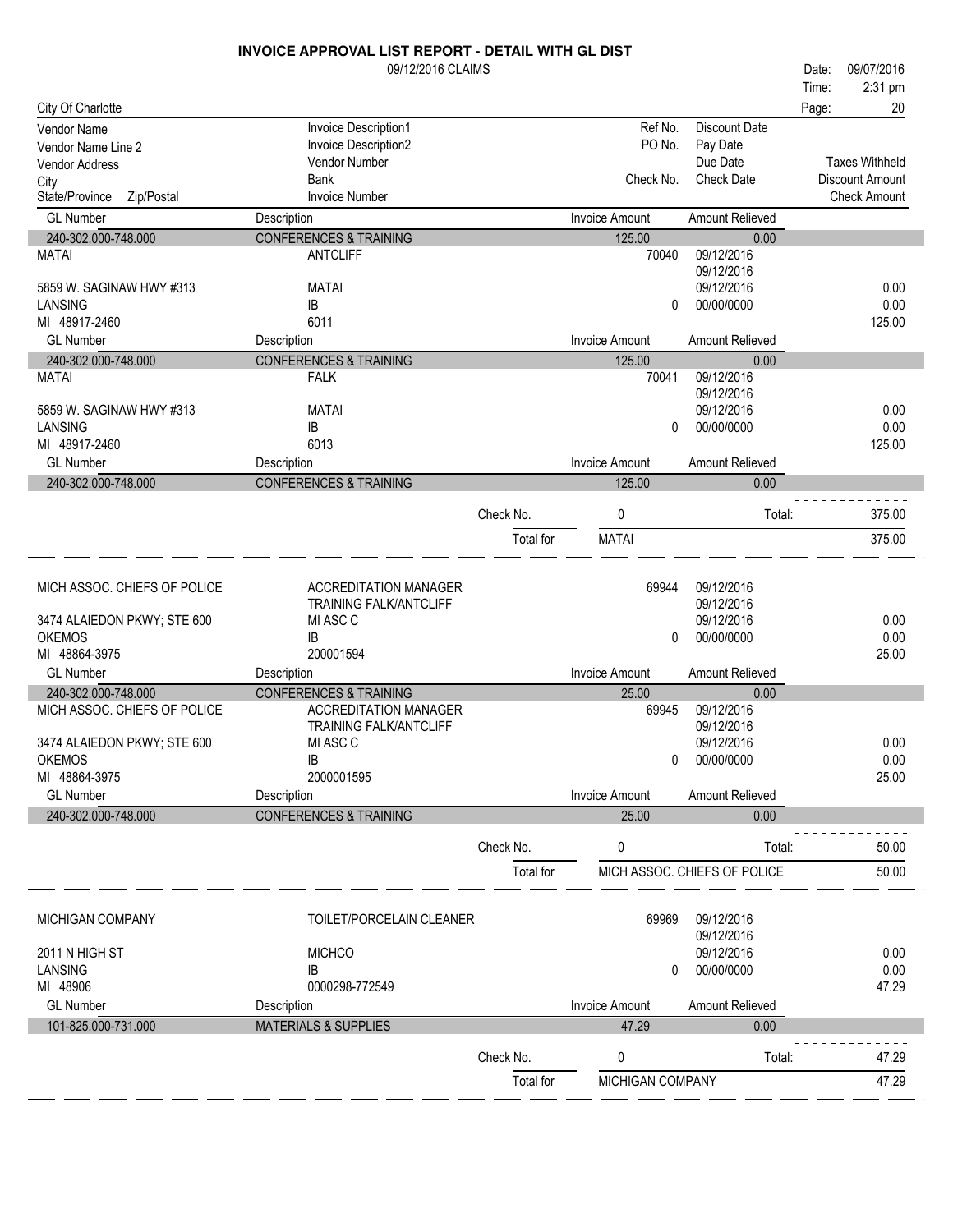# INVOICE APPROVAL LIST REPORT - DETAIL WITH GL DIST

09/12/2016 CLAIMS

Date: 09/07/2016
Time: 2:31 pm

City Of Charlotte

| Vendor Name / Vendor Name Line 2 / Vendor Address / City / State/Province Zip/Postal | Invoice Description1 / Invoice Description2 / Vendor Number / Bank / Invoice Number | Ref No. / PO No. / Check No. | Discount Date / Pay Date / Due Date / Check Date | Taxes Withheld / Discount Amount / Check Amount |
|---|---|---|---|---|
| GL Number | Description | Invoice Amount | Amount Relieved | |
| 240-302.000-748.000 | CONFERENCES & TRAINING | 125.00 | 0.00 | |
| MATAI | ANTCLIFF | 70040 | 09/12/2016 | |
| | | | 09/12/2016 | |
| 5859 W. SAGINAW HWY #313 | MATAI | | 09/12/2016 | 0.00 |
| LANSING | IB | 0 | 00/00/0000 | 0.00 |
| MI 48917-2460 | 6011 | | | 125.00 |
| GL Number | Description | Invoice Amount | Amount Relieved | |
| 240-302.000-748.000 | CONFERENCES & TRAINING | 125.00 | 0.00 | |
| MATAI | FALK | 70041 | 09/12/2016 | |
| | | | 09/12/2016 | |
| 5859 W. SAGINAW HWY #313 | MATAI | | 09/12/2016 | 0.00 |
| LANSING | IB | 0 | 00/00/0000 | 0.00 |
| MI 48917-2460 | 6013 | | | 125.00 |
| GL Number | Description | Invoice Amount | Amount Relieved | |
| 240-302.000-748.000 | CONFERENCES & TRAINING | 125.00 | 0.00 | |

| | | | |
|---|---|---|---|
| Check No. | 0 | Total: | 375.00 |
| Total for | MATAI | | 375.00 |

| | | | | |
|---|---|---|---|---|
| MICH ASSOC. CHIEFS OF POLICE | ACCREDITATION MANAGER | 69944 | 09/12/2016 | |
| | TRAINING FALK/ANTCLIFF | | 09/12/2016 | |
| 3474 ALAIEDON PKWY; STE 600 | MI ASC C | | 09/12/2016 | 0.00 |
| OKEMOS | IB | 0 | 00/00/0000 | 0.00 |
| MI 48864-3975 | 200001594 | | | 25.00 |
| GL Number | Description | Invoice Amount | Amount Relieved | |
| 240-302.000-748.000 | CONFERENCES & TRAINING | 25.00 | 0.00 | |
| MICH ASSOC. CHIEFS OF POLICE | ACCREDITATION MANAGER | 69945 | 09/12/2016 | |
| | TRAINING FALK/ANTCLIFF | | 09/12/2016 | |
| 3474 ALAIEDON PKWY; STE 600 | MI ASC C | | 09/12/2016 | 0.00 |
| OKEMOS | IB | 0 | 00/00/0000 | 0.00 |
| MI 48864-3975 | 2000001595 | | | 25.00 |
| GL Number | Description | Invoice Amount | Amount Relieved | |
| 240-302.000-748.000 | CONFERENCES & TRAINING | 25.00 | 0.00 | |

| | | | |
|---|---|---|---|
| Check No. | 0 | Total: | 50.00 |
| Total for | MICH ASSOC. CHIEFS OF POLICE | | 50.00 |

| | | | | |
|---|---|---|---|---|
| MICHIGAN COMPANY | TOILET/PORCELAIN CLEANER | 69969 | 09/12/2016 | |
| | | | 09/12/2016 | |
| 2011 N HIGH ST | MICHCO | | 09/12/2016 | 0.00 |
| LANSING | IB | 0 | 00/00/0000 | 0.00 |
| MI 48906 | 0000298-772549 | | | 47.29 |
| GL Number | Description | Invoice Amount | Amount Relieved | |
| 101-825.000-731.000 | MATERIALS & SUPPLIES | 47.29 | 0.00 | |

| | | | |
|---|---|---|---|
| Check No. | 0 | Total: | 47.29 |
| Total for | MICHIGAN COMPANY | | 47.29 |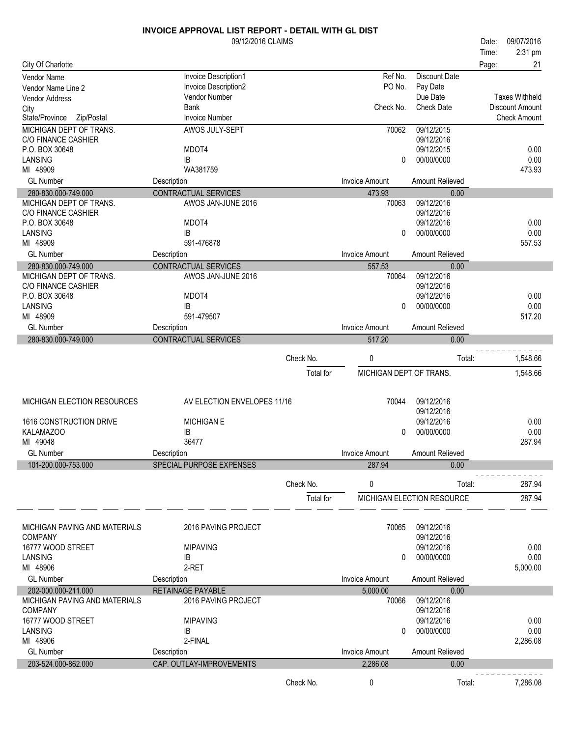# INVOICE APPROVAL LIST REPORT - DETAIL WITH GL DIST

09/12/2016 CLAIMS

Date: 09/07/2016
Time: 2:31 pm
City Of Charlotte
Page: 21

| Vendor Name / Vendor Name Line 2 / Vendor Address / City / State/Province Zip/Postal | Invoice Description1 / Invoice Description2 / Vendor Number / Bank / Invoice Number | Ref No. / PO No. / Check No. | Discount Date / Pay Date / Due Date / Check Date | Taxes Withheld / Discount Amount / Check Amount |
|---|---|---|---|---|
| MICHIGAN DEPT OF TRANS. | AWOS JULY-SEPT | 70062 | 09/12/2015 | |
| C/O FINANCE CASHIER | | | 09/12/2016 | |
| P.O. BOX 30648 | MDOT4 | | 09/12/2015 | 0.00 |
| LANSING | IB | 0 | 00/00/0000 | 0.00 |
| MI 48909 | WA381759 | | | 473.93 |
| **GL Number** | **Description** | **Invoice Amount** | **Amount Relieved** | |
| 280-830.000-749.000 | CONTRACTUAL SERVICES | 473.93 | 0.00 | |
| MICHIGAN DEPT OF TRANS. | AWOS JAN-JUNE 2016 | 70063 | 09/12/2016 | |
| C/O FINANCE CASHIER | | | 09/12/2016 | |
| P.O. BOX 30648 | MDOT4 | | 09/12/2016 | 0.00 |
| LANSING | IB | 0 | 00/00/0000 | 0.00 |
| MI 48909 | 591-476878 | | | 557.53 |
| **GL Number** | **Description** | **Invoice Amount** | **Amount Relieved** | |
| 280-830.000-749.000 | CONTRACTUAL SERVICES | 557.53 | 0.00 | |
| MICHIGAN DEPT OF TRANS. | AWOS JAN-JUNE 2016 | 70064 | 09/12/2016 | |
| C/O FINANCE CASHIER | | | 09/12/2016 | |
| P.O. BOX 30648 | MDOT4 | | 09/12/2016 | 0.00 |
| LANSING | IB | 0 | 00/00/0000 | 0.00 |
| MI 48909 | 591-479507 | | | 517.20 |
| **GL Number** | **Description** | **Invoice Amount** | **Amount Relieved** | |
| 280-830.000-749.000 | CONTRACTUAL SERVICES | 517.20 | 0.00 | |
| | Check No. | 0 | Total: | 1,548.66 |
| | Total for | MICHIGAN DEPT OF TRANS. | | 1,548.66 |

| Vendor Name / Vendor Name Line 2 / Vendor Address / City / State/Province Zip/Postal | Invoice Description1 / Invoice Description2 / Vendor Number / Bank / Invoice Number | Ref No. / PO No. / Check No. | Discount Date / Pay Date / Due Date / Check Date | Taxes Withheld / Discount Amount / Check Amount |
|---|---|---|---|---|
| MICHIGAN ELECTION RESOURCES | AV ELECTION ENVELOPES 11/16 | 70044 | 09/12/2016 | |
| | | | 09/12/2016 | |
| 1616 CONSTRUCTION DRIVE | MICHIGAN E | | 09/12/2016 | 0.00 |
| KALAMAZOO | IB | 0 | 00/00/0000 | 0.00 |
| MI 49048 | 36477 | | | 287.94 |
| **GL Number** | **Description** | **Invoice Amount** | **Amount Relieved** | |
| 101-200.000-753.000 | SPECIAL PURPOSE EXPENSES | 287.94 | 0.00 | |
| | Check No. | 0 | Total: | 287.94 |
| | Total for | MICHIGAN ELECTION RESOURCE | | 287.94 |

| Vendor Name / Vendor Name Line 2 / Vendor Address / City / State/Province Zip/Postal | Invoice Description1 / Invoice Description2 / Vendor Number / Bank / Invoice Number | Ref No. / PO No. / Check No. | Discount Date / Pay Date / Due Date / Check Date | Taxes Withheld / Discount Amount / Check Amount |
|---|---|---|---|---|
| MICHIGAN PAVING AND MATERIALS | 2016 PAVING PROJECT | 70065 | 09/12/2016 | |
| COMPANY | | | 09/12/2016 | |
| 16777 WOOD STREET | MIPAVING | | 09/12/2016 | 0.00 |
| LANSING | IB | 0 | 00/00/0000 | 0.00 |
| MI 48906 | 2-RET | | | 5,000.00 |
| **GL Number** | **Description** | **Invoice Amount** | **Amount Relieved** | |
| 202-000.000-211.000 | RETAINAGE PAYABLE | 5,000.00 | 0.00 | |
| MICHIGAN PAVING AND MATERIALS | 2016 PAVING PROJECT | 70066 | 09/12/2016 | |
| COMPANY | | | 09/12/2016 | |
| 16777 WOOD STREET | MIPAVING | | 09/12/2016 | 0.00 |
| LANSING | IB | 0 | 00/00/0000 | 0.00 |
| MI 48906 | 2-FINAL | | | 2,286.08 |
| **GL Number** | **Description** | **Invoice Amount** | **Amount Relieved** | |
| 203-524.000-862.000 | CAP. OUTLAY-IMPROVEMENTS | 2,286.08 | 0.00 | |
| | Check No. | 0 | Total: | 7,286.08 |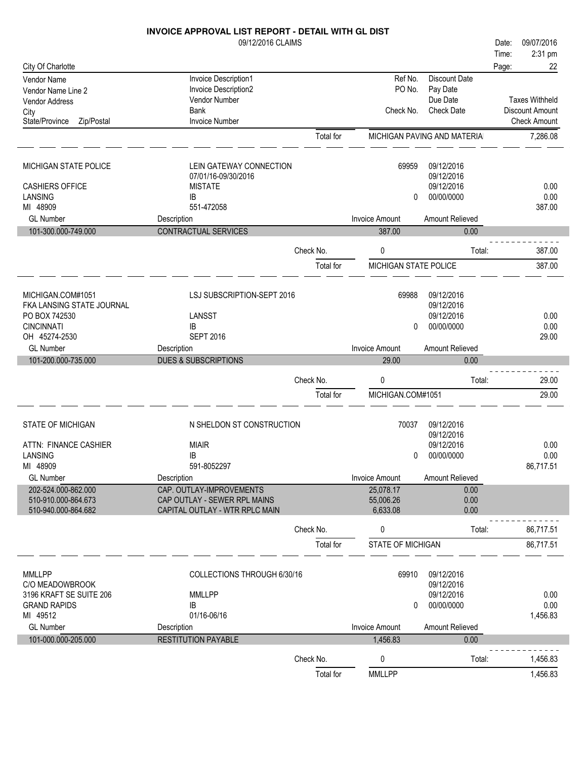# INVOICE APPROVAL LIST REPORT - DETAIL WITH GL DIST

09/12/2016 CLAIMS

Date: 09/07/2016
Time: 2:31 pm

City Of Charlotte

| Vendor Name / Vendor Name Line 2 / Vendor Address / City / State/Province Zip/Postal | Invoice Description1 / Invoice Description2 / Vendor Number / Bank / Invoice Number | Ref No. / PO No. / Check No. | Discount Date / Pay Date / Due Date / Check Date | Taxes Withheld / Discount Amount / Check Amount |
|---|---|---|---|---|

Total for MICHIGAN PAVING AND MATERIA 7,286.08

---

| | | | | |
|---|---|---|---|---|
| MICHIGAN STATE POLICE | LEIN GATEWAY CONNECTION | 69959 | 09/12/2016 | |
| | 07/01/16-09/30/2016 | | 09/12/2016 | |
| CASHIERS OFFICE | MISTATE | | 09/12/2016 | 0.00 |
| LANSING | IB | 0 | 00/00/0000 | 0.00 |
| MI 48909 | 551-472058 | | | 387.00 |

| GL Number | Description | Invoice Amount | Amount Relieved |
|---|---|---|---|
| 101-300.000-749.000 | CONTRACTUAL SERVICES | 387.00 | 0.00 |

Check No. 0 Total: 387.00

Total for MICHIGAN STATE POLICE 387.00

---

| | | | | |
|---|---|---|---|---|
| MICHIGAN.COM#1051 | LSJ SUBSCRIPTION-SEPT 2016 | 69988 | 09/12/2016 | |
| FKA LANSING STATE JOURNAL | | | 09/12/2016 | |
| PO BOX 742530 | LANSST | | 09/12/2016 | 0.00 |
| CINCINNATI | IB | 0 | 00/00/0000 | 0.00 |
| OH 45274-2530 | SEPT 2016 | | | 29.00 |

| GL Number | Description | Invoice Amount | Amount Relieved |
|---|---|---|---|
| 101-200.000-735.000 | DUES & SUBSCRIPTIONS | 29.00 | 0.00 |

Check No. 0 Total: 29.00

Total for MICHIGAN.COM#1051 29.00

---

| | | | | |
|---|---|---|---|---|
| STATE OF MICHIGAN | N SHELDON ST CONSTRUCTION | 70037 | 09/12/2016 | |
| | | | 09/12/2016 | |
| ATTN: FINANCE CASHIER | MIAIR | | 09/12/2016 | 0.00 |
| LANSING | IB | 0 | 00/00/0000 | 0.00 |
| MI 48909 | 591-8052297 | | | 86,717.51 |

| GL Number | Description | Invoice Amount | Amount Relieved |
|---|---|---|---|
| 202-524.000-862.000 | CAP. OUTLAY-IMPROVEMENTS | 25,078.17 | 0.00 |
| 510-910.000-864.673 | CAP OUTLAY - SEWER RPL MAINS | 55,006.26 | 0.00 |
| 510-940.000-864.682 | CAPITAL OUTLAY - WTR RPLC MAIN | 6,633.08 | 0.00 |

Check No. 0 Total: 86,717.51

Total for STATE OF MICHIGAN 86,717.51

---

| | | | | |
|---|---|---|---|---|
| MMLLPP | COLLECTIONS THROUGH 6/30/16 | 69910 | 09/12/2016 | |
| C/O MEADOWBROOK | | | 09/12/2016 | |
| 3196 KRAFT SE SUITE 206 | MMLLPP | | 09/12/2016 | 0.00 |
| GRAND RAPIDS | IB | 0 | 00/00/0000 | 0.00 |
| MI 49512 | 01/16-06/16 | | | 1,456.83 |

| GL Number | Description | Invoice Amount | Amount Relieved |
|---|---|---|---|
| 101-000.000-205.000 | RESTITUTION PAYABLE | 1,456.83 | 0.00 |

Check No. 0 Total: 1,456.83

Total for MMLLPP 1,456.83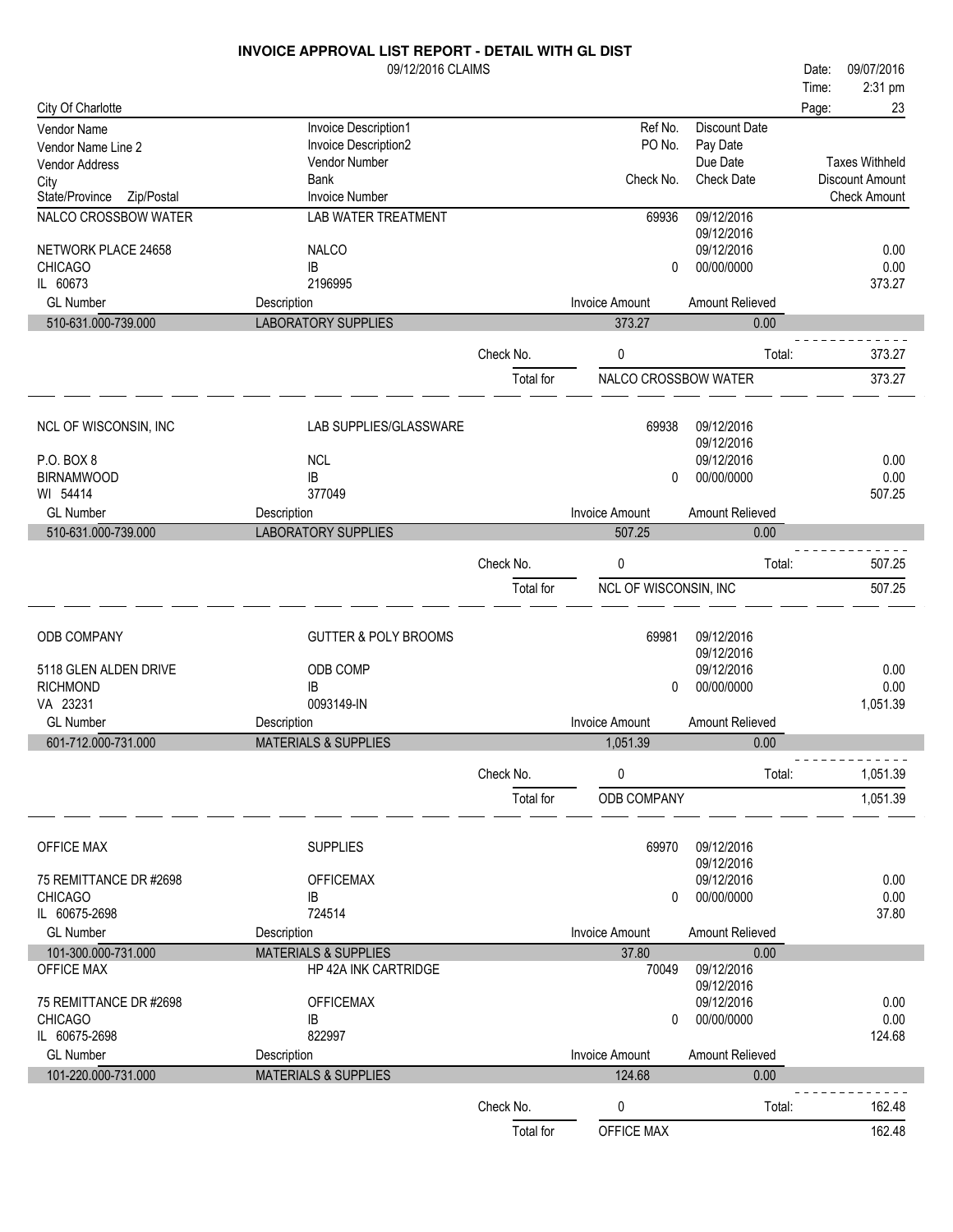# INVOICE APPROVAL LIST REPORT - DETAIL WITH GL DIST

09/12/2016 CLAIMS

Date: 09/07/2016
Time: 2:31 pm

City Of Charlotte

| Vendor Name / Vendor Name Line 2 / Vendor Address / City / State/Province Zip/Postal | Invoice Description1 / Invoice Description2 / Vendor Number / Bank / Invoice Number | Ref No. / PO No. / Check No. | Discount Date / Pay Date / Due Date / Check Date | Taxes Withheld / Discount Amount / Check Amount |
|---|---|---|---|---|
| NALCO CROSSBOW WATER | LAB WATER TREATMENT | 69936 | 09/12/2016 | |
| | | | 09/12/2016 | |
| NETWORK PLACE 24658 | NALCO | | 09/12/2016 | 0.00 |
| CHICAGO | IB | 0 | 00/00/0000 | 0.00 |
| IL 60673 | 2196995 | | | 373.27 |

| GL Number | Description | Invoice Amount | Amount Relieved |
|---|---|---|---|
| 510-631.000-739.000 | LABORATORY SUPPLIES | 373.27 | 0.00 |

Check No. 0 Total: 373.27

Total for NALCO CROSSBOW WATER 373.27

| Vendor | Description | Ref No. / Check No. | Dates | Amounts |
|---|---|---|---|---|
| NCL OF WISCONSIN, INC | LAB SUPPLIES/GLASSWARE | 69938 | 09/12/2016 | |
| | | | 09/12/2016 | |
| P.O. BOX 8 | NCL | | 09/12/2016 | 0.00 |
| BIRNAMWOOD | IB | 0 | 00/00/0000 | 0.00 |
| WI 54414 | 377049 | | | 507.25 |

| GL Number | Description | Invoice Amount | Amount Relieved |
|---|---|---|---|
| 510-631.000-739.000 | LABORATORY SUPPLIES | 507.25 | 0.00 |

Check No. 0 Total: 507.25

Total for NCL OF WISCONSIN, INC 507.25

| Vendor | Description | Ref No. / Check No. | Dates | Amounts |
|---|---|---|---|---|
| ODB COMPANY | GUTTER & POLY BROOMS | 69981 | 09/12/2016 | |
| | | | 09/12/2016 | |
| 5118 GLEN ALDEN DRIVE | ODB COMP | | 09/12/2016 | 0.00 |
| RICHMOND | IB | 0 | 00/00/0000 | 0.00 |
| VA 23231 | 0093149-IN | | | 1,051.39 |

| GL Number | Description | Invoice Amount | Amount Relieved |
|---|---|---|---|
| 601-712.000-731.000 | MATERIALS & SUPPLIES | 1,051.39 | 0.00 |

Check No. 0 Total: 1,051.39

Total for ODB COMPANY 1,051.39

| Vendor | Description | Ref No. / Check No. | Dates | Amounts |
|---|---|---|---|---|
| OFFICE MAX | SUPPLIES | 69970 | 09/12/2016 | |
| | | | 09/12/2016 | |
| 75 REMITTANCE DR #2698 | OFFICEMAX | | 09/12/2016 | 0.00 |
| CHICAGO | IB | 0 | 00/00/0000 | 0.00 |
| IL 60675-2698 | 724514 | | | 37.80 |

| GL Number | Description | Invoice Amount | Amount Relieved |
|---|---|---|---|
| 101-300.000-731.000 | MATERIALS & SUPPLIES | 37.80 | 0.00 |

| Vendor | Description | Ref No. / Check No. | Dates | Amounts |
|---|---|---|---|---|
| OFFICE MAX | HP 42A INK CARTRIDGE | 70049 | 09/12/2016 | |
| | | | 09/12/2016 | |
| 75 REMITTANCE DR #2698 | OFFICEMAX | | 09/12/2016 | 0.00 |
| CHICAGO | IB | 0 | 00/00/0000 | 0.00 |
| IL 60675-2698 | 822997 | | | 124.68 |

| GL Number | Description | Invoice Amount | Amount Relieved |
|---|---|---|---|
| 101-220.000-731.000 | MATERIALS & SUPPLIES | 124.68 | 0.00 |

Check No. 0 Total: 162.48

Total for OFFICE MAX 162.48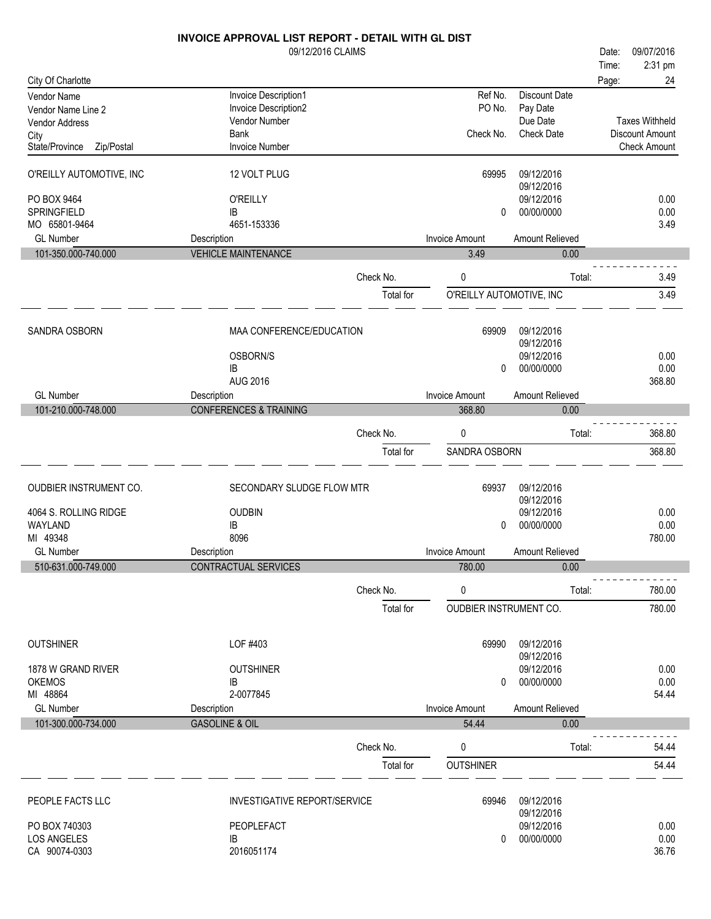# INVOICE APPROVAL LIST REPORT - DETAIL WITH GL DIST

09/12/2016 CLAIMS

Date: 09/07/2016
Time: 2:31 pm

City Of Charlotte

| Vendor Name / Vendor Name Line 2 / Vendor Address / City / State/Province Zip/Postal | Invoice Description1 / Invoice Description2 / Vendor Number / Bank / Invoice Number | Ref No. / PO No. / Check No. | Discount Date / Pay Date / Due Date / Check Date | Taxes Withheld / Discount Amount / Check Amount |
|---|---|---|---|---|
| O'REILLY AUTOMOTIVE, INC | 12 VOLT PLUG | 69995 | 09/12/2016 | |
| | | | 09/12/2016 | |
| PO BOX 9464 | O'REILLY | | 09/12/2016 | 0.00 |
| SPRINGFIELD | IB | 0 | 00/00/0000 | 0.00 |
| MO 65801-9464 | 4651-153336 | | | 3.49 |

| GL Number | Description | Invoice Amount | Amount Relieved |
|---|---|---|---|
| 101-350.000-740.000 | VEHICLE MAINTENANCE | 3.49 | 0.00 |

Check No. 0 Total: 3.49

Total for O'REILLY AUTOMOTIVE, INC 3.49

| Vendor | Description | Ref No. / Check No. | Dates | Amounts |
|---|---|---|---|---|
| SANDRA OSBORN | MAA CONFERENCE/EDUCATION | 69909 | 09/12/2016 | |
| | | | 09/12/2016 | |
| | OSBORN/S | | 09/12/2016 | 0.00 |
| | IB | 0 | 00/00/0000 | 0.00 |
| | AUG 2016 | | | 368.80 |

| GL Number | Description | Invoice Amount | Amount Relieved |
|---|---|---|---|
| 101-210.000-748.000 | CONFERENCES & TRAINING | 368.80 | 0.00 |

Check No. 0 Total: 368.80

Total for SANDRA OSBORN 368.80

| Vendor | Description | Ref No. / Check No. | Dates | Amounts |
|---|---|---|---|---|
| OUDBIER INSTRUMENT CO. | SECONDARY SLUDGE FLOW MTR | 69937 | 09/12/2016 | |
| | | | 09/12/2016 | |
| 4064 S. ROLLING RIDGE | OUDBIN | | 09/12/2016 | 0.00 |
| WAYLAND | IB | 0 | 00/00/0000 | 0.00 |
| MI 49348 | 8096 | | | 780.00 |

| GL Number | Description | Invoice Amount | Amount Relieved |
|---|---|---|---|
| 510-631.000-749.000 | CONTRACTUAL SERVICES | 780.00 | 0.00 |

Check No. 0 Total: 780.00

Total for OUDBIER INSTRUMENT CO. 780.00

| Vendor | Description | Ref No. / Check No. | Dates | Amounts |
|---|---|---|---|---|
| OUTSHINER | LOF #403 | 69990 | 09/12/2016 | |
| | | | 09/12/2016 | |
| 1878 W GRAND RIVER | OUTSHINER | | 09/12/2016 | 0.00 |
| OKEMOS | IB | 0 | 00/00/0000 | 0.00 |
| MI 48864 | 2-0077845 | | | 54.44 |

| GL Number | Description | Invoice Amount | Amount Relieved |
|---|---|---|---|
| 101-300.000-734.000 | GASOLINE & OIL | 54.44 | 0.00 |

Check No. 0 Total: 54.44

Total for OUTSHINER 54.44

| Vendor | Description | Ref No. / Check No. | Dates | Amounts |
|---|---|---|---|---|
| PEOPLE FACTS LLC | INVESTIGATIVE REPORT/SERVICE | 69946 | 09/12/2016 | |
| | | | 09/12/2016 | |
| PO BOX 740303 | PEOPLEFACT | | 09/12/2016 | 0.00 |
| LOS ANGELES | IB | 0 | 00/00/0000 | 0.00 |
| CA 90074-0303 | 2016051174 | | | 36.76 |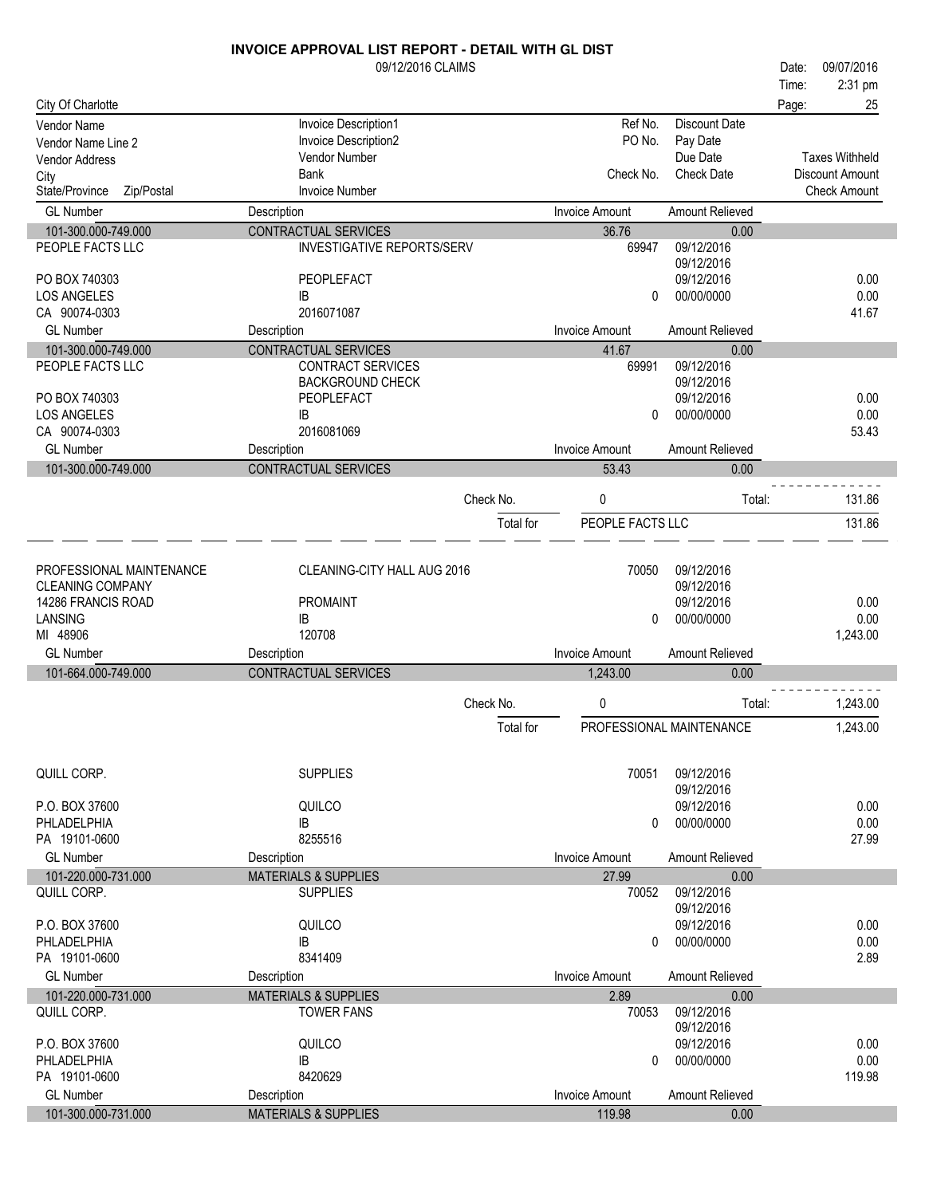# INVOICE APPROVAL LIST REPORT - DETAIL WITH GL DIST

09/12/2016 CLAIMS

Date: 09/07/2016
Time: 2:31 pm

City Of Charlotte

| Vendor Name / Vendor Name Line 2 / Vendor Address / City / State/Province Zip/Postal | Invoice Description1 / Invoice Description2 / Vendor Number / Bank / Invoice Number | Ref No. / PO No. / Check No. | Discount Date / Pay Date / Due Date / Check Date | Taxes Withheld / Discount Amount / Check Amount |
|---|---|---|---|---|
| **GL Number** | **Description** | **Invoice Amount** | **Amount Relieved** | |
| 101-300.000-749.000 | CONTRACTUAL SERVICES | 36.76 | 0.00 | |
| PEOPLE FACTS LLC | INVESTIGATIVE REPORTS/SERV | 69947 | 09/12/2016 | |
| | | | 09/12/2016 | |
| PO BOX 740303 | PEOPLEFACT | | 09/12/2016 | 0.00 |
| LOS ANGELES | IB | 0 | 00/00/0000 | 0.00 |
| CA 90074-0303 | 2016071087 | | | 41.67 |
| **GL Number** | **Description** | **Invoice Amount** | **Amount Relieved** | |
| 101-300.000-749.000 | CONTRACTUAL SERVICES | 41.67 | 0.00 | |
| PEOPLE FACTS LLC | CONTRACT SERVICES | 69991 | 09/12/2016 | |
| | BACKGROUND CHECK | | 09/12/2016 | |
| PO BOX 740303 | PEOPLEFACT | | 09/12/2016 | 0.00 |
| LOS ANGELES | IB | 0 | 00/00/0000 | 0.00 |
| CA 90074-0303 | 2016081069 | | | 53.43 |
| **GL Number** | **Description** | **Invoice Amount** | **Amount Relieved** | |
| 101-300.000-749.000 | CONTRACTUAL SERVICES | 53.43 | 0.00 | |
| | Check No. | 0 | Total: | 131.86 |
| | Total for | PEOPLE FACTS LLC | | 131.86 |
| PROFESSIONAL MAINTENANCE | CLEANING-CITY HALL AUG 2016 | 70050 | 09/12/2016 | |
| CLEANING COMPANY | | | 09/12/2016 | |
| 14286 FRANCIS ROAD | PROMAINT | | 09/12/2016 | 0.00 |
| LANSING | IB | 0 | 00/00/0000 | 0.00 |
| MI 48906 | 120708 | | | 1,243.00 |
| **GL Number** | **Description** | **Invoice Amount** | **Amount Relieved** | |
| 101-664.000-749.000 | CONTRACTUAL SERVICES | 1,243.00 | 0.00 | |
| | Check No. | 0 | Total: | 1,243.00 |
| | Total for | PROFESSIONAL MAINTENANCE | | 1,243.00 |
| QUILL CORP. | SUPPLIES | 70051 | 09/12/2016 | |
| | | | 09/12/2016 | |
| P.O. BOX 37600 | QUILCO | | 09/12/2016 | 0.00 |
| PHLADELPHIA | IB | 0 | 00/00/0000 | 0.00 |
| PA 19101-0600 | 8255516 | | | 27.99 |
| **GL Number** | **Description** | **Invoice Amount** | **Amount Relieved** | |
| 101-220.000-731.000 | MATERIALS & SUPPLIES | 27.99 | 0.00 | |
| QUILL CORP. | SUPPLIES | 70052 | 09/12/2016 | |
| | | | 09/12/2016 | |
| P.O. BOX 37600 | QUILCO | | 09/12/2016 | 0.00 |
| PHLADELPHIA | IB | 0 | 00/00/0000 | 0.00 |
| PA 19101-0600 | 8341409 | | | 2.89 |
| **GL Number** | **Description** | **Invoice Amount** | **Amount Relieved** | |
| 101-220.000-731.000 | MATERIALS & SUPPLIES | 2.89 | 0.00 | |
| QUILL CORP. | TOWER FANS | 70053 | 09/12/2016 | |
| | | | 09/12/2016 | |
| P.O. BOX 37600 | QUILCO | | 09/12/2016 | 0.00 |
| PHLADELPHIA | IB | 0 | 00/00/0000 | 0.00 |
| PA 19101-0600 | 8420629 | | | 119.98 |
| **GL Number** | **Description** | **Invoice Amount** | **Amount Relieved** | |
| 101-300.000-731.000 | MATERIALS & SUPPLIES | 119.98 | 0.00 | |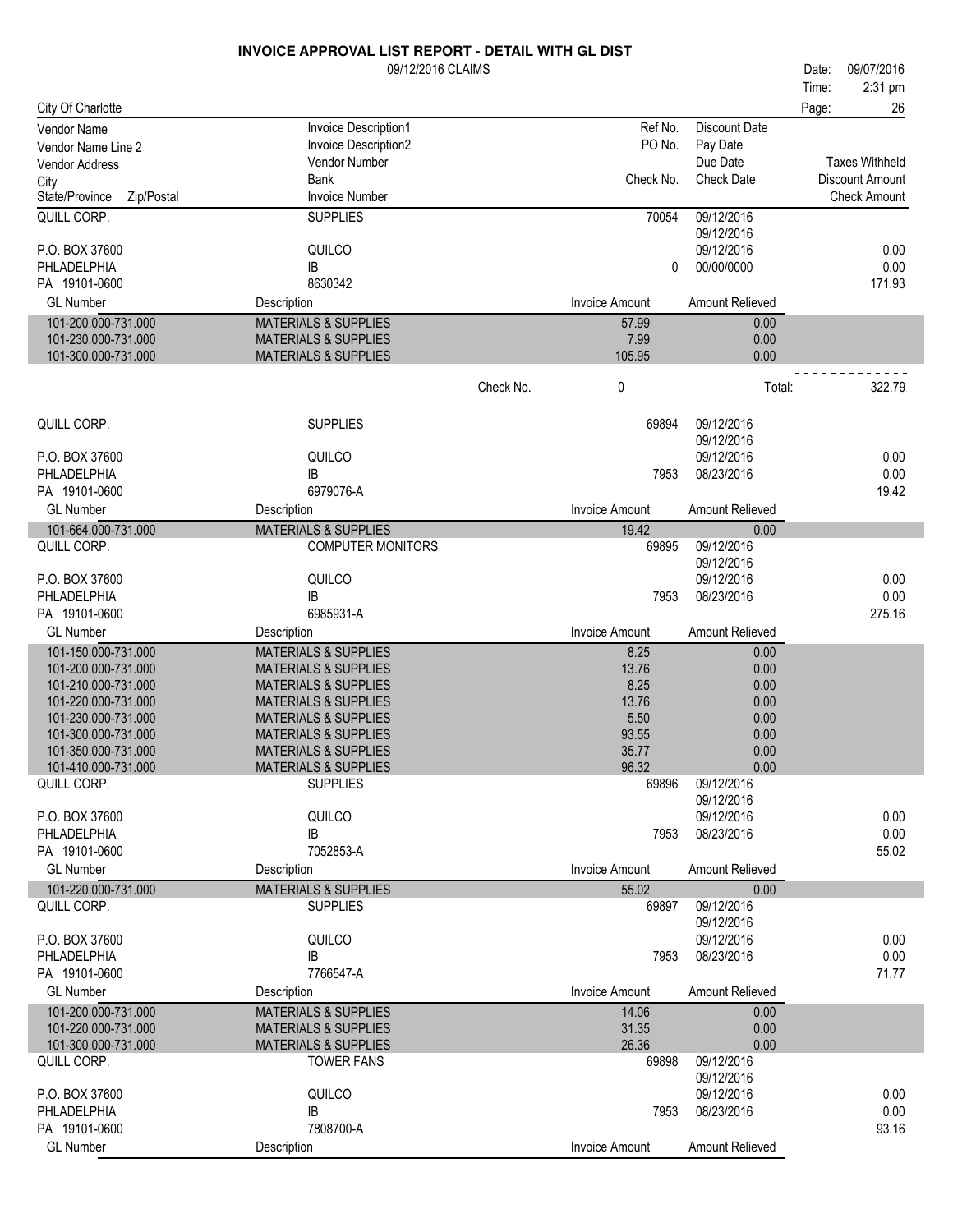# INVOICE APPROVAL LIST REPORT - DETAIL WITH GL DIST

09/12/2016 CLAIMS

Date: 09/07/2016
Time: 2:31 pm

City Of Charlotte

| Vendor Name | Invoice Description1 | Ref No. | Discount Date | |
|---|---|---|---|---|
| Vendor Name Line 2 | Invoice Description2 | PO No. | Pay Date | |
| Vendor Address | Vendor Number | | Due Date | Taxes Withheld |
| City | Bank | Check No. | Check Date | Discount Amount |
| State/Province Zip/Postal | Invoice Number | | | Check Amount |

| | | | | |
|---|---|---|---|---|
| QUILL CORP. | SUPPLIES | 70054 | 09/12/2016 | |
| | | | 09/12/2016 | |
| P.O. BOX 37600 | QUILCO | | 09/12/2016 | 0.00 |
| PHLADELPHIA | IB | 0 | 00/00/0000 | 0.00 |
| PA 19101-0600 | 8630342 | | | 171.93 |

| GL Number | Description | Invoice Amount | Amount Relieved |
|---|---|---|---|
| 101-200.000-731.000 | MATERIALS & SUPPLIES | 57.99 | 0.00 |
| 101-230.000-731.000 | MATERIALS & SUPPLIES | 7.99 | 0.00 |
| 101-300.000-731.000 | MATERIALS & SUPPLIES | 105.95 | 0.00 |

Check No. 0 Total: 322.79

| | | | | |
|---|---|---|---|---|
| QUILL CORP. | SUPPLIES | 69894 | 09/12/2016 | |
| | | | 09/12/2016 | |
| P.O. BOX 37600 | QUILCO | | 09/12/2016 | 0.00 |
| PHLADELPHIA | IB | 7953 | 08/23/2016 | 0.00 |
| PA 19101-0600 | 6979076-A | | | 19.42 |

| GL Number | Description | Invoice Amount | Amount Relieved |
|---|---|---|---|
| 101-664.000-731.000 | MATERIALS & SUPPLIES | 19.42 | 0.00 |

| | | | | |
|---|---|---|---|---|
| QUILL CORP. | COMPUTER MONITORS | 69895 | 09/12/2016 | |
| | | | 09/12/2016 | |
| P.O. BOX 37600 | QUILCO | | 09/12/2016 | 0.00 |
| PHLADELPHIA | IB | 7953 | 08/23/2016 | 0.00 |
| PA 19101-0600 | 6985931-A | | | 275.16 |

| GL Number | Description | Invoice Amount | Amount Relieved |
|---|---|---|---|
| 101-150.000-731.000 | MATERIALS & SUPPLIES | 8.25 | 0.00 |
| 101-200.000-731.000 | MATERIALS & SUPPLIES | 13.76 | 0.00 |
| 101-210.000-731.000 | MATERIALS & SUPPLIES | 8.25 | 0.00 |
| 101-220.000-731.000 | MATERIALS & SUPPLIES | 13.76 | 0.00 |
| 101-230.000-731.000 | MATERIALS & SUPPLIES | 5.50 | 0.00 |
| 101-300.000-731.000 | MATERIALS & SUPPLIES | 93.55 | 0.00 |
| 101-350.000-731.000 | MATERIALS & SUPPLIES | 35.77 | 0.00 |
| 101-410.000-731.000 | MATERIALS & SUPPLIES | 96.32 | 0.00 |

| | | | | |
|---|---|---|---|---|
| QUILL CORP. | SUPPLIES | 69896 | 09/12/2016 | |
| | | | 09/12/2016 | |
| P.O. BOX 37600 | QUILCO | | 09/12/2016 | 0.00 |
| PHLADELPHIA | IB | 7953 | 08/23/2016 | 0.00 |
| PA 19101-0600 | 7052853-A | | | 55.02 |

| GL Number | Description | Invoice Amount | Amount Relieved |
|---|---|---|---|
| 101-220.000-731.000 | MATERIALS & SUPPLIES | 55.02 | 0.00 |

| | | | | |
|---|---|---|---|---|
| QUILL CORP. | SUPPLIES | 69897 | 09/12/2016 | |
| | | | 09/12/2016 | |
| P.O. BOX 37600 | QUILCO | | 09/12/2016 | 0.00 |
| PHLADELPHIA | IB | 7953 | 08/23/2016 | 0.00 |
| PA 19101-0600 | 7766547-A | | | 71.77 |

| GL Number | Description | Invoice Amount | Amount Relieved |
|---|---|---|---|
| 101-200.000-731.000 | MATERIALS & SUPPLIES | 14.06 | 0.00 |
| 101-220.000-731.000 | MATERIALS & SUPPLIES | 31.35 | 0.00 |
| 101-300.000-731.000 | MATERIALS & SUPPLIES | 26.36 | 0.00 |

| | | | | |
|---|---|---|---|---|
| QUILL CORP. | TOWER FANS | 69898 | 09/12/2016 | |
| | | | 09/12/2016 | |
| P.O. BOX 37600 | QUILCO | | 09/12/2016 | 0.00 |
| PHLADELPHIA | IB | 7953 | 08/23/2016 | 0.00 |
| PA 19101-0600 | 7808700-A | | | 93.16 |

| GL Number | Description | Invoice Amount | Amount Relieved |
|---|---|---|---|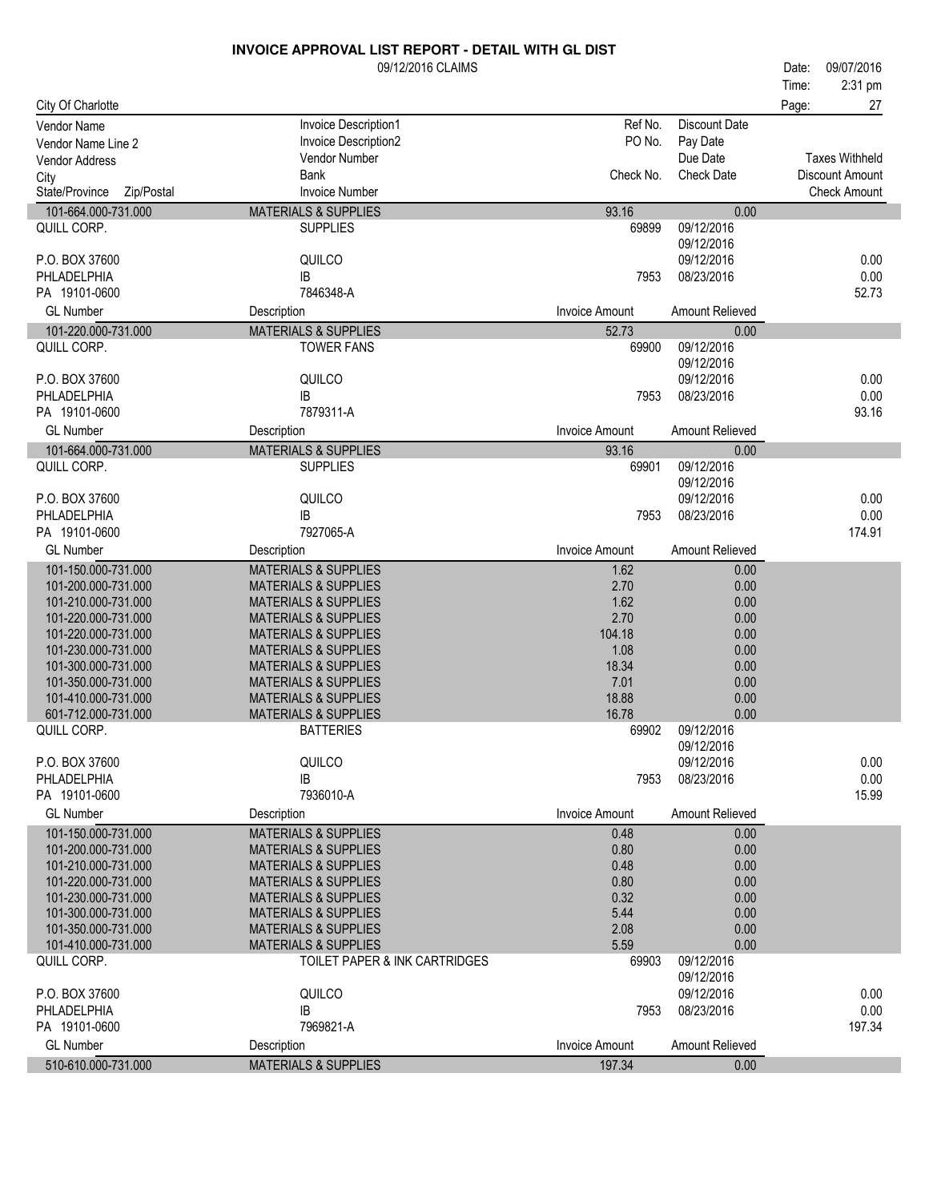# INVOICE APPROVAL LIST REPORT - DETAIL WITH GL DIST

09/12/2016 CLAIMS

Date: 09/07/2016
Time: 2:31 pm

City Of Charlotte

| Vendor Name / Vendor Name Line 2 / Vendor Address / City / State/Province Zip/Postal | Invoice Description1 / Invoice Description2 / Vendor Number / Bank / Invoice Number | Ref No. / PO No. / Check No. | Discount Date / Pay Date / Due Date / Check Date | Taxes Withheld / Discount Amount / Check Amount |
|---|---|---|---|---|
| 101-664.000-731.000 | MATERIALS & SUPPLIES | 93.16 | 0.00 | |
| QUILL CORP. | SUPPLIES | 69899 | 09/12/2016 | |
| | | | 09/12/2016 | |
| P.O. BOX 37600 | QUILCO | | 09/12/2016 | 0.00 |
| PHLADELPHIA | IB | 7953 | 08/23/2016 | 0.00 |
| PA 19101-0600 | 7846348-A | | | 52.73 |
| **GL Number** | **Description** | **Invoice Amount** | **Amount Relieved** | |
| 101-220.000-731.000 | MATERIALS & SUPPLIES | 52.73 | 0.00 | |
| QUILL CORP. | TOWER FANS | 69900 | 09/12/2016 | |
| | | | 09/12/2016 | |
| P.O. BOX 37600 | QUILCO | | 09/12/2016 | 0.00 |
| PHLADELPHIA | IB | 7953 | 08/23/2016 | 0.00 |
| PA 19101-0600 | 7879311-A | | | 93.16 |
| **GL Number** | **Description** | **Invoice Amount** | **Amount Relieved** | |
| 101-664.000-731.000 | MATERIALS & SUPPLIES | 93.16 | 0.00 | |
| QUILL CORP. | SUPPLIES | 69901 | 09/12/2016 | |
| | | | 09/12/2016 | |
| P.O. BOX 37600 | QUILCO | | 09/12/2016 | 0.00 |
| PHLADELPHIA | IB | 7953 | 08/23/2016 | 0.00 |
| PA 19101-0600 | 7927065-A | | | 174.91 |
| **GL Number** | **Description** | **Invoice Amount** | **Amount Relieved** | |
| 101-150.000-731.000 | MATERIALS & SUPPLIES | 1.62 | 0.00 | |
| 101-200.000-731.000 | MATERIALS & SUPPLIES | 2.70 | 0.00 | |
| 101-210.000-731.000 | MATERIALS & SUPPLIES | 1.62 | 0.00 | |
| 101-220.000-731.000 | MATERIALS & SUPPLIES | 2.70 | 0.00 | |
| 101-220.000-731.000 | MATERIALS & SUPPLIES | 104.18 | 0.00 | |
| 101-230.000-731.000 | MATERIALS & SUPPLIES | 1.08 | 0.00 | |
| 101-300.000-731.000 | MATERIALS & SUPPLIES | 18.34 | 0.00 | |
| 101-350.000-731.000 | MATERIALS & SUPPLIES | 7.01 | 0.00 | |
| 101-410.000-731.000 | MATERIALS & SUPPLIES | 18.88 | 0.00 | |
| 601-712.000-731.000 | MATERIALS & SUPPLIES | 16.78 | 0.00 | |
| QUILL CORP. | BATTERIES | 69902 | 09/12/2016 | |
| | | | 09/12/2016 | |
| P.O. BOX 37600 | QUILCO | | 09/12/2016 | 0.00 |
| PHLADELPHIA | IB | 7953 | 08/23/2016 | 0.00 |
| PA 19101-0600 | 7936010-A | | | 15.99 |
| **GL Number** | **Description** | **Invoice Amount** | **Amount Relieved** | |
| 101-150.000-731.000 | MATERIALS & SUPPLIES | 0.48 | 0.00 | |
| 101-200.000-731.000 | MATERIALS & SUPPLIES | 0.80 | 0.00 | |
| 101-210.000-731.000 | MATERIALS & SUPPLIES | 0.48 | 0.00 | |
| 101-220.000-731.000 | MATERIALS & SUPPLIES | 0.80 | 0.00 | |
| 101-230.000-731.000 | MATERIALS & SUPPLIES | 0.32 | 0.00 | |
| 101-300.000-731.000 | MATERIALS & SUPPLIES | 5.44 | 0.00 | |
| 101-350.000-731.000 | MATERIALS & SUPPLIES | 2.08 | 0.00 | |
| 101-410.000-731.000 | MATERIALS & SUPPLIES | 5.59 | 0.00 | |
| QUILL CORP. | TOILET PAPER & INK CARTRIDGES | 69903 | 09/12/2016 | |
| | | | 09/12/2016 | |
| P.O. BOX 37600 | QUILCO | | 09/12/2016 | 0.00 |
| PHLADELPHIA | IB | 7953 | 08/23/2016 | 0.00 |
| PA 19101-0600 | 7969821-A | | | 197.34 |
| **GL Number** | **Description** | **Invoice Amount** | **Amount Relieved** | |
| 510-610.000-731.000 | MATERIALS & SUPPLIES | 197.34 | 0.00 | |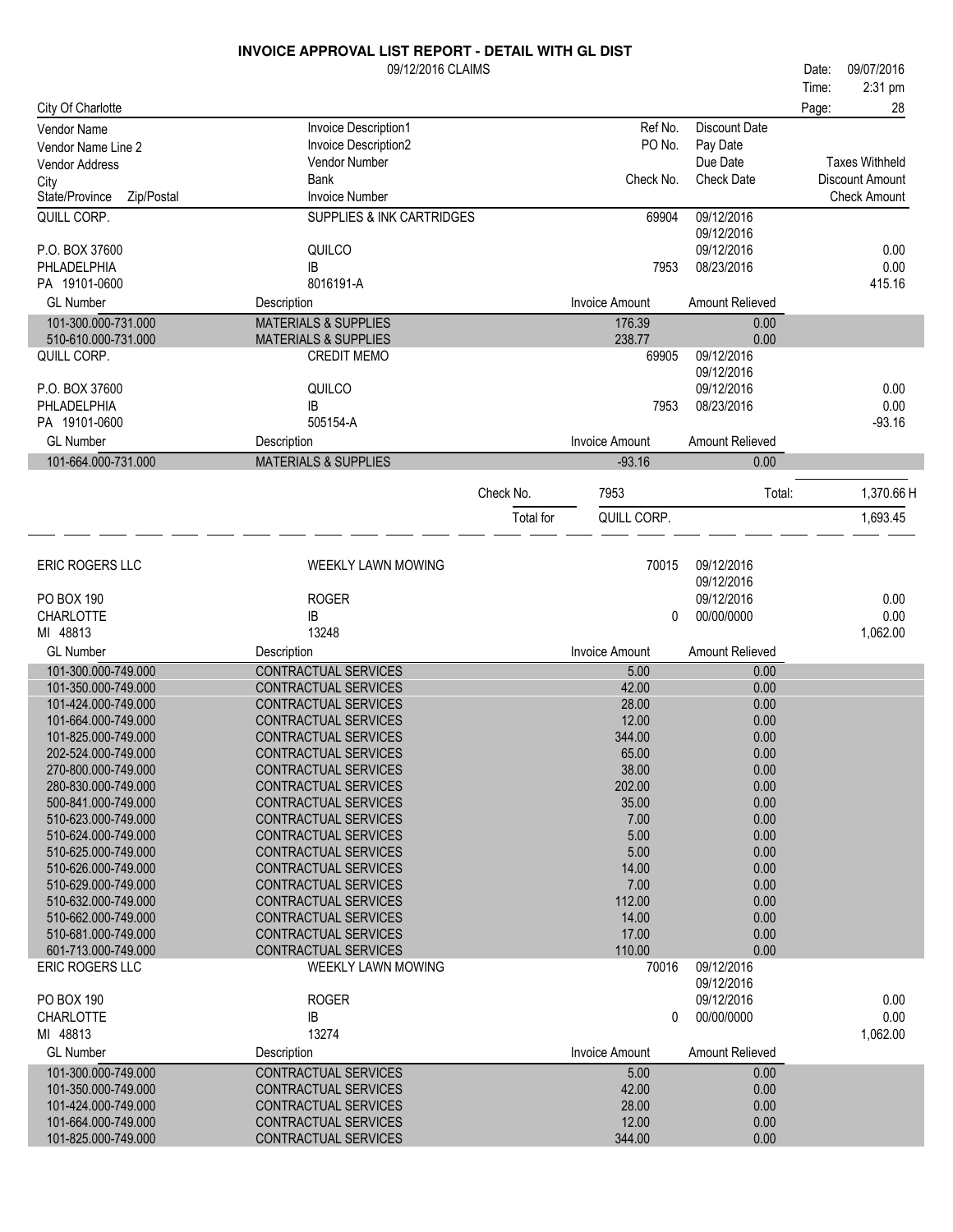# INVOICE APPROVAL LIST REPORT - DETAIL WITH GL DIST

09/12/2016 CLAIMS

Date: 09/07/2016
Time: 2:31 pm

City Of Charlotte

| Vendor Name / Vendor Name Line 2 / Vendor Address / City / State/Province Zip/Postal | Invoice Description1 / Invoice Description2 / Vendor Number / Bank / Invoice Number | Ref No. / PO No. / Check No. | Discount Date / Pay Date / Due Date / Check Date | Taxes Withheld / Discount Amount / Check Amount |
|---|---|---|---|---|
| QUILL CORP. | SUPPLIES & INK CARTRIDGES | 69904 | 09/12/2016 | |
| | | | 09/12/2016 | |
| P.O. BOX 37600 | QUILCO | | 09/12/2016 | 0.00 |
| PHLADELPHIA | IB | 7953 | 08/23/2016 | 0.00 |
| PA 19101-0600 | 8016191-A | | | 415.16 |

| GL Number | Description | Invoice Amount | Amount Relieved |
|---|---|---|---|
| 101-300.000-731.000 | MATERIALS & SUPPLIES | 176.39 | 0.00 |
| 510-610.000-731.000 | MATERIALS & SUPPLIES | 238.77 | 0.00 |

| Vendor | Invoice Description | Ref No. / Check No. | Dates | Amounts |
|---|---|---|---|---|
| QUILL CORP. | CREDIT MEMO | 69905 | 09/12/2016 | |
| | | | 09/12/2016 | |
| P.O. BOX 37600 | QUILCO | | 09/12/2016 | 0.00 |
| PHLADELPHIA | IB | 7953 | 08/23/2016 | 0.00 |
| PA 19101-0600 | 505154-A | | | -93.16 |

| GL Number | Description | Invoice Amount | Amount Relieved |
|---|---|---|---|
| 101-664.000-731.000 | MATERIALS & SUPPLIES | -93.16 | 0.00 |

Check No. 7953 Total: 1,370.66 H

Total for QUILL CORP. 1,693.45

| Vendor | Invoice Description | Ref No. / Check No. | Dates | Amounts |
|---|---|---|---|---|
| ERIC ROGERS LLC | WEEKLY LAWN MOWING | 70015 | 09/12/2016 | |
| | | | 09/12/2016 | |
| PO BOX 190 | ROGER | | 09/12/2016 | 0.00 |
| CHARLOTTE | IB | 0 | 00/00/0000 | 0.00 |
| MI 48813 | 13248 | | | 1,062.00 |

| GL Number | Description | Invoice Amount | Amount Relieved |
|---|---|---|---|
| 101-300.000-749.000 | CONTRACTUAL SERVICES | 5.00 | 0.00 |
| 101-350.000-749.000 | CONTRACTUAL SERVICES | 42.00 | 0.00 |
| 101-424.000-749.000 | CONTRACTUAL SERVICES | 28.00 | 0.00 |
| 101-664.000-749.000 | CONTRACTUAL SERVICES | 12.00 | 0.00 |
| 101-825.000-749.000 | CONTRACTUAL SERVICES | 344.00 | 0.00 |
| 202-524.000-749.000 | CONTRACTUAL SERVICES | 65.00 | 0.00 |
| 270-800.000-749.000 | CONTRACTUAL SERVICES | 38.00 | 0.00 |
| 280-830.000-749.000 | CONTRACTUAL SERVICES | 202.00 | 0.00 |
| 500-841.000-749.000 | CONTRACTUAL SERVICES | 35.00 | 0.00 |
| 510-623.000-749.000 | CONTRACTUAL SERVICES | 7.00 | 0.00 |
| 510-624.000-749.000 | CONTRACTUAL SERVICES | 5.00 | 0.00 |
| 510-625.000-749.000 | CONTRACTUAL SERVICES | 5.00 | 0.00 |
| 510-626.000-749.000 | CONTRACTUAL SERVICES | 14.00 | 0.00 |
| 510-629.000-749.000 | CONTRACTUAL SERVICES | 7.00 | 0.00 |
| 510-632.000-749.000 | CONTRACTUAL SERVICES | 112.00 | 0.00 |
| 510-662.000-749.000 | CONTRACTUAL SERVICES | 14.00 | 0.00 |
| 510-681.000-749.000 | CONTRACTUAL SERVICES | 17.00 | 0.00 |
| 601-713.000-749.000 | CONTRACTUAL SERVICES | 110.00 | 0.00 |

| Vendor | Invoice Description | Ref No. / Check No. | Dates | Amounts |
|---|---|---|---|---|
| ERIC ROGERS LLC | WEEKLY LAWN MOWING | 70016 | 09/12/2016 | |
| | | | 09/12/2016 | |
| PO BOX 190 | ROGER | | 09/12/2016 | 0.00 |
| CHARLOTTE | IB | 0 | 00/00/0000 | 0.00 |
| MI 48813 | 13274 | | | 1,062.00 |

| GL Number | Description | Invoice Amount | Amount Relieved |
|---|---|---|---|
| 101-300.000-749.000 | CONTRACTUAL SERVICES | 5.00 | 0.00 |
| 101-350.000-749.000 | CONTRACTUAL SERVICES | 42.00 | 0.00 |
| 101-424.000-749.000 | CONTRACTUAL SERVICES | 28.00 | 0.00 |
| 101-664.000-749.000 | CONTRACTUAL SERVICES | 12.00 | 0.00 |
| 101-825.000-749.000 | CONTRACTUAL SERVICES | 344.00 | 0.00 |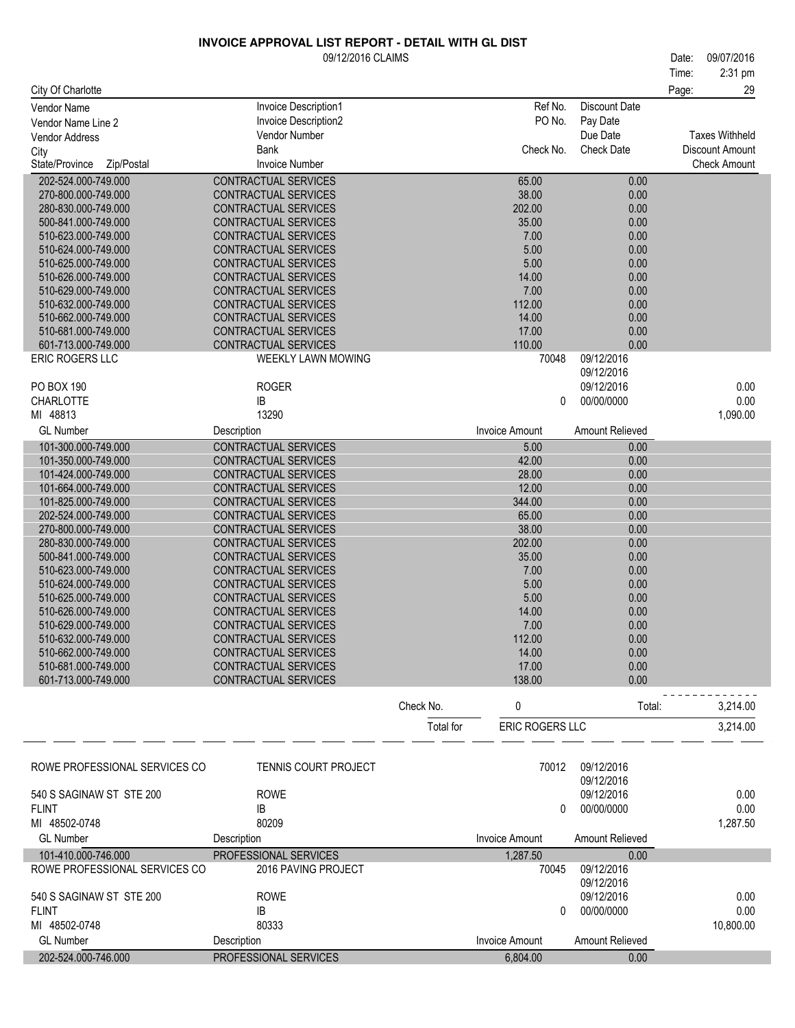# INVOICE APPROVAL LIST REPORT - DETAIL WITH GL DIST

09/12/2016 CLAIMS

Date: 09/07/2016
Time: 2:31 pm

City Of Charlotte

| Vendor Name | Invoice Description1 | Ref No. | Discount Date | |
|---|---|---|---|---|
| Vendor Name Line 2 | Invoice Description2 | PO No. | Pay Date | |
| Vendor Address | Vendor Number | | Due Date | Taxes Withheld |
| City | Bank | Check No. | Check Date | Discount Amount |
| State/Province Zip/Postal | Invoice Number | | | Check Amount |

| GL Number | Description | Invoice Amount | Amount Relieved |
|---|---|---|---|
| 202-524.000-749.000 | CONTRACTUAL SERVICES | 65.00 | 0.00 |
| 270-800.000-749.000 | CONTRACTUAL SERVICES | 38.00 | 0.00 |
| 280-830.000-749.000 | CONTRACTUAL SERVICES | 202.00 | 0.00 |
| 500-841.000-749.000 | CONTRACTUAL SERVICES | 35.00 | 0.00 |
| 510-623.000-749.000 | CONTRACTUAL SERVICES | 7.00 | 0.00 |
| 510-624.000-749.000 | CONTRACTUAL SERVICES | 5.00 | 0.00 |
| 510-625.000-749.000 | CONTRACTUAL SERVICES | 5.00 | 0.00 |
| 510-626.000-749.000 | CONTRACTUAL SERVICES | 14.00 | 0.00 |
| 510-629.000-749.000 | CONTRACTUAL SERVICES | 7.00 | 0.00 |
| 510-632.000-749.000 | CONTRACTUAL SERVICES | 112.00 | 0.00 |
| 510-662.000-749.000 | CONTRACTUAL SERVICES | 14.00 | 0.00 |
| 510-681.000-749.000 | CONTRACTUAL SERVICES | 17.00 | 0.00 |
| 601-713.000-749.000 | CONTRACTUAL SERVICES | 110.00 | 0.00 |

| | | | | |
|---|---|---|---|---|
| ERIC ROGERS LLC | WEEKLY LAWN MOWING | 70048 | 09/12/2016 | |
| | | | 09/12/2016 | |
| PO BOX 190 | ROGER | | 09/12/2016 | 0.00 |
| CHARLOTTE | IB | 0 | 00/00/0000 | 0.00 |
| MI 48813 | 13290 | | | 1,090.00 |

| GL Number | Description | Invoice Amount | Amount Relieved |
|---|---|---|---|
| 101-300.000-749.000 | CONTRACTUAL SERVICES | 5.00 | 0.00 |
| 101-350.000-749.000 | CONTRACTUAL SERVICES | 42.00 | 0.00 |
| 101-424.000-749.000 | CONTRACTUAL SERVICES | 28.00 | 0.00 |
| 101-664.000-749.000 | CONTRACTUAL SERVICES | 12.00 | 0.00 |
| 101-825.000-749.000 | CONTRACTUAL SERVICES | 344.00 | 0.00 |
| 202-524.000-749.000 | CONTRACTUAL SERVICES | 65.00 | 0.00 |
| 270-800.000-749.000 | CONTRACTUAL SERVICES | 38.00 | 0.00 |
| 280-830.000-749.000 | CONTRACTUAL SERVICES | 202.00 | 0.00 |
| 500-841.000-749.000 | CONTRACTUAL SERVICES | 35.00 | 0.00 |
| 510-623.000-749.000 | CONTRACTUAL SERVICES | 7.00 | 0.00 |
| 510-624.000-749.000 | CONTRACTUAL SERVICES | 5.00 | 0.00 |
| 510-625.000-749.000 | CONTRACTUAL SERVICES | 5.00 | 0.00 |
| 510-626.000-749.000 | CONTRACTUAL SERVICES | 14.00 | 0.00 |
| 510-629.000-749.000 | CONTRACTUAL SERVICES | 7.00 | 0.00 |
| 510-632.000-749.000 | CONTRACTUAL SERVICES | 112.00 | 0.00 |
| 510-662.000-749.000 | CONTRACTUAL SERVICES | 14.00 | 0.00 |
| 510-681.000-749.000 | CONTRACTUAL SERVICES | 17.00 | 0.00 |
| 601-713.000-749.000 | CONTRACTUAL SERVICES | 138.00 | 0.00 |

Check No. 0 Total: 3,214.00

Total for ERIC ROGERS LLC 3,214.00

| | | | | |
|---|---|---|---|---|
| ROWE PROFESSIONAL SERVICES CO | TENNIS COURT PROJECT | 70012 | 09/12/2016 | |
| | | | 09/12/2016 | |
| 540 S SAGINAW ST STE 200 | ROWE | | 09/12/2016 | 0.00 |
| FLINT | IB | 0 | 00/00/0000 | 0.00 |
| MI 48502-0748 | 80209 | | | 1,287.50 |

| GL Number | Description | Invoice Amount | Amount Relieved |
|---|---|---|---|
| 101-410.000-746.000 | PROFESSIONAL SERVICES | 1,287.50 | 0.00 |

| | | | | |
|---|---|---|---|---|
| ROWE PROFESSIONAL SERVICES CO | 2016 PAVING PROJECT | 70045 | 09/12/2016 | |
| | | | 09/12/2016 | |
| 540 S SAGINAW ST STE 200 | ROWE | | 09/12/2016 | 0.00 |
| FLINT | IB | 0 | 00/00/0000 | 0.00 |
| MI 48502-0748 | 80333 | | | 10,800.00 |

| GL Number | Description | Invoice Amount | Amount Relieved |
|---|---|---|---|
| 202-524.000-746.000 | PROFESSIONAL SERVICES | 6,804.00 | 0.00 |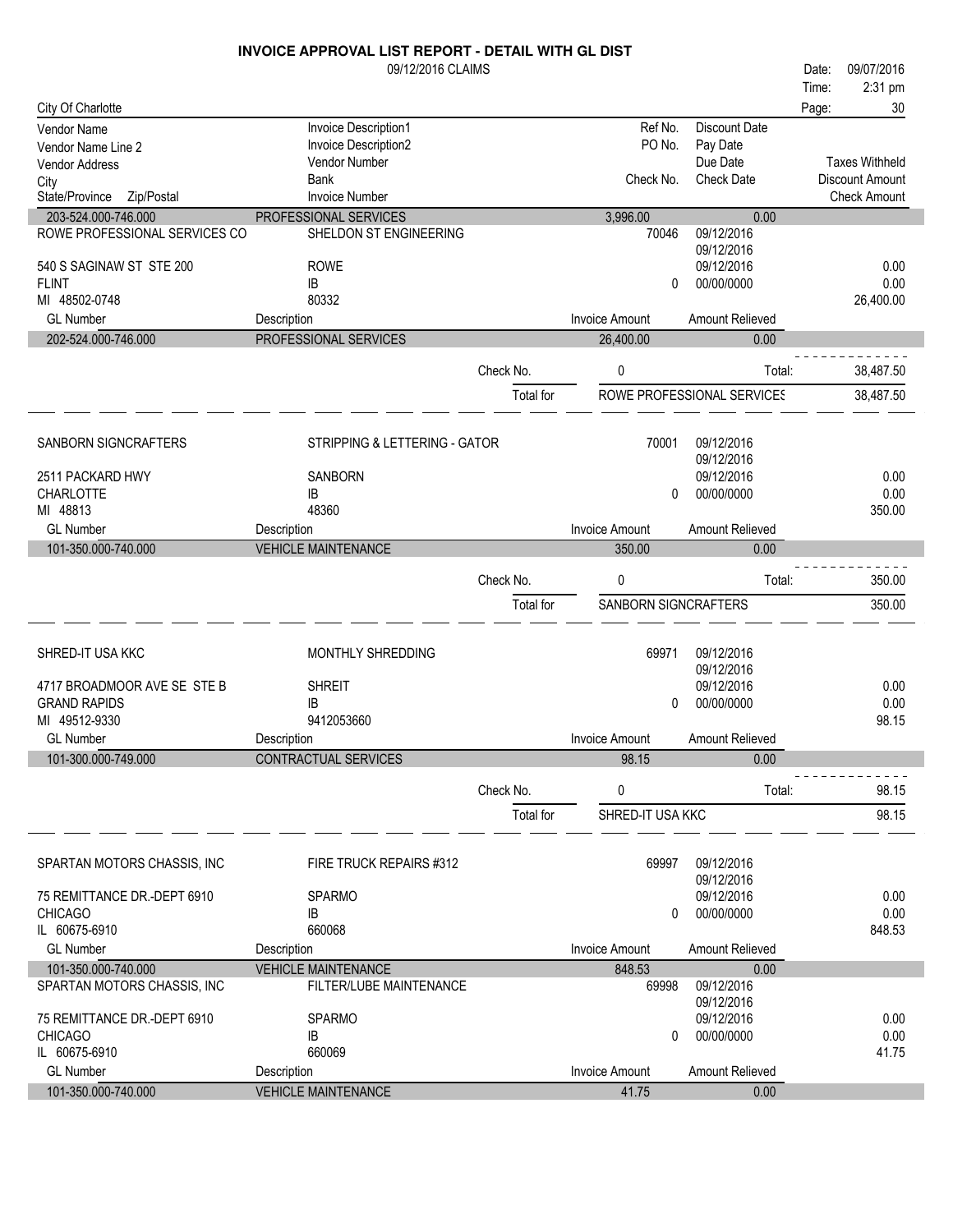# INVOICE APPROVAL LIST REPORT - DETAIL WITH GL DIST

09/12/2016 CLAIMS

Date: 09/07/2016
Time: 2:31 pm

City Of Charlotte

| Vendor Name / Vendor Name Line 2 / Vendor Address / City / State/Province Zip/Postal | Invoice Description1 / Invoice Description2 / Vendor Number / Bank / Invoice Number | | Ref No. / PO No. / Check No. | Discount Date / Pay Date / Due Date / Check Date | Taxes Withheld / Discount Amount / Check Amount |
|---|---|---|---|---|---|
| 203-524.000-746.000 | PROFESSIONAL SERVICES | | 3,996.00 | 0.00 | |
| ROWE PROFESSIONAL SERVICES CO | SHELDON ST ENGINEERING | | 70046 | 09/12/2016 | |
| | | | | 09/12/2016 | |
| 540 S SAGINAW ST STE 200 | ROWE | | | 09/12/2016 | 0.00 |
| FLINT | IB | | 0 | 00/00/0000 | 0.00 |
| MI 48502-0748 | 80332 | | | | 26,400.00 |
| GL Number | Description | | Invoice Amount | Amount Relieved | |
| 202-524.000-746.000 | PROFESSIONAL SERVICES | | 26,400.00 | 0.00 | |
| | | Check No. | 0 | Total: | 38,487.50 |
| | | Total for | ROWE PROFESSIONAL SERVICES | | 38,487.50 |
| SANBORN SIGNCRAFTERS | STRIPPING & LETTERING - GATOR | | 70001 | 09/12/2016 | |
| | | | | 09/12/2016 | |
| 2511 PACKARD HWY | SANBORN | | | 09/12/2016 | 0.00 |
| CHARLOTTE | IB | | 0 | 00/00/0000 | 0.00 |
| MI 48813 | 48360 | | | | 350.00 |
| GL Number | Description | | Invoice Amount | Amount Relieved | |
| 101-350.000-740.000 | VEHICLE MAINTENANCE | | 350.00 | 0.00 | |
| | | Check No. | 0 | Total: | 350.00 |
| | | Total for | SANBORN SIGNCRAFTERS | | 350.00 |
| SHRED-IT USA KKC | MONTHLY SHREDDING | | 69971 | 09/12/2016 | |
| | | | | 09/12/2016 | |
| 4717 BROADMOOR AVE SE STE B | SHREIT | | | 09/12/2016 | 0.00 |
| GRAND RAPIDS | IB | | 0 | 00/00/0000 | 0.00 |
| MI 49512-9330 | 9412053660 | | | | 98.15 |
| GL Number | Description | | Invoice Amount | Amount Relieved | |
| 101-300.000-749.000 | CONTRACTUAL SERVICES | | 98.15 | 0.00 | |
| | | Check No. | 0 | Total: | 98.15 |
| | | Total for | SHRED-IT USA KKC | | 98.15 |
| SPARTAN MOTORS CHASSIS, INC | FIRE TRUCK REPAIRS #312 | | 69997 | 09/12/2016 | |
| | | | | 09/12/2016 | |
| 75 REMITTANCE DR.-DEPT 6910 | SPARMO | | | 09/12/2016 | 0.00 |
| CHICAGO | IB | | 0 | 00/00/0000 | 0.00 |
| IL 60675-6910 | 660068 | | | | 848.53 |
| GL Number | Description | | Invoice Amount | Amount Relieved | |
| 101-350.000-740.000 | VEHICLE MAINTENANCE | | 848.53 | 0.00 | |
| SPARTAN MOTORS CHASSIS, INC | FILTER/LUBE MAINTENANCE | | 69998 | 09/12/2016 | |
| | | | | 09/12/2016 | |
| 75 REMITTANCE DR.-DEPT 6910 | SPARMO | | | 09/12/2016 | 0.00 |
| CHICAGO | IB | | 0 | 00/00/0000 | 0.00 |
| IL 60675-6910 | 660069 | | | | 41.75 |
| GL Number | Description | | Invoice Amount | Amount Relieved | |
| 101-350.000-740.000 | VEHICLE MAINTENANCE | | 41.75 | 0.00 | |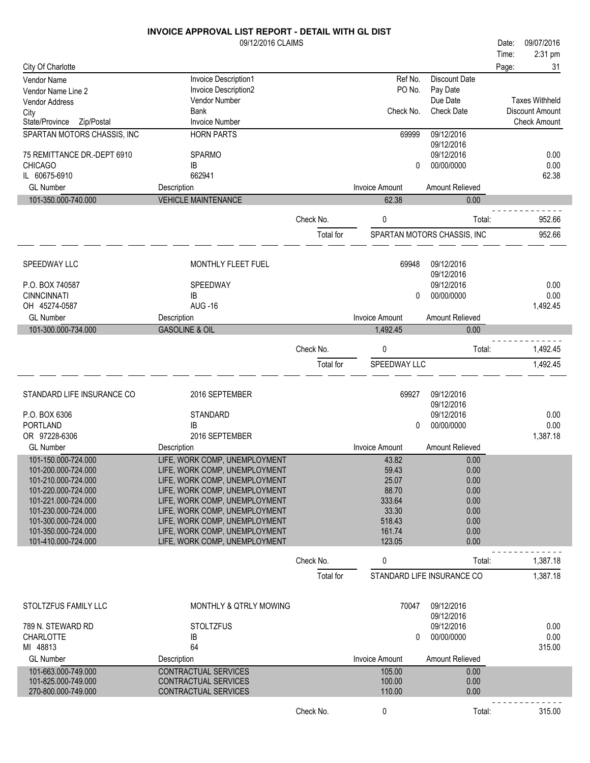# INVOICE APPROVAL LIST REPORT - DETAIL WITH GL DIST

09/12/2016 CLAIMS

Date: 09/07/2016
Time: 2:31 pm

City Of Charlotte

| Vendor Name | Invoice Description1 | Ref No. | Discount Date | |
|---|---|---|---|---|
| Vendor Name Line 2 | Invoice Description2 | PO No. | Pay Date | |
| Vendor Address | Vendor Number | | Due Date | Taxes Withheld |
| City | Bank | Check No. | Check Date | Discount Amount |
| State/Province Zip/Postal | Invoice Number | | | Check Amount |

## SPARTAN MOTORS CHASSIS, INC

| | | | | |
|---|---|---|---|---|
| SPARTAN MOTORS CHASSIS, INC | HORN PARTS | 69999 | 09/12/2016 | |
| | | | 09/12/2016 | |
| 75 REMITTANCE DR.-DEPT 6910 | SPARMO | | 09/12/2016 | 0.00 |
| CHICAGO | IB | 0 | 00/00/0000 | 0.00 |
| IL 60675-6910 | 662941 | | | 62.38 |

| GL Number | Description | Invoice Amount | Amount Relieved |
|---|---|---|---|
| 101-350.000-740.000 | VEHICLE MAINTENANCE | 62.38 | 0.00 |

Check No. 0 Total: 952.66

Total for SPARTAN MOTORS CHASSIS, INC 952.66

## SPEEDWAY LLC

| | | | | |
|---|---|---|---|---|
| SPEEDWAY LLC | MONTHLY FLEET FUEL | 69948 | 09/12/2016 | |
| | | | 09/12/2016 | |
| P.O. BOX 740587 | SPEEDWAY | | 09/12/2016 | 0.00 |
| CINNCINNATI | IB | 0 | 00/00/0000 | 0.00 |
| OH 45274-0587 | AUG -16 | | | 1,492.45 |

| GL Number | Description | Invoice Amount | Amount Relieved |
|---|---|---|---|
| 101-300.000-734.000 | GASOLINE & OIL | 1,492.45 | 0.00 |

Check No. 0 Total: 1,492.45

Total for SPEEDWAY LLC 1,492.45

## STANDARD LIFE INSURANCE CO

| | | | | |
|---|---|---|---|---|
| STANDARD LIFE INSURANCE CO | 2016 SEPTEMBER | 69927 | 09/12/2016 | |
| | | | 09/12/2016 | |
| P.O. BOX 6306 | STANDARD | | 09/12/2016 | 0.00 |
| PORTLAND | IB | 0 | 00/00/0000 | 0.00 |
| OR 97228-6306 | 2016 SEPTEMBER | | | 1,387.18 |

| GL Number | Description | Invoice Amount | Amount Relieved |
|---|---|---|---|
| 101-150.000-724.000 | LIFE, WORK COMP, UNEMPLOYMENT | 43.82 | 0.00 |
| 101-200.000-724.000 | LIFE, WORK COMP, UNEMPLOYMENT | 59.43 | 0.00 |
| 101-210.000-724.000 | LIFE, WORK COMP, UNEMPLOYMENT | 25.07 | 0.00 |
| 101-220.000-724.000 | LIFE, WORK COMP, UNEMPLOYMENT | 88.70 | 0.00 |
| 101-221.000-724.000 | LIFE, WORK COMP, UNEMPLOYMENT | 333.64 | 0.00 |
| 101-230.000-724.000 | LIFE, WORK COMP, UNEMPLOYMENT | 33.30 | 0.00 |
| 101-300.000-724.000 | LIFE, WORK COMP, UNEMPLOYMENT | 518.43 | 0.00 |
| 101-350.000-724.000 | LIFE, WORK COMP, UNEMPLOYMENT | 161.74 | 0.00 |
| 101-410.000-724.000 | LIFE, WORK COMP, UNEMPLOYMENT | 123.05 | 0.00 |

Check No. 0 Total: 1,387.18

Total for STANDARD LIFE INSURANCE CO 1,387.18

## STOLTZFUS FAMILY LLC

| | | | | |
|---|---|---|---|---|
| STOLTZFUS FAMILY LLC | MONTHLY & QTRLY MOWING | 70047 | 09/12/2016 | |
| | | | 09/12/2016 | |
| 789 N. STEWARD RD | STOLTZFUS | | 09/12/2016 | 0.00 |
| CHARLOTTE | IB | 0 | 00/00/0000 | 0.00 |
| MI 48813 | 64 | | | 315.00 |

| GL Number | Description | Invoice Amount | Amount Relieved |
|---|---|---|---|
| 101-663.000-749.000 | CONTRACTUAL SERVICES | 105.00 | 0.00 |
| 101-825.000-749.000 | CONTRACTUAL SERVICES | 100.00 | 0.00 |
| 270-800.000-749.000 | CONTRACTUAL SERVICES | 110.00 | 0.00 |

Check No. 0 Total: 315.00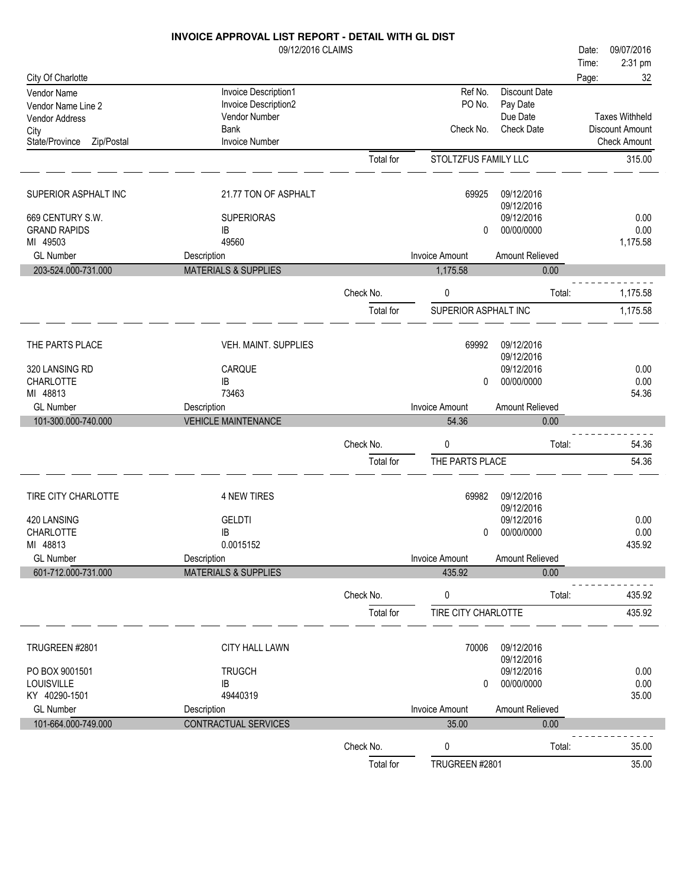# INVOICE APPROVAL LIST REPORT - DETAIL WITH GL DIST

09/12/2016 CLAIMS

Date: 09/07/2016
Time: 2:31 pm

City Of Charlotte

| Vendor Name / Vendor Name Line 2 / Vendor Address / City / State/Province Zip/Postal | Invoice Description1 / Invoice Description2 / Vendor Number / Bank / Invoice Number | Ref No. / PO No. / Check No. | Discount Date / Pay Date / Due Date / Check Date | Taxes Withheld / Discount Amount / Check Amount |
|---|---|---|---|---|
| | Total for | STOLTZFUS FAMILY LLC | | 315.00 |

| | | | | |
|---|---|---|---|---|
| SUPERIOR ASPHALT INC | 21.77 TON OF ASPHALT | 69925 | 09/12/2016 | |
| | | | 09/12/2016 | |
| 669 CENTURY S.W. | SUPERIORAS | | 09/12/2016 | 0.00 |
| GRAND RAPIDS | IB | 0 | 00/00/0000 | 0.00 |
| MI 49503 | 49560 | | | 1,175.58 |

| GL Number | Description | Invoice Amount | Amount Relieved |
|---|---|---|---|
| 203-524.000-731.000 | MATERIALS & SUPPLIES | 1,175.58 | 0.00 |

Check No. 0 Total: 1,175.58

Total for SUPERIOR ASPHALT INC 1,175.58

| | | | | |
|---|---|---|---|---|
| THE PARTS PLACE | VEH. MAINT. SUPPLIES | 69992 | 09/12/2016 | |
| | | | 09/12/2016 | |
| 320 LANSING RD | CARQUE | | 09/12/2016 | 0.00 |
| CHARLOTTE | IB | 0 | 00/00/0000 | 0.00 |
| MI 48813 | 73463 | | | 54.36 |

| GL Number | Description | Invoice Amount | Amount Relieved |
|---|---|---|---|
| 101-300.000-740.000 | VEHICLE MAINTENANCE | 54.36 | 0.00 |

Check No. 0 Total: 54.36

Total for THE PARTS PLACE 54.36

| | | | | |
|---|---|---|---|---|
| TIRE CITY CHARLOTTE | 4 NEW TIRES | 69982 | 09/12/2016 | |
| | | | 09/12/2016 | |
| 420 LANSING | GELDTI | | 09/12/2016 | 0.00 |
| CHARLOTTE | IB | 0 | 00/00/0000 | 0.00 |
| MI 48813 | 0.0015152 | | | 435.92 |

| GL Number | Description | Invoice Amount | Amount Relieved |
|---|---|---|---|
| 601-712.000-731.000 | MATERIALS & SUPPLIES | 435.92 | 0.00 |

Check No. 0 Total: 435.92

Total for TIRE CITY CHARLOTTE 435.92

| | | | | |
|---|---|---|---|---|
| TRUGREEN #2801 | CITY HALL LAWN | 70006 | 09/12/2016 | |
| | | | 09/12/2016 | |
| PO BOX 9001501 | TRUGCH | | 09/12/2016 | 0.00 |
| LOUISVILLE | IB | 0 | 00/00/0000 | 0.00 |
| KY 40290-1501 | 49440319 | | | 35.00 |

| GL Number | Description | Invoice Amount | Amount Relieved |
|---|---|---|---|
| 101-664.000-749.000 | CONTRACTUAL SERVICES | 35.00 | 0.00 |

Check No. 0 Total: 35.00

Total for TRUGREEN #2801 35.00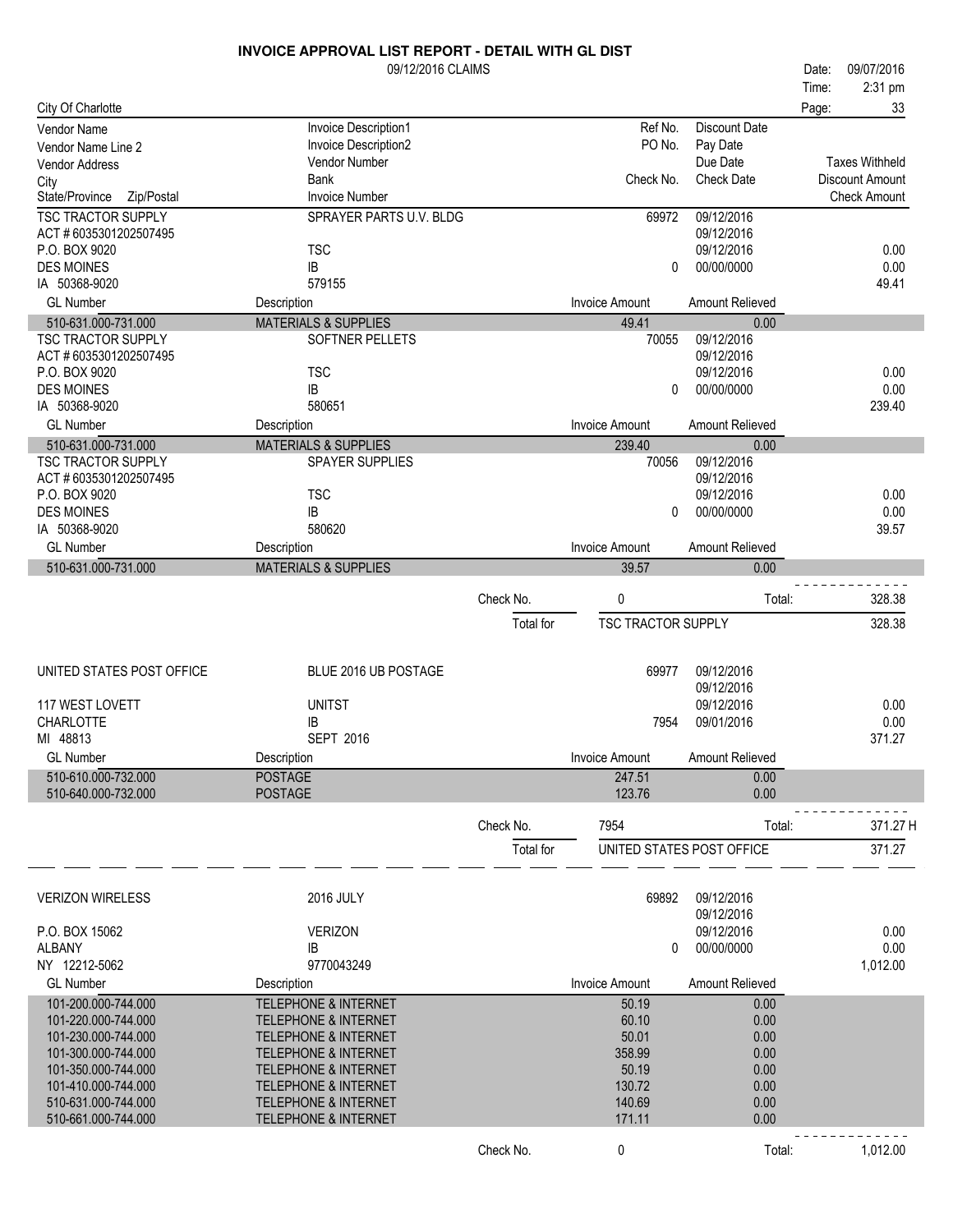# INVOICE APPROVAL LIST REPORT - DETAIL WITH GL DIST

09/12/2016 CLAIMS

Date: 09/07/2016
Time: 2:31 pm

City Of Charlotte

| Vendor Name / Vendor Name Line 2 / Vendor Address / City / State/Province Zip/Postal | Invoice Description1 / Invoice Description2 / Vendor Number / Bank / Invoice Number | Ref No. / PO No. / Check No. | Discount Date / Pay Date / Due Date / Check Date | Taxes Withheld / Discount Amount / Check Amount |
|---|---|---|---|---|
| TSC TRACTOR SUPPLY | SPRAYER PARTS U.V. BLDG | 69972 | 09/12/2016 | |
| ACT # 6035301202507495 | | | 09/12/2016 | |
| P.O. BOX 9020 | TSC | | 09/12/2016 | 0.00 |
| DES MOINES | IB | 0 | 00/00/0000 | 0.00 |
| IA 50368-9020 | 579155 | | | 49.41 |

| GL Number | Description | Invoice Amount | Amount Relieved |
|---|---|---|---|
| 510-631.000-731.000 | MATERIALS & SUPPLIES | 49.41 | 0.00 |

| | | | | |
|---|---|---|---|---|
| TSC TRACTOR SUPPLY | SOFTNER PELLETS | 70055 | 09/12/2016 | |
| ACT # 6035301202507495 | | | 09/12/2016 | |
| P.O. BOX 9020 | TSC | | 09/12/2016 | 0.00 |
| DES MOINES | IB | 0 | 00/00/0000 | 0.00 |
| IA 50368-9020 | 580651 | | | 239.40 |

| GL Number | Description | Invoice Amount | Amount Relieved |
|---|---|---|---|
| 510-631.000-731.000 | MATERIALS & SUPPLIES | 239.40 | 0.00 |

| | | | | |
|---|---|---|---|---|
| TSC TRACTOR SUPPLY | SPAYER SUPPLIES | 70056 | 09/12/2016 | |
| ACT # 6035301202507495 | | | 09/12/2016 | |
| P.O. BOX 9020 | TSC | | 09/12/2016 | 0.00 |
| DES MOINES | IB | 0 | 00/00/0000 | 0.00 |
| IA 50368-9020 | 580620 | | | 39.57 |

| GL Number | Description | Invoice Amount | Amount Relieved |
|---|---|---|---|
| 510-631.000-731.000 | MATERIALS & SUPPLIES | 39.57 | 0.00 |

Check No. 0 Total: 328.38

Total for TSC TRACTOR SUPPLY 328.38

| | | | | |
|---|---|---|---|---|
| UNITED STATES POST OFFICE | BLUE 2016 UB POSTAGE | 69977 | 09/12/2016 | |
| | | | 09/12/2016 | |
| 117 WEST LOVETT | UNITST | | 09/12/2016 | 0.00 |
| CHARLOTTE | IB | 7954 | 09/01/2016 | 0.00 |
| MI 48813 | SEPT 2016 | | | 371.27 |

| GL Number | Description | Invoice Amount | Amount Relieved |
|---|---|---|---|
| 510-610.000-732.000 | POSTAGE | 247.51 | 0.00 |
| 510-640.000-732.000 | POSTAGE | 123.76 | 0.00 |

Check No. 7954 Total: 371.27 H

Total for UNITED STATES POST OFFICE 371.27

| | | | | |
|---|---|---|---|---|
| VERIZON WIRELESS | 2016 JULY | 69892 | 09/12/2016 | |
| | | | 09/12/2016 | |
| P.O. BOX 15062 | VERIZON | | 09/12/2016 | 0.00 |
| ALBANY | IB | 0 | 00/00/0000 | 0.00 |
| NY 12212-5062 | 9770043249 | | | 1,012.00 |

| GL Number | Description | Invoice Amount | Amount Relieved |
|---|---|---|---|
| 101-200.000-744.000 | TELEPHONE & INTERNET | 50.19 | 0.00 |
| 101-220.000-744.000 | TELEPHONE & INTERNET | 60.10 | 0.00 |
| 101-230.000-744.000 | TELEPHONE & INTERNET | 50.01 | 0.00 |
| 101-300.000-744.000 | TELEPHONE & INTERNET | 358.99 | 0.00 |
| 101-350.000-744.000 | TELEPHONE & INTERNET | 50.19 | 0.00 |
| 101-410.000-744.000 | TELEPHONE & INTERNET | 130.72 | 0.00 |
| 510-631.000-744.000 | TELEPHONE & INTERNET | 140.69 | 0.00 |
| 510-661.000-744.000 | TELEPHONE & INTERNET | 171.11 | 0.00 |

Check No. 0 Total: 1,012.00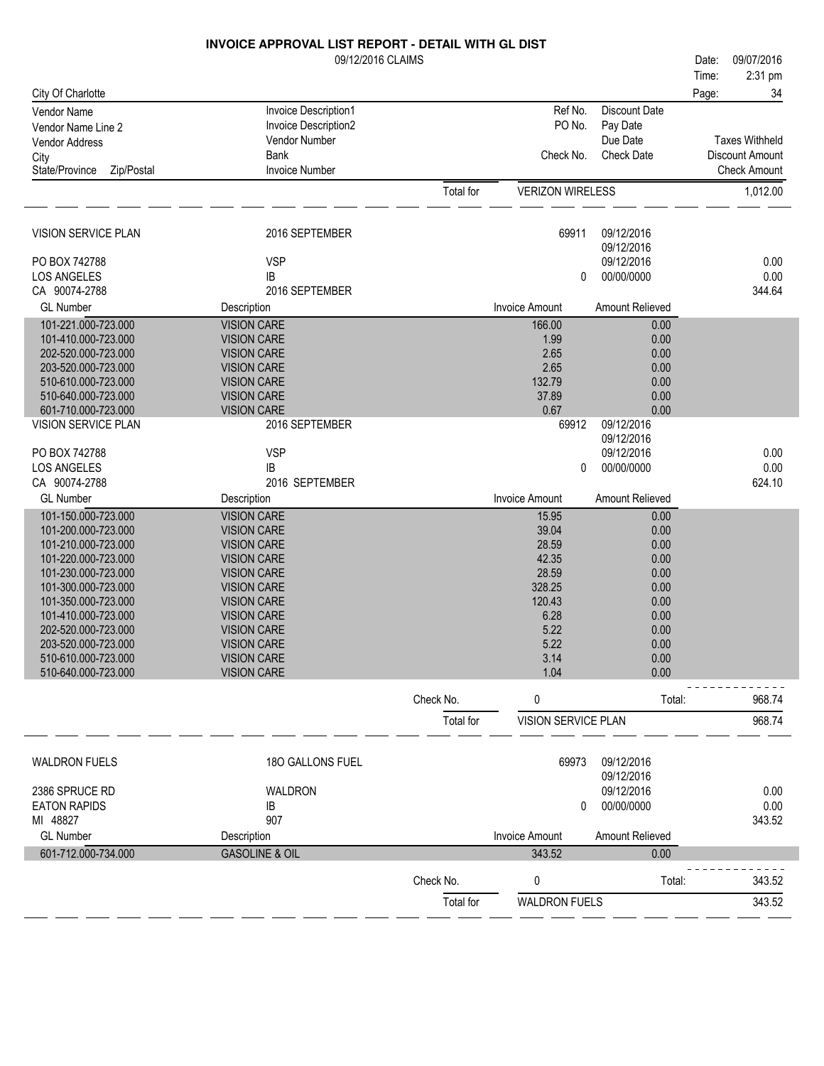# INVOICE APPROVAL LIST REPORT - DETAIL WITH GL DIST

09/12/2016 CLAIMS

Date: 09/07/2016
Time: 2:31 pm

City Of Charlotte

| Vendor Name | Invoice Description1 | Ref No. | Discount Date | |
|---|---|---|---|---|
| Vendor Name Line 2 | Invoice Description2 | PO No. | Pay Date | |
| Vendor Address | Vendor Number | | Due Date | Taxes Withheld |
| City | Bank | Check No. | Check Date | Discount Amount |
| State/Province Zip/Postal | Invoice Number | | | Check Amount |

Total for VERIZON WIRELESS: 1,012.00

---

| VISION SERVICE PLAN | 2016 SEPTEMBER | 69911 | 09/12/2016 | |
|---|---|---|---|---|
| | | | 09/12/2016 | |
| PO BOX 742788 | VSP | | 09/12/2016 | 0.00 |
| LOS ANGELES | IB | 0 | 00/00/0000 | 0.00 |
| CA 90074-2788 | 2016 SEPTEMBER | | | 344.64 |

| GL Number | Description | Invoice Amount | Amount Relieved |
|---|---|---|---|
| 101-221.000-723.000 | VISION CARE | 166.00 | 0.00 |
| 101-410.000-723.000 | VISION CARE | 1.99 | 0.00 |
| 202-520.000-723.000 | VISION CARE | 2.65 | 0.00 |
| 203-520.000-723.000 | VISION CARE | 2.65 | 0.00 |
| 510-610.000-723.000 | VISION CARE | 132.79 | 0.00 |
| 510-640.000-723.000 | VISION CARE | 37.89 | 0.00 |
| 601-710.000-723.000 | VISION CARE | 0.67 | 0.00 |

| VISION SERVICE PLAN | 2016 SEPTEMBER | 69912 | 09/12/2016 | |
|---|---|---|---|---|
| | | | 09/12/2016 | |
| PO BOX 742788 | VSP | | 09/12/2016 | 0.00 |
| LOS ANGELES | IB | 0 | 00/00/0000 | 0.00 |
| CA 90074-2788 | 2016 SEPTEMBER | | | 624.10 |

| GL Number | Description | Invoice Amount | Amount Relieved |
|---|---|---|---|
| 101-150.000-723.000 | VISION CARE | 15.95 | 0.00 |
| 101-200.000-723.000 | VISION CARE | 39.04 | 0.00 |
| 101-210.000-723.000 | VISION CARE | 28.59 | 0.00 |
| 101-220.000-723.000 | VISION CARE | 42.35 | 0.00 |
| 101-230.000-723.000 | VISION CARE | 28.59 | 0.00 |
| 101-300.000-723.000 | VISION CARE | 328.25 | 0.00 |
| 101-350.000-723.000 | VISION CARE | 120.43 | 0.00 |
| 101-410.000-723.000 | VISION CARE | 6.28 | 0.00 |
| 202-520.000-723.000 | VISION CARE | 5.22 | 0.00 |
| 203-520.000-723.000 | VISION CARE | 5.22 | 0.00 |
| 510-610.000-723.000 | VISION CARE | 3.14 | 0.00 |
| 510-640.000-723.000 | VISION CARE | 1.04 | 0.00 |

Check No. 0 Total: 968.74

Total for VISION SERVICE PLAN: 968.74

---

| WALDRON FUELS | 18O GALLONS FUEL | 69973 | 09/12/2016 | |
|---|---|---|---|---|
| | | | 09/12/2016 | |
| 2386 SPRUCE RD | WALDRON | | 09/12/2016 | 0.00 |
| EATON RAPIDS | IB | 0 | 00/00/0000 | 0.00 |
| MI 48827 | 907 | | | 343.52 |

| GL Number | Description | Invoice Amount | Amount Relieved |
|---|---|---|---|
| 601-712.000-734.000 | GASOLINE & OIL | 343.52 | 0.00 |

Check No. 0 Total: 343.52

Total for WALDRON FUELS: 343.52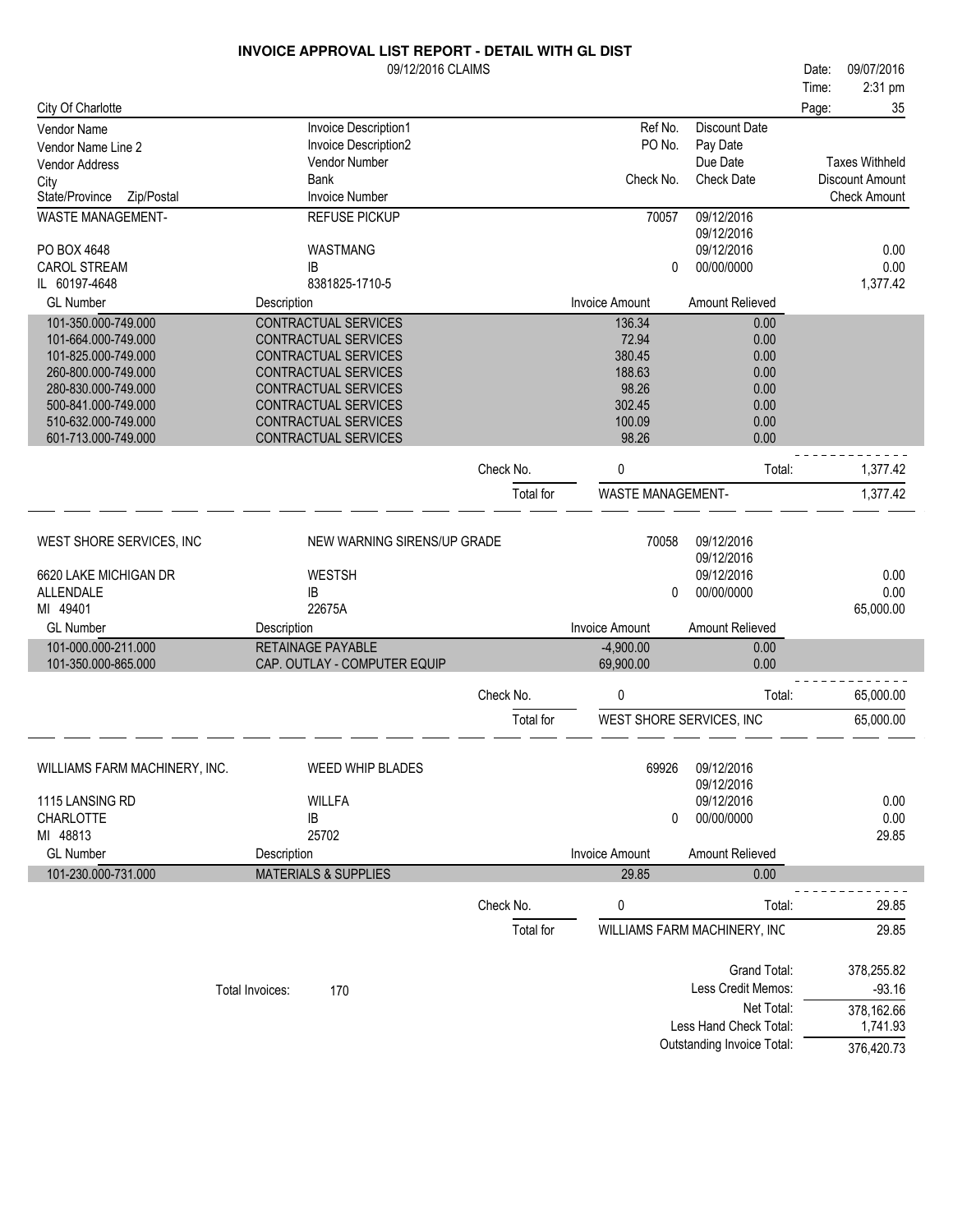# INVOICE APPROVAL LIST REPORT - DETAIL WITH GL DIST

09/12/2016 CLAIMS

Date: 09/07/2016
Time: 2:31 pm

City Of Charlotte

| Vendor Name / Vendor Name Line 2 / Vendor Address / City / State/Province Zip/Postal | Invoice Description1 / Invoice Description2 / Vendor Number / Bank / Invoice Number | Ref No. / PO No. / Check No. | Discount Date / Pay Date / Due Date / Check Date | Taxes Withheld / Discount Amount / Check Amount |
|---|---|---|---|---|

**WASTE MANAGEMENT-**
REFUSE PICKUP — Ref No. 70057 — 09/12/2016, 09/12/2016

PO BOX 4648 — WASTMANG — Due 09/12/2016 — 0.00
CAROL STREAM — IB — Check No. 0 — 00/00/0000 — 0.00
IL 60197-4648 — 8381825-1710-5 — 1,377.42

| GL Number | Description | Invoice Amount | Amount Relieved |
|---|---|---|---|
| 101-350.000-749.000 | CONTRACTUAL SERVICES | 136.34 | 0.00 |
| 101-664.000-749.000 | CONTRACTUAL SERVICES | 72.94 | 0.00 |
| 101-825.000-749.000 | CONTRACTUAL SERVICES | 380.45 | 0.00 |
| 260-800.000-749.000 | CONTRACTUAL SERVICES | 188.63 | 0.00 |
| 280-830.000-749.000 | CONTRACTUAL SERVICES | 98.26 | 0.00 |
| 500-841.000-749.000 | CONTRACTUAL SERVICES | 302.45 | 0.00 |
| 510-632.000-749.000 | CONTRACTUAL SERVICES | 100.09 | 0.00 |
| 601-713.000-749.000 | CONTRACTUAL SERVICES | 98.26 | 0.00 |

Check No. 0 — Total: 1,377.42

Total for WASTE MANAGEMENT- 1,377.42

**WEST SHORE SERVICES, INC**
NEW WARNING SIRENS/UP GRADE — Ref No. 70058 — 09/12/2016, 09/12/2016

6620 LAKE MICHIGAN DR — WESTSH — Due 09/12/2016 — 0.00
ALLENDALE — IB — Check No. 0 — 00/00/0000 — 0.00
MI 49401 — 22675A — 65,000.00

| GL Number | Description | Invoice Amount | Amount Relieved |
|---|---|---|---|
| 101-000.000-211.000 | RETAINAGE PAYABLE | -4,900.00 | 0.00 |
| 101-350.000-865.000 | CAP. OUTLAY - COMPUTER EQUIP | 69,900.00 | 0.00 |

Check No. 0 — Total: 65,000.00

Total for WEST SHORE SERVICES, INC 65,000.00

**WILLIAMS FARM MACHINERY, INC.**
WEED WHIP BLADES — Ref No. 69926 — 09/12/2016, 09/12/2016

1115 LANSING RD — WILLFA — Due 09/12/2016 — 0.00
CHARLOTTE — IB — Check No. 0 — 00/00/0000 — 0.00
MI 48813 — 25702 — 29.85

| GL Number | Description | Invoice Amount | Amount Relieved |
|---|---|---|---|
| 101-230.000-731.000 | MATERIALS & SUPPLIES | 29.85 | 0.00 |

Check No. 0 — Total: 29.85

Total for WILLIAMS FARM MACHINERY, INC 29.85

Total Invoices: 170

| | |
|---|---|
| Grand Total: | 378,255.82 |
| Less Credit Memos: | -93.16 |
| Net Total: | 378,162.66 |
| Less Hand Check Total: | 1,741.93 |
| Outstanding Invoice Total: | 376,420.73 |